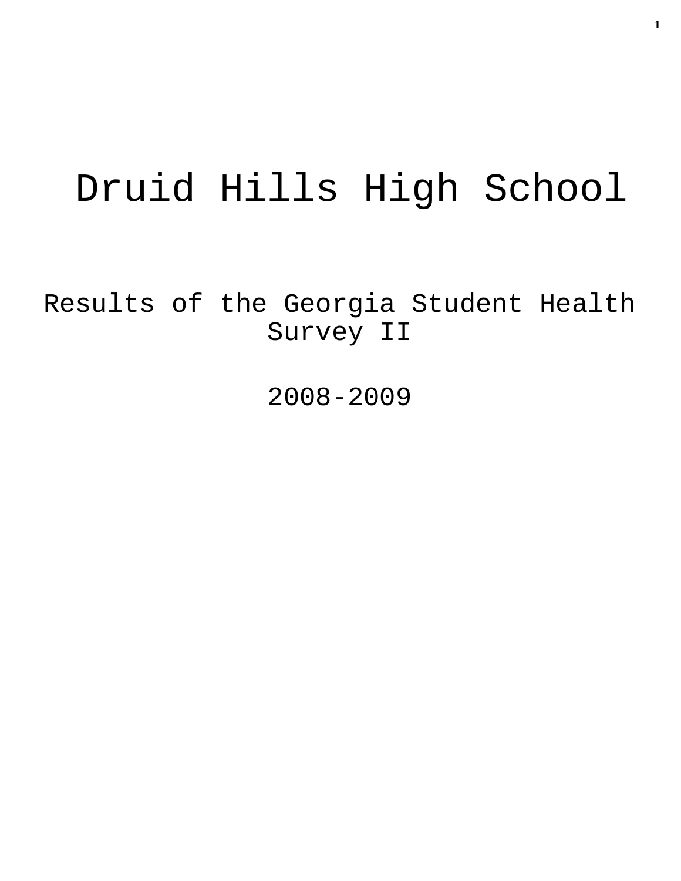# Druid Hills High School

## Results of the Georgia Student Health Survey II

## 2008-2009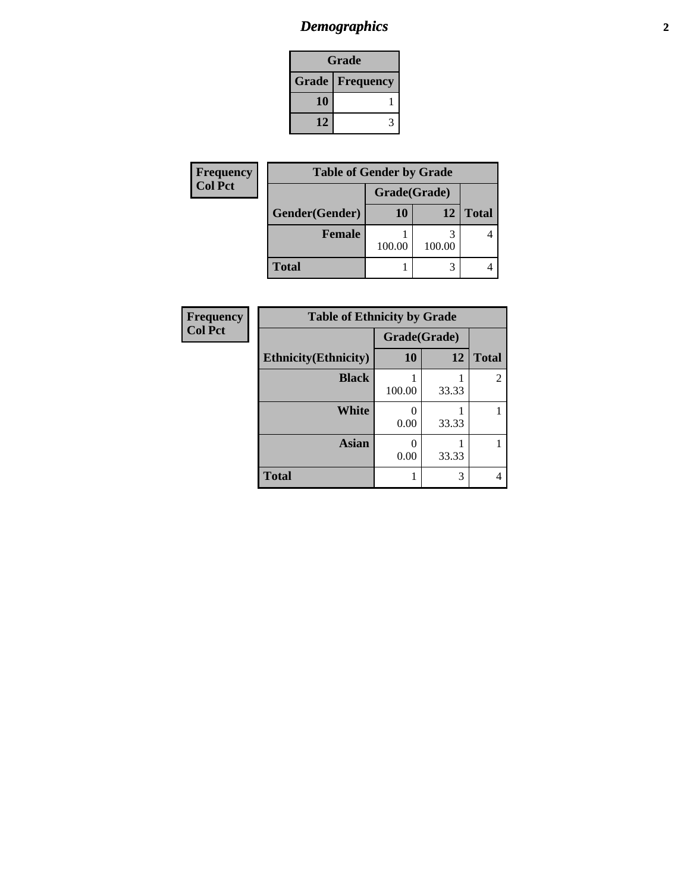## Demographics

| Grade | |
|---|---|
| **Grade** | **Frequency** |
| 10 | 1 |
| 12 | 3 |

| Frequency<br>Col Pct |
|---|

| Table of Gender by Grade | | | |
|---|---|---|---|
| | Grade(Grade) | | |
| Gender(Gender) | 10 | 12 | Total |
| Female | 1<br>100.00 | 3<br>100.00 | 4 |
| Total | 1 | 3 | 4 |

| Frequency<br>Col Pct |
|---|

| Table of Ethnicity by Grade | | | |
|---|---|---|---|
| | Grade(Grade) | | |
| Ethnicity(Ethnicity) | 10 | 12 | Total |
| Black | 1<br>100.00 | 1<br>33.33 | 2 |
| White | 0<br>0.00 | 1<br>33.33 | 1 |
| Asian | 0<br>0.00 | 1<br>33.33 | 1 |
| Total | 1 | 3 | 4 |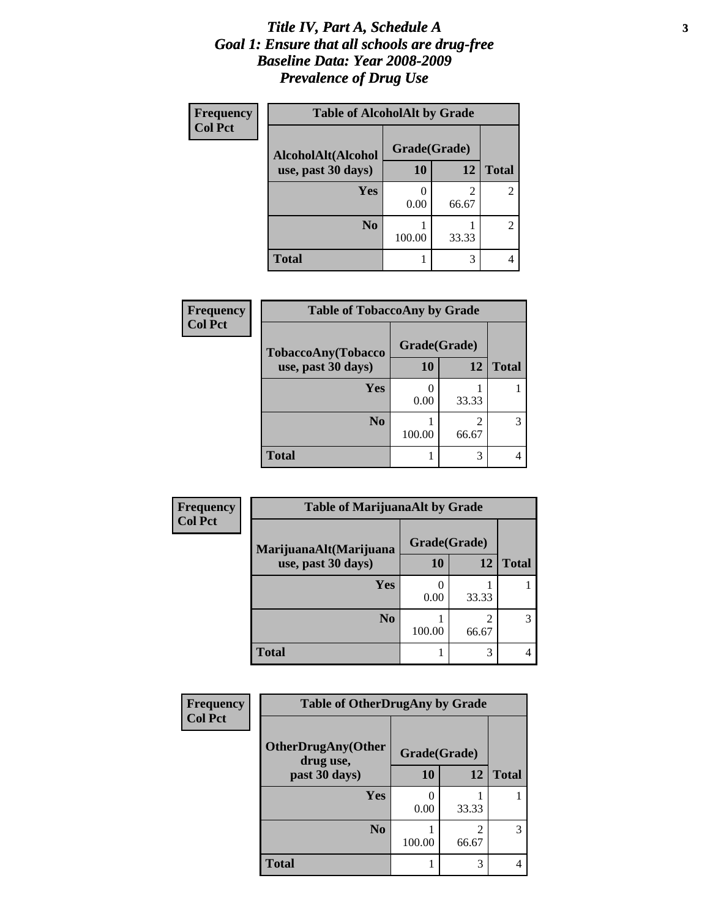# *Title IV, Part A, Schedule A*
# *Goal 1: Ensure that all schools are drug-free*
# *Baseline Data: Year 2008-2009*
# *Prevalence of Drug Use*

**Frequency**
**Col Pct**

| Table of AlcoholAlt by Grade | | | |
|---|---|---|---|
| AlcoholAlt(Alcohol use, past 30 days) | Grade(Grade) | | |
| | 10 | 12 | Total |
| Yes | 0<br>0.00 | 2<br>66.67 | 2 |
| No | 1<br>100.00 | 1<br>33.33 | 2 |
| Total | 1 | 3 | 4 |

**Frequency**
**Col Pct**

| Table of TobaccoAny by Grade | | | |
|---|---|---|---|
| TobaccoAny(Tobacco use, past 30 days) | Grade(Grade) | | |
| | 10 | 12 | Total |
| Yes | 0<br>0.00 | 1<br>33.33 | 1 |
| No | 1<br>100.00 | 2<br>66.67 | 3 |
| Total | 1 | 3 | 4 |

**Frequency**
**Col Pct**

| Table of MarijuanaAlt by Grade | | | |
|---|---|---|---|
| MarijuanaAlt(Marijuana use, past 30 days) | Grade(Grade) | | |
| | 10 | 12 | Total |
| Yes | 0<br>0.00 | 1<br>33.33 | 1 |
| No | 1<br>100.00 | 2<br>66.67 | 3 |
| Total | 1 | 3 | 4 |

**Frequency**
**Col Pct**

| Table of OtherDrugAny by Grade | | | |
|---|---|---|---|
| OtherDrugAny(Other drug use, past 30 days) | Grade(Grade) | | |
| | 10 | 12 | Total |
| Yes | 0<br>0.00 | 1<br>33.33 | 1 |
| No | 1<br>100.00 | 2<br>66.67 | 3 |
| Total | 1 | 3 | 4 |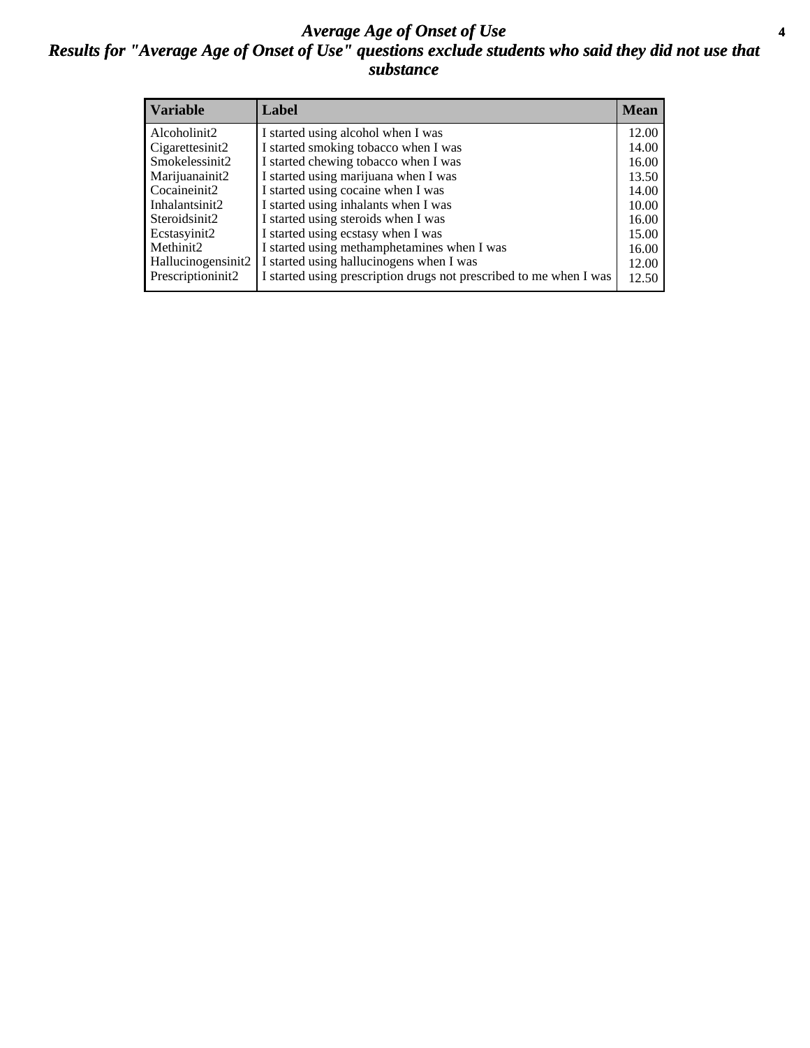# *Average Age of Onset of Use*

## *Results for "Average Age of Onset of Use" questions exclude students who said they did not use that substance*

| Variable | Label | Mean |
|---|---|---|
| Alcoholinit2 | I started using alcohol when I was | 12.00 |
| Cigarettesinit2 | I started smoking tobacco when I was | 14.00 |
| Smokelessinit2 | I started chewing tobacco when I was | 16.00 |
| Marijuanainit2 | I started using marijuana when I was | 13.50 |
| Cocaineinit2 | I started using cocaine when I was | 14.00 |
| Inhalantsinit2 | I started using inhalants when I was | 10.00 |
| Steroidsinit2 | I started using steroids when I was | 16.00 |
| Ecstasyinit2 | I started using ecstasy when I was | 15.00 |
| Methinit2 | I started using methamphetamines when I was | 16.00 |
| Hallucinogensinit2 | I started using hallucinogens when I was | 12.00 |
| Prescriptioninit2 | I started using prescription drugs not prescribed to me when I was | 12.50 |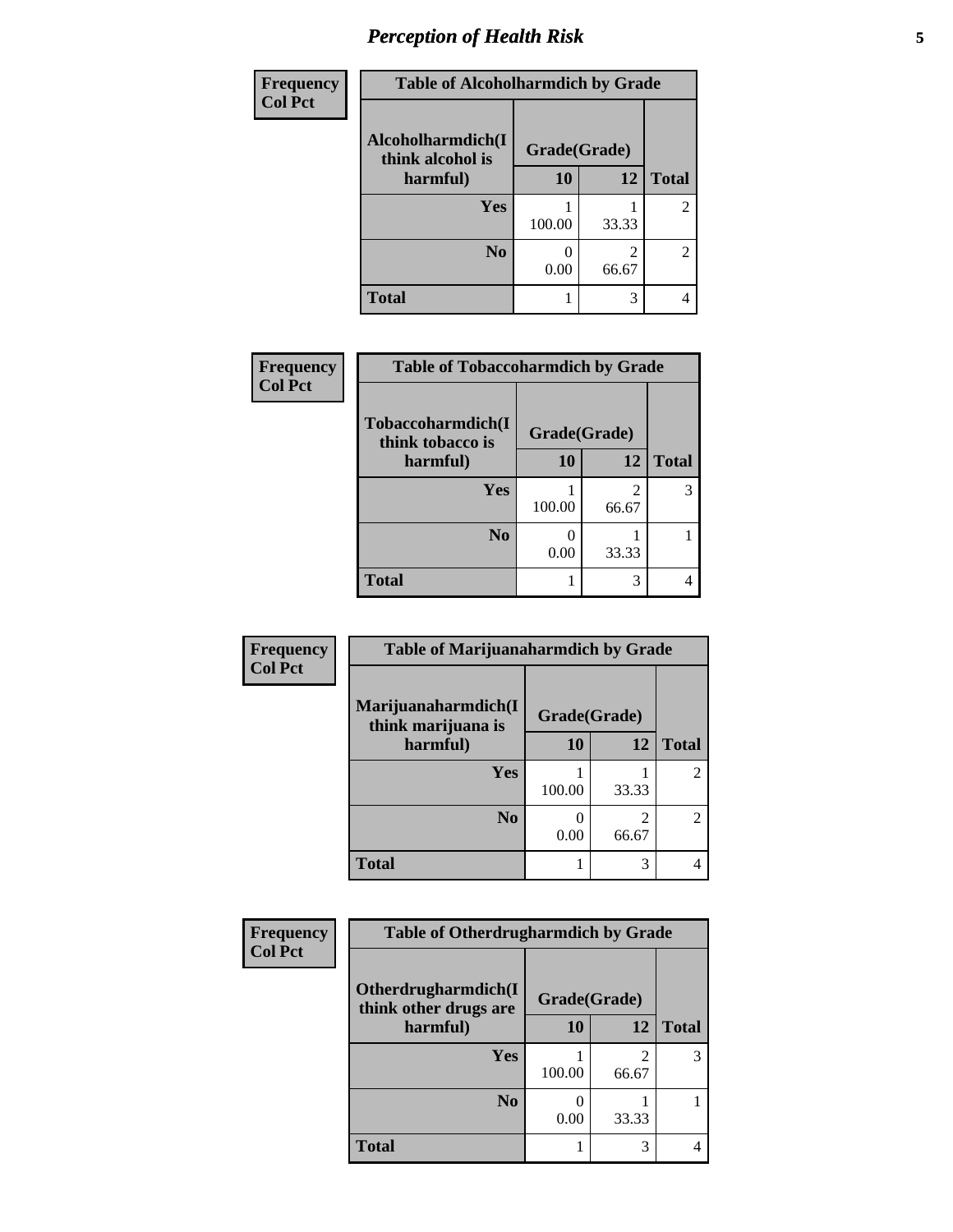| Frequency<br>Col Pct | Table of Alcoholharmdich by Grade | | |
|---|---|---|---|
| **Alcoholharmdich(I think alcohol is harmful)** | **Grade(Grade)** | | **Total** |
| | **10** | **12** | |
| **Yes** | 1<br>100.00 | 1<br>33.33 | 2 |
| **No** | 0<br>0.00 | 2<br>66.67 | 2 |
| **Total** | 1 | 3 | 4 |

| Frequency<br>Col Pct | Table of Tobaccoharmdich by Grade | | |
|---|---|---|---|
| **Tobaccoharmdich(I think tobacco is harmful)** | **Grade(Grade)** | | **Total** |
| | **10** | **12** | |
| **Yes** | 1<br>100.00 | 2<br>66.67 | 3 |
| **No** | 0<br>0.00 | 1<br>33.33 | 1 |
| **Total** | 1 | 3 | 4 |

| Frequency<br>Col Pct | Table of Marijuanaharmdich by Grade | | |
|---|---|---|---|
| **Marijuanaharmdich(I think marijuana is harmful)** | **Grade(Grade)** | | **Total** |
| | **10** | **12** | |
| **Yes** | 1<br>100.00 | 1<br>33.33 | 2 |
| **No** | 0<br>0.00 | 2<br>66.67 | 2 |
| **Total** | 1 | 3 | 4 |

| Frequency<br>Col Pct | Table of Otherdrugharmdich by Grade | | |
|---|---|---|---|
| **Otherdrugharmdich(I think other drugs are harmful)** | **Grade(Grade)** | | **Total** |
| | **10** | **12** | |
| **Yes** | 1<br>100.00 | 2<br>66.67 | 3 |
| **No** | 0<br>0.00 | 1<br>33.33 | 1 |
| **Total** | 1 | 3 | 4 |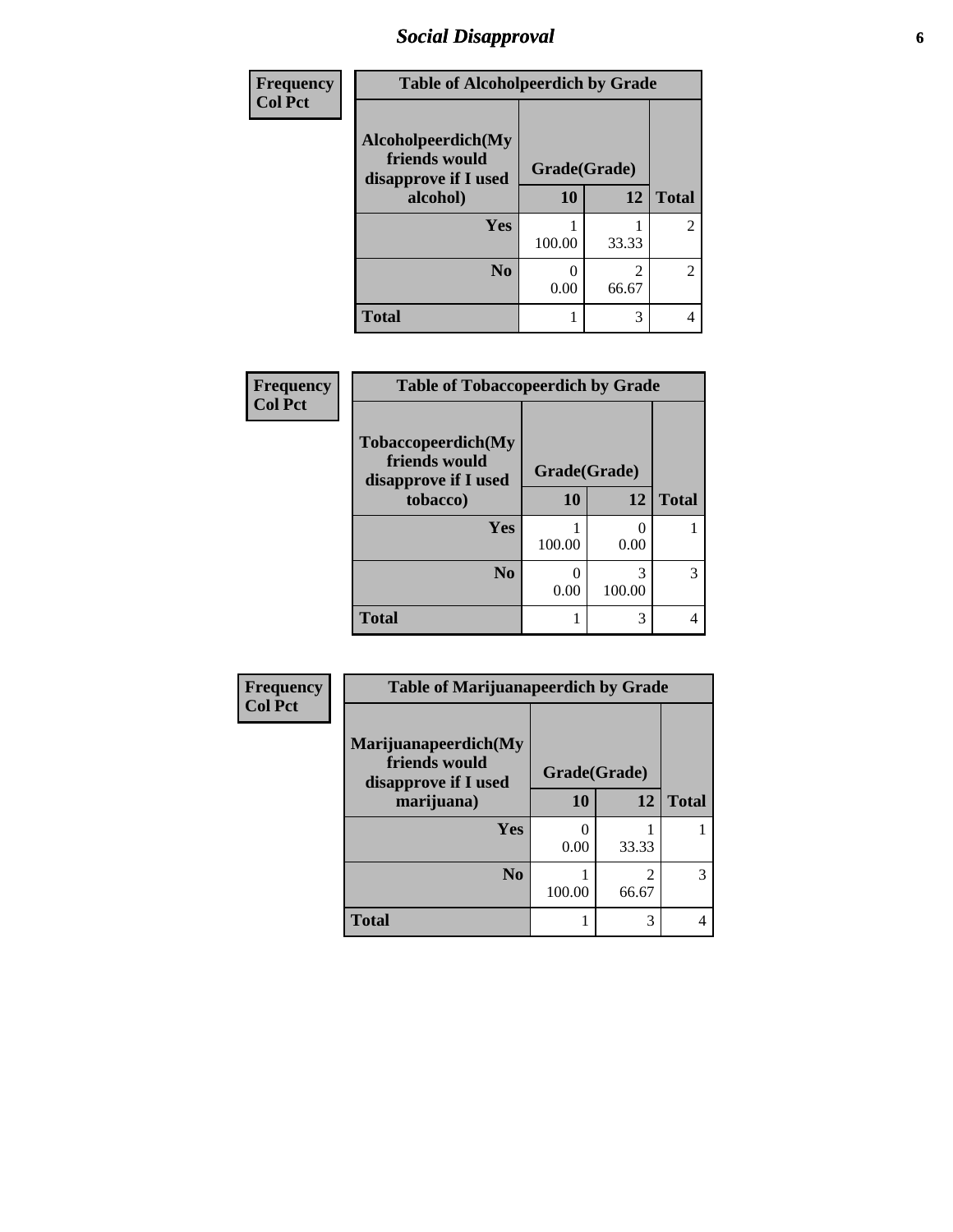# *Social Disapproval*

| Frequency<br>Col Pct |
|---|

**Table of Alcoholpeerdich by Grade**

| Alcoholpeerdich(My friends would disapprove if I used alcohol) | Grade(Grade) | | |
|---|---|---|---|
| | 10 | 12 | Total |
| Yes | 1<br>100.00 | 1<br>33.33 | 2 |
| No | 0<br>0.00 | 2<br>66.67 | 2 |
| Total | 1 | 3 | 4 |

| Frequency<br>Col Pct |
|---|

**Table of Tobaccopeerdich by Grade**

| Tobaccopeerdich(My friends would disapprove if I used tobacco) | Grade(Grade) | | |
|---|---|---|---|
| | 10 | 12 | Total |
| Yes | 1<br>100.00 | 0<br>0.00 | 1 |
| No | 0<br>0.00 | 3<br>100.00 | 3 |
| Total | 1 | 3 | 4 |

| Frequency<br>Col Pct |
|---|

**Table of Marijuanapeerdich by Grade**

| Marijuanapeerdich(My friends would disapprove if I used marijuana) | Grade(Grade) | | |
|---|---|---|---|
| | 10 | 12 | Total |
| Yes | 0<br>0.00 | 1<br>33.33 | 1 |
| No | 1<br>100.00 | 2<br>66.67 | 3 |
| Total | 1 | 3 | 4 |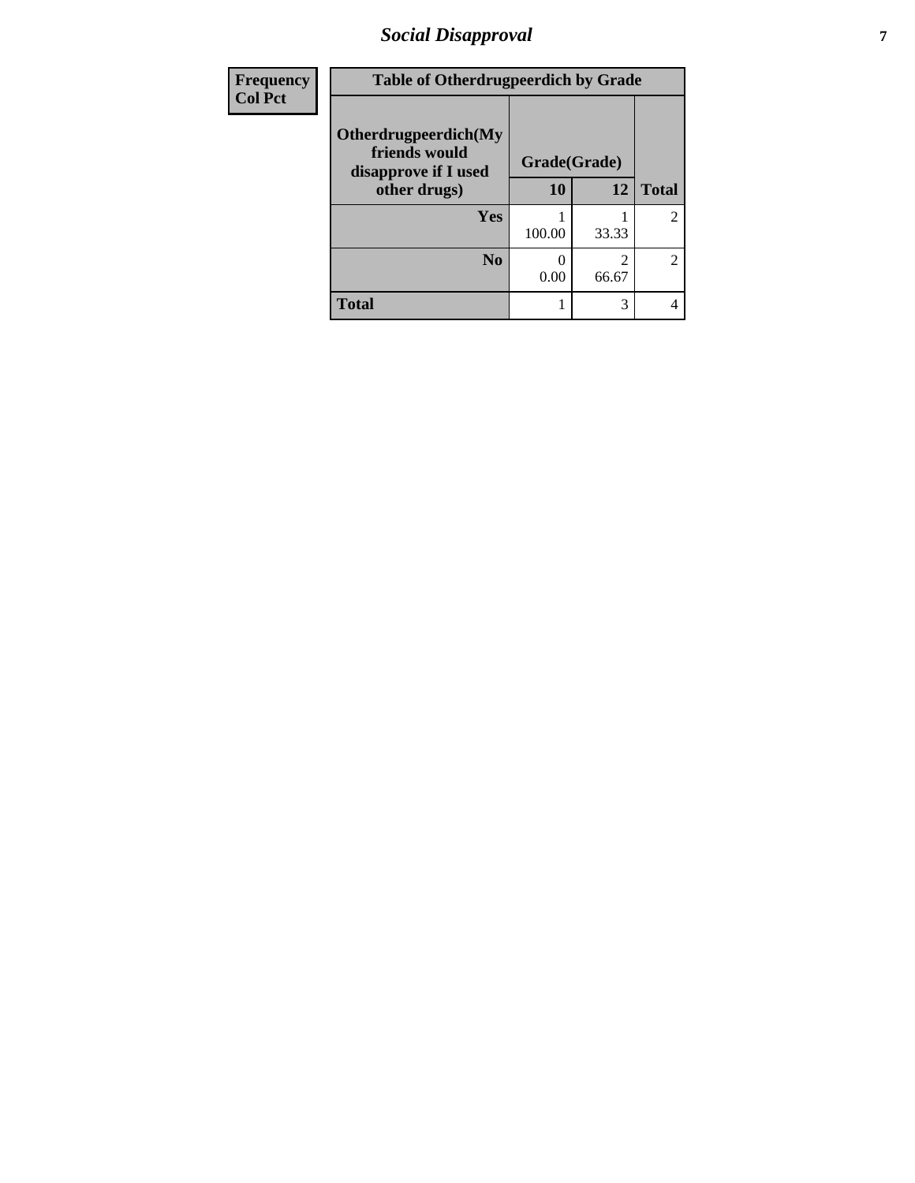| Frequency<br>Col Pct | Table of Otherdrugpeerdich by Grade | | | |
|---|---|---|---|---|
| | Otherdrugpeerdich(My friends would disapprove if I used other drugs) | Grade(Grade) | | |
| | | 10 | 12 | Total |
| | Yes | 1<br>100.00 | 1<br>33.33 | 2 |
| | No | 0<br>0.00 | 2<br>66.67 | 2 |
| | Total | 1 | 3 | 4 |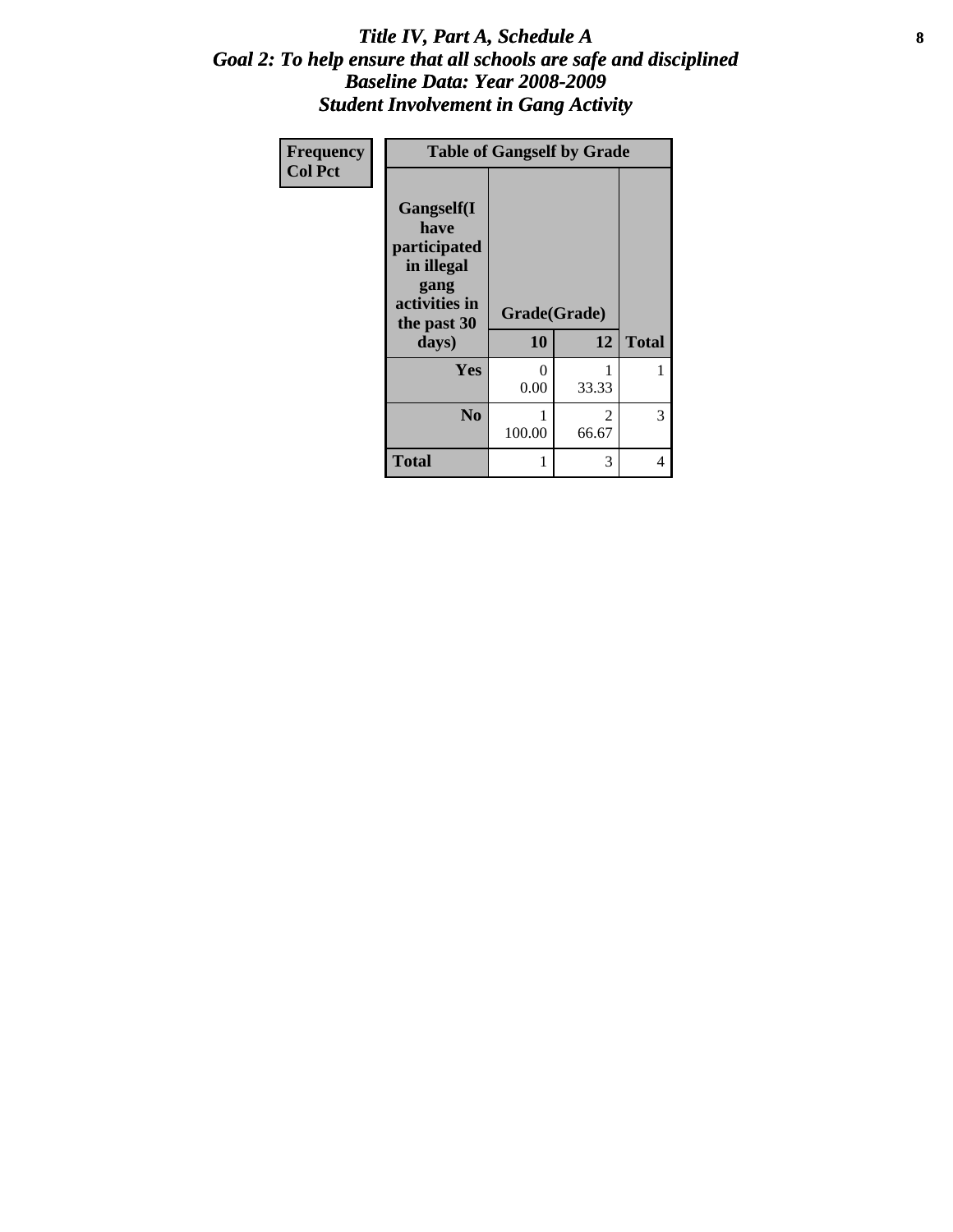# *Title IV, Part A, Schedule A*
## *Goal 2: To help ensure that all schools are safe and disciplined*
## *Baseline Data: Year 2008-2009*
## *Student Involvement in Gang Activity*

| Frequency<br>Col Pct |
|---|

**Table of Gangself by Grade**

| Gangself(I have participated in illegal gang activities in the past 30 days) | Grade(Grade) | | |
|---|---|---|---|
| | **10** | **12** | **Total** |
| **Yes** | 0<br>0.00 | 1<br>33.33 | 1 |
| **No** | 1<br>100.00 | 2<br>66.67 | 3 |
| **Total** | 1 | 3 | 4 |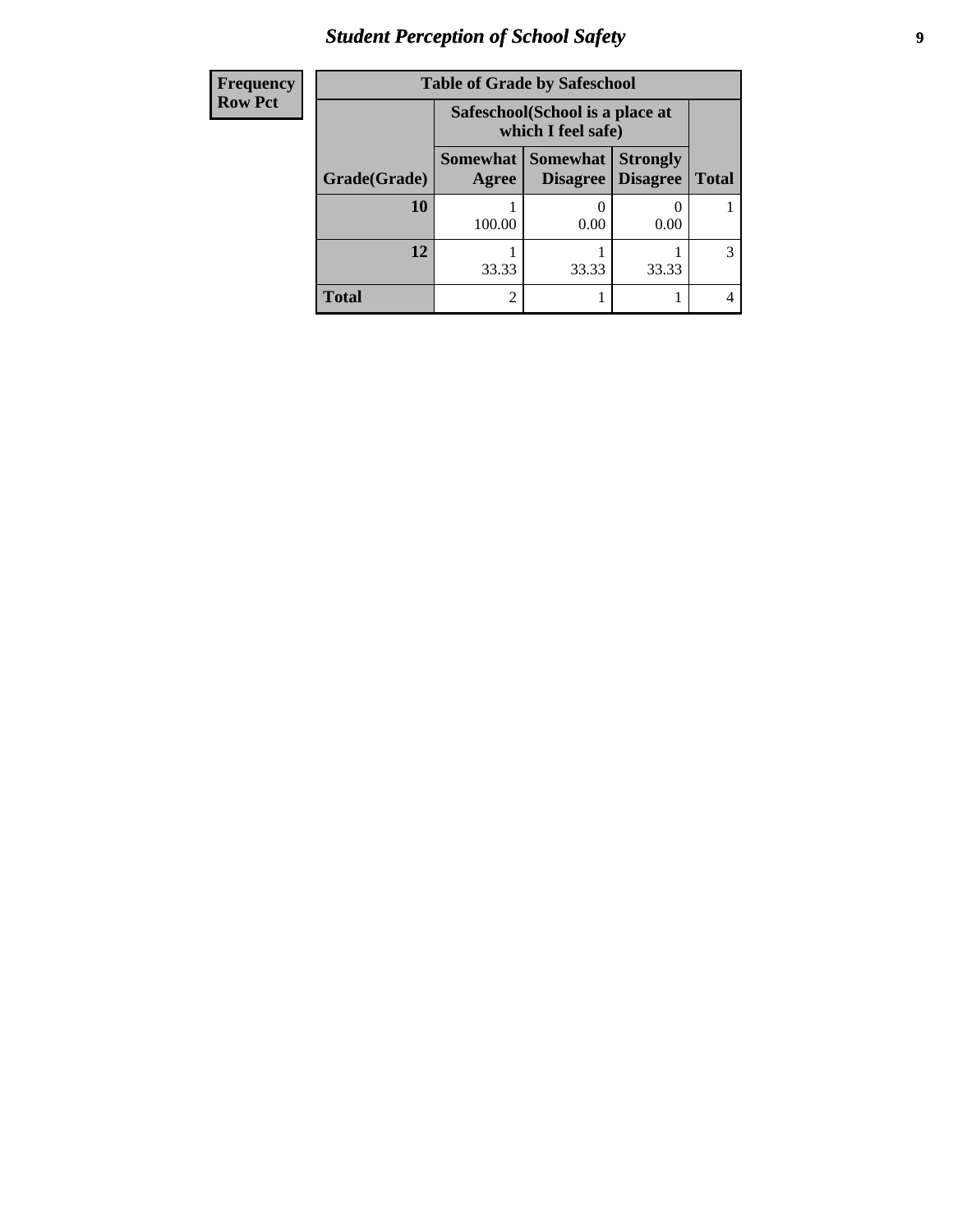| Frequency<br>Row Pct |
|---|

**Table of Grade by Safeschool**

| Grade(Grade) | Safeschool(School is a place at which I feel safe) | | | Total |
|---|---|---|---|---|
| | Somewhat Agree | Somewhat Disagree | Strongly Disagree | |
| **10** | 1<br>100.00 | 0<br>0.00 | 0<br>0.00 | 1 |
| **12** | 1<br>33.33 | 1<br>33.33 | 1<br>33.33 | 3 |
| **Total** | 2 | 1 | 1 | 4 |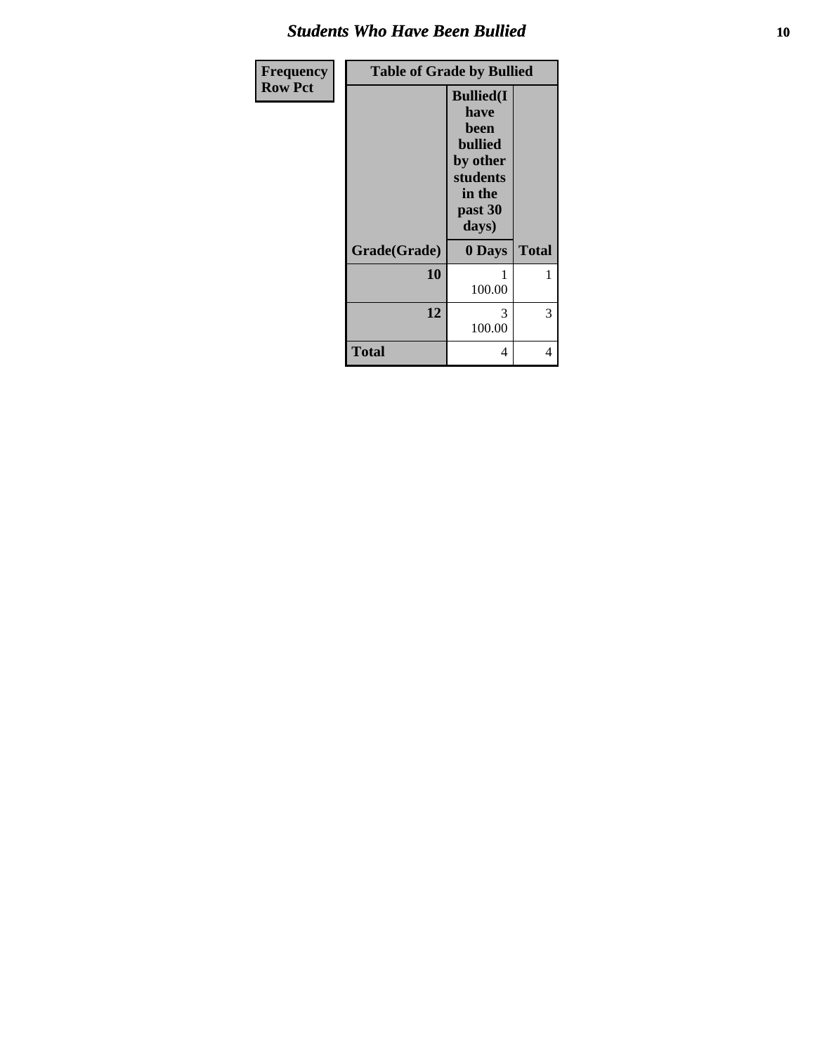| Frequency<br>Row Pct |
|---|

| Table of Grade by Bullied | | |
|---|---|---|
| | Bullied(I have been bullied by other students in the past 30 days) | |
| Grade(Grade) | 0 Days | Total |
| 10 | 1<br>100.00 | 1 |
| 12 | 3<br>100.00 | 3 |
| Total | 4 | 4 |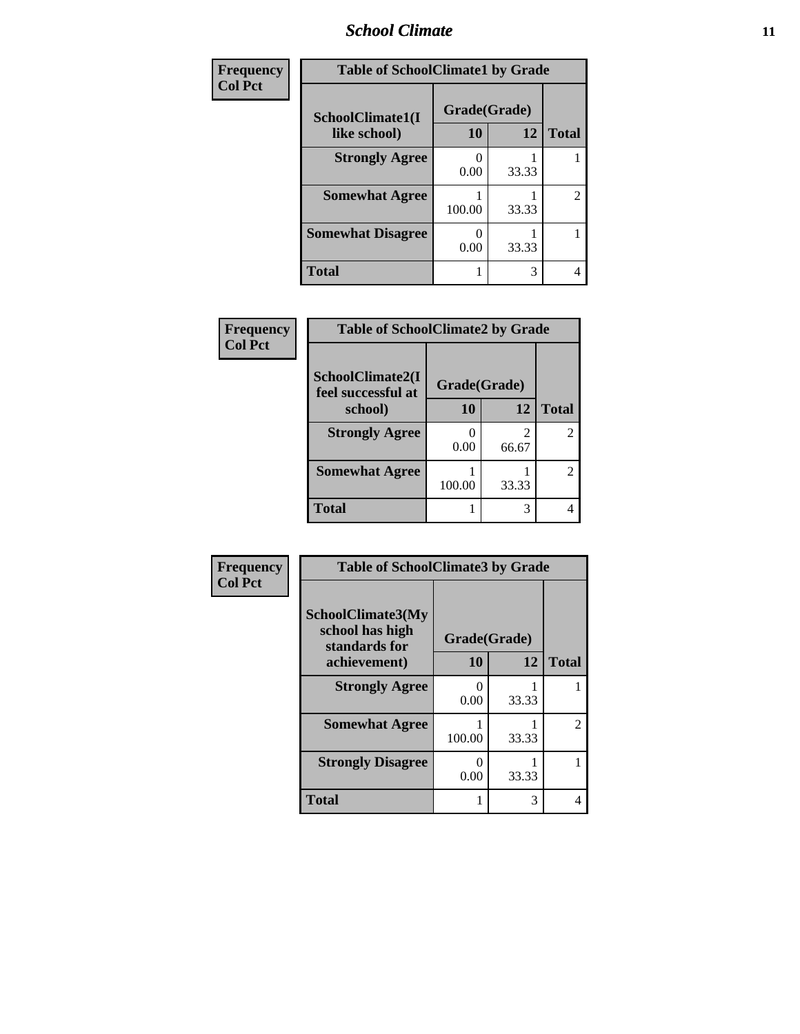## School Climate

**Frequency**
**Col Pct**

| Table of SchoolClimate1 by Grade | | | |
|---|---|---|---|
| SchoolClimate1(I like school) | Grade(Grade) | | |
| | 10 | 12 | Total |
| Strongly Agree | 0<br>0.00 | 1<br>33.33 | 1 |
| Somewhat Agree | 1<br>100.00 | 1<br>33.33 | 2 |
| Somewhat Disagree | 0<br>0.00 | 1<br>33.33 | 1 |
| Total | 1 | 3 | 4 |

**Frequency**
**Col Pct**

| Table of SchoolClimate2 by Grade | | | |
|---|---|---|---|
| SchoolClimate2(I feel successful at school) | Grade(Grade) | | |
| | 10 | 12 | Total |
| Strongly Agree | 0<br>0.00 | 2<br>66.67 | 2 |
| Somewhat Agree | 1<br>100.00 | 1<br>33.33 | 2 |
| Total | 1 | 3 | 4 |

**Frequency**
**Col Pct**

| Table of SchoolClimate3 by Grade | | | |
|---|---|---|---|
| SchoolClimate3(My school has high standards for achievement) | Grade(Grade) | | |
| | 10 | 12 | Total |
| Strongly Agree | 0<br>0.00 | 1<br>33.33 | 1 |
| Somewhat Agree | 1<br>100.00 | 1<br>33.33 | 2 |
| Strongly Disagree | 0<br>0.00 | 1<br>33.33 | 1 |
| Total | 1 | 3 | 4 |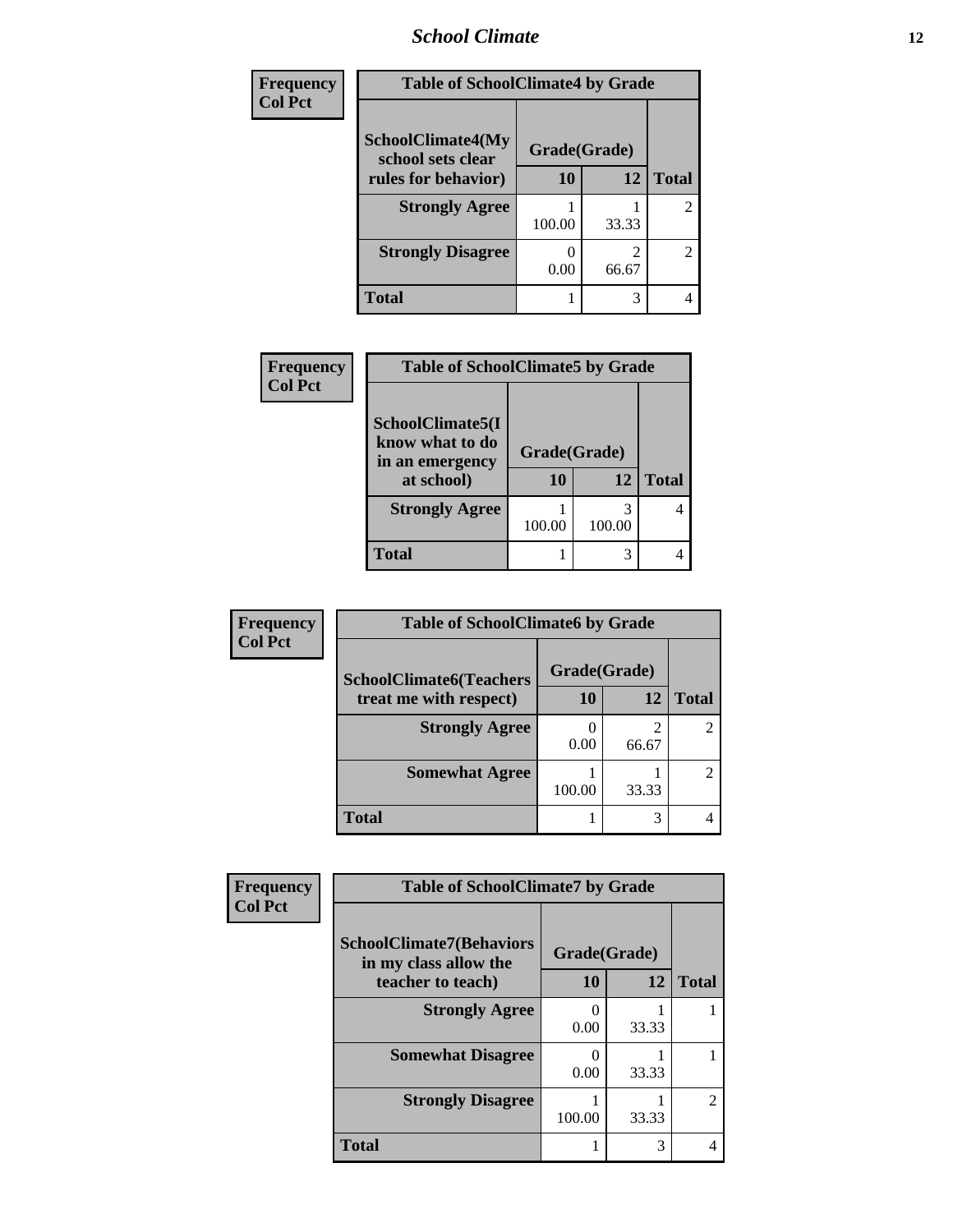| Frequency<br>Col Pct | Table of SchoolClimate4 by Grade | | |
|---|---|---|---|
| SchoolClimate4(My school sets clear rules for behavior) | Grade(Grade) | | |
| | 10 | 12 | Total |
| Strongly Agree | 1<br>100.00 | 1<br>33.33 | 2 |
| Strongly Disagree | 0<br>0.00 | 2<br>66.67 | 2 |
| Total | 1 | 3 | 4 |

| Frequency<br>Col Pct | Table of SchoolClimate5 by Grade | | |
|---|---|---|---|
| SchoolClimate5(I know what to do in an emergency at school) | Grade(Grade) | | |
| | 10 | 12 | Total |
| Strongly Agree | 1<br>100.00 | 3<br>100.00 | 4 |
| Total | 1 | 3 | 4 |

| Frequency<br>Col Pct | Table of SchoolClimate6 by Grade | | |
|---|---|---|---|
| SchoolClimate6(Teachers treat me with respect) | Grade(Grade) | | |
| | 10 | 12 | Total |
| Strongly Agree | 0<br>0.00 | 2<br>66.67 | 2 |
| Somewhat Agree | 1<br>100.00 | 1<br>33.33 | 2 |
| Total | 1 | 3 | 4 |

| Frequency<br>Col Pct | Table of SchoolClimate7 by Grade | | |
|---|---|---|---|
| SchoolClimate7(Behaviors in my class allow the teacher to teach) | Grade(Grade) | | |
| | 10 | 12 | Total |
| Strongly Agree | 0<br>0.00 | 1<br>33.33 | 1 |
| Somewhat Disagree | 0<br>0.00 | 1<br>33.33 | 1 |
| Strongly Disagree | 1<br>100.00 | 1<br>33.33 | 2 |
| Total | 1 | 3 | 4 |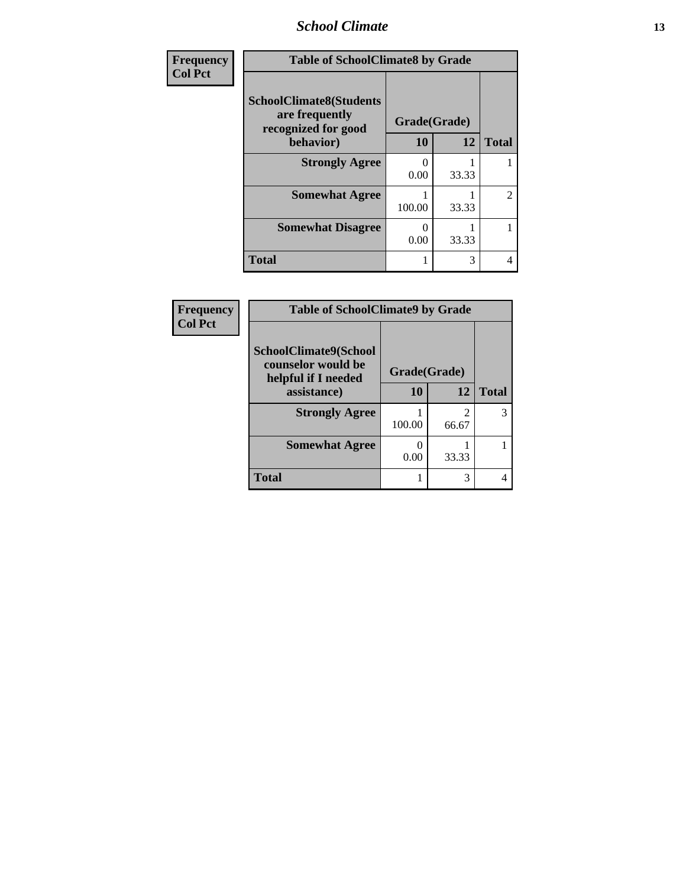## Frequency / Col Pct

| Table of SchoolClimate8 by Grade | | | |
|---|---|---|---|
| SchoolClimate8(Students are frequently recognized for good behavior) | Grade(Grade) | | |
| | 10 | 12 | Total |
| **Strongly Agree** | 0<br>0.00 | 1<br>33.33 | 1 |
| **Somewhat Agree** | 1<br>100.00 | 1<br>33.33 | 2 |
| **Somewhat Disagree** | 0<br>0.00 | 1<br>33.33 | 1 |
| **Total** | 1 | 3 | 4 |

## Frequency / Col Pct

| Table of SchoolClimate9 by Grade | | | |
|---|---|---|---|
| SchoolClimate9(School counselor would be helpful if I needed assistance) | Grade(Grade) | | |
| | 10 | 12 | Total |
| **Strongly Agree** | 1<br>100.00 | 2<br>66.67 | 3 |
| **Somewhat Agree** | 0<br>0.00 | 1<br>33.33 | 1 |
| **Total** | 1 | 3 | 4 |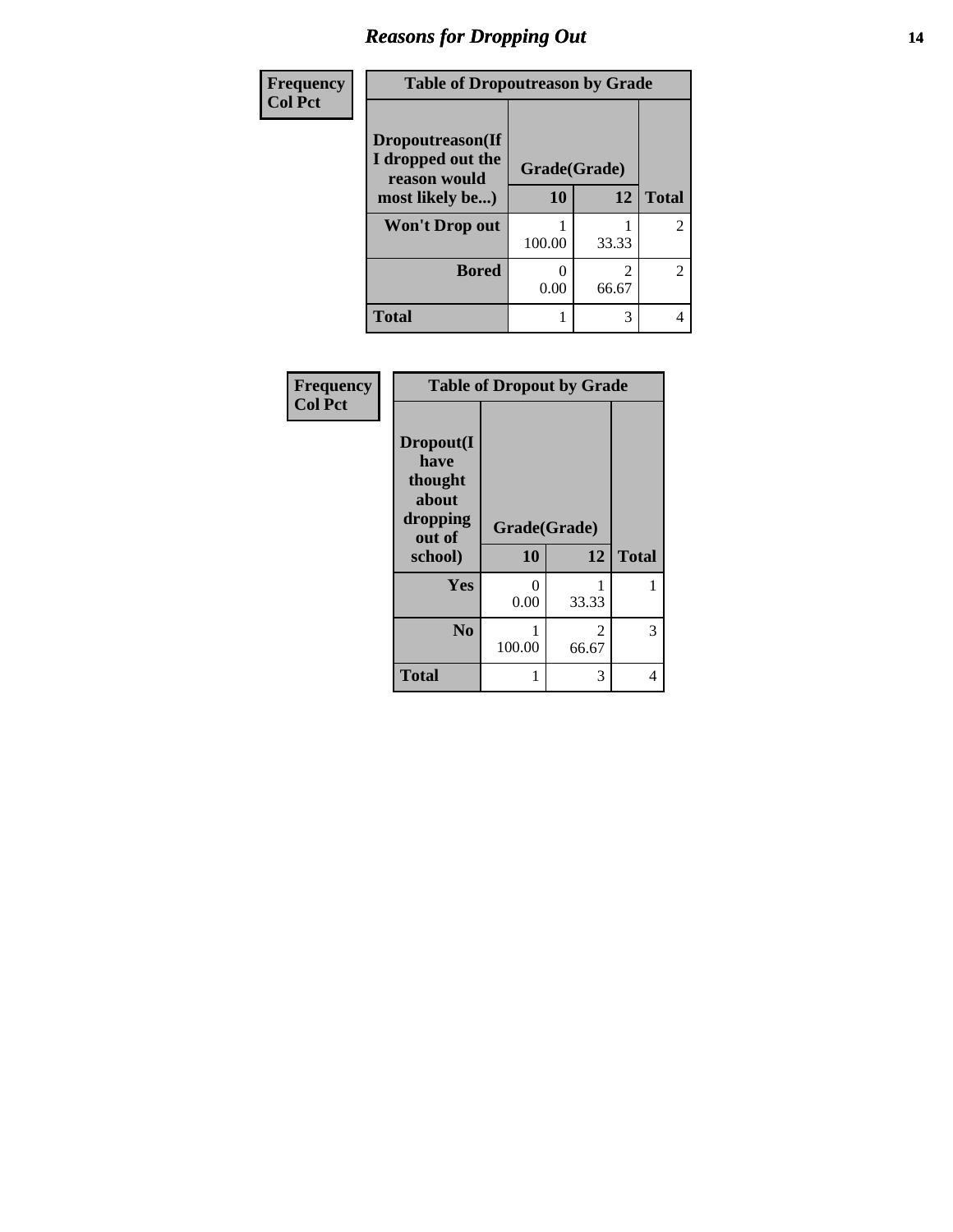# Reasons for Dropping Out

Frequency
Col Pct

**Table of Dropoutreason by Grade**

| Dropoutreason(If I dropped out the reason would most likely be...) | Grade(Grade) | | |
|---|---|---|---|
| | 10 | 12 | Total |
| Won't Drop out | 1<br>100.00 | 1<br>33.33 | 2 |
| Bored | 0<br>0.00 | 2<br>66.67 | 2 |
| Total | 1 | 3 | 4 |

Frequency
Col Pct

**Table of Dropout by Grade**

| Dropout(I have thought about dropping out of school) | Grade(Grade) | | |
|---|---|---|---|
| | 10 | 12 | Total |
| Yes | 0<br>0.00 | 1<br>33.33 | 1 |
| No | 1<br>100.00 | 2<br>66.67 | 3 |
| Total | 1 | 3 | 4 |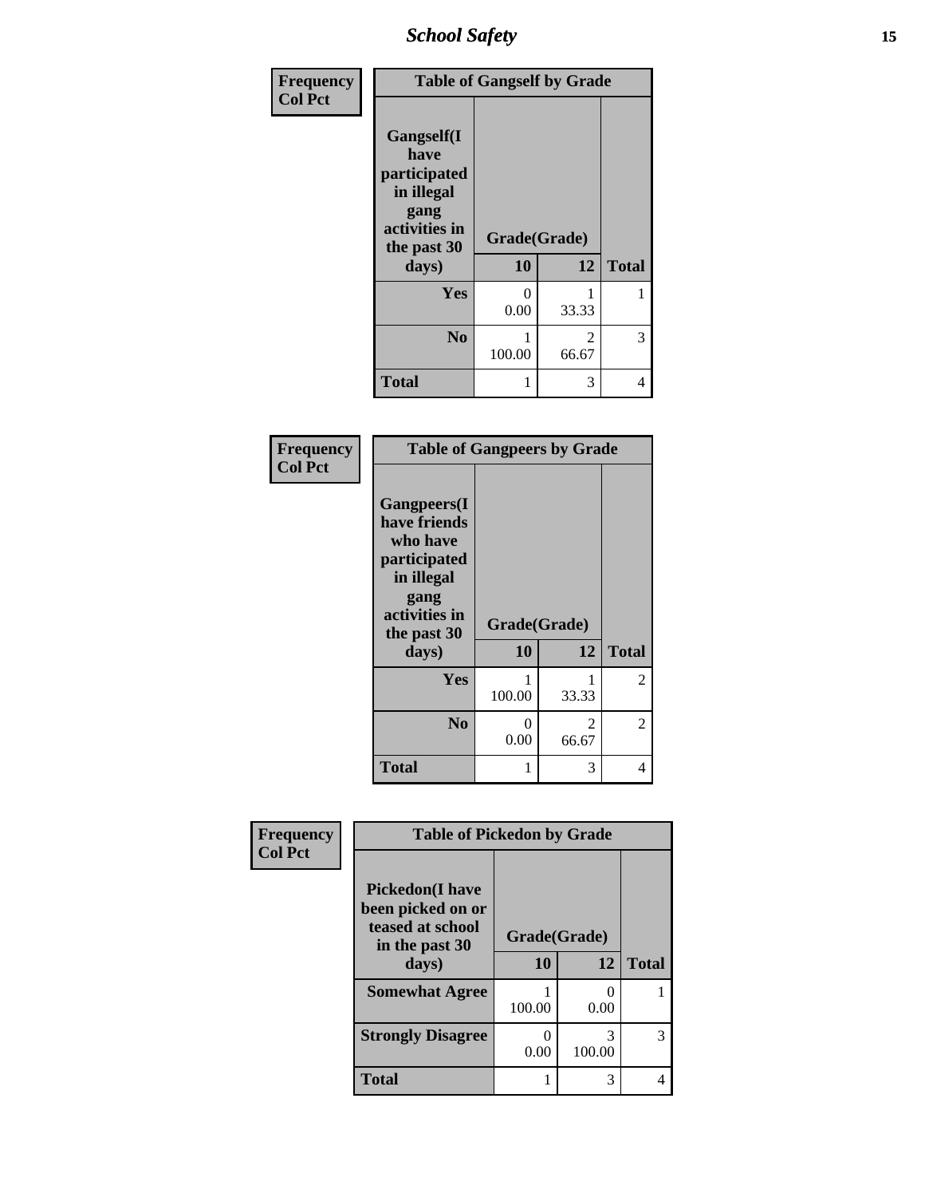| Frequency<br>Col Pct | Table of Gangself by Grade | | |
|---|---|---|---|
| Gangself(I have participated in illegal gang activities in the past 30 days) | Grade(Grade) | | |
| | 10 | 12 | Total |
| Yes | 0<br>0.00 | 1<br>33.33 | 1 |
| No | 1<br>100.00 | 2<br>66.67 | 3 |
| Total | 1 | 3 | 4 |

| Frequency<br>Col Pct | Table of Gangpeers by Grade | | |
|---|---|---|---|
| Gangpeers(I have friends who have participated in illegal gang activities in the past 30 days) | Grade(Grade) | | |
| | 10 | 12 | Total |
| Yes | 1<br>100.00 | 1<br>33.33 | 2 |
| No | 0<br>0.00 | 2<br>66.67 | 2 |
| Total | 1 | 3 | 4 |

| Frequency<br>Col Pct | Table of Pickedon by Grade | | |
|---|---|---|---|
| Pickedon(I have been picked on or teased at school in the past 30 days) | Grade(Grade) | | |
| | 10 | 12 | Total |
| Somewhat Agree | 1<br>100.00 | 0<br>0.00 | 1 |
| Strongly Disagree | 0<br>0.00 | 3<br>100.00 | 3 |
| Total | 1 | 3 | 4 |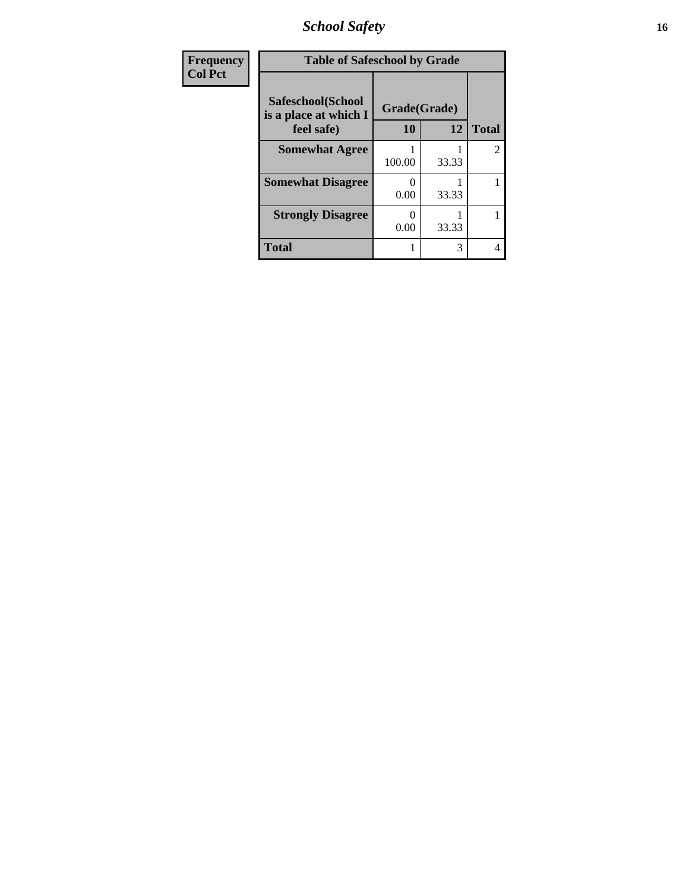| Frequency<br>Col Pct |
|---|

| Table of Safeschool by Grade | | | |
|---|---|---|---|
| Safeschool(School is a place at which I feel safe) | Grade(Grade) | | Total |
| | 10 | 12 | |
| **Somewhat Agree** | 1<br>100.00 | 1<br>33.33 | 2 |
| **Somewhat Disagree** | 0<br>0.00 | 1<br>33.33 | 1 |
| **Strongly Disagree** | 0<br>0.00 | 1<br>33.33 | 1 |
| **Total** | 1 | 3 | 4 |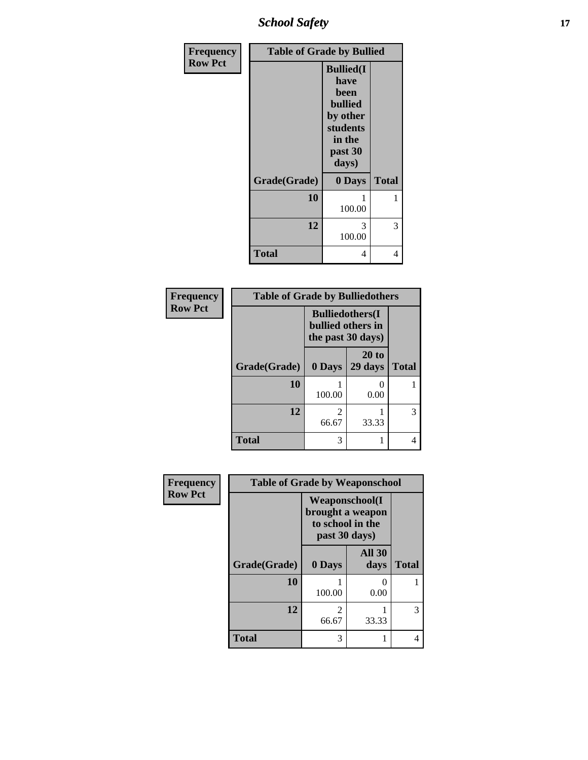| Frequency<br>Row Pct | Table of Grade by Bullied | |
|---|---|---|
| | Bullied(I have been bullied by other students in the past 30 days) | |
| Grade(Grade) | 0 Days | Total |
| 10 | 1<br>100.00 | 1 |
| 12 | 3<br>100.00 | 3 |
| Total | 4 | 4 |

| Frequency<br>Row Pct | Table of Grade by Bulliedothers | | |
|---|---|---|---|
| | Bulliedothers(I bullied others in the past 30 days) | | |
| Grade(Grade) | 0 Days | 20 to 29 days | Total |
| 10 | 1<br>100.00 | 0<br>0.00 | 1 |
| 12 | 2<br>66.67 | 1<br>33.33 | 3 |
| Total | 3 | 1 | 4 |

| Frequency<br>Row Pct | Table of Grade by Weaponschool | | |
|---|---|---|---|
| | Weaponschool(I brought a weapon to school in the past 30 days) | | |
| Grade(Grade) | 0 Days | All 30 days | Total |
| 10 | 1<br>100.00 | 0<br>0.00 | 1 |
| 12 | 2<br>66.67 | 1<br>33.33 | 3 |
| Total | 3 | 1 | 4 |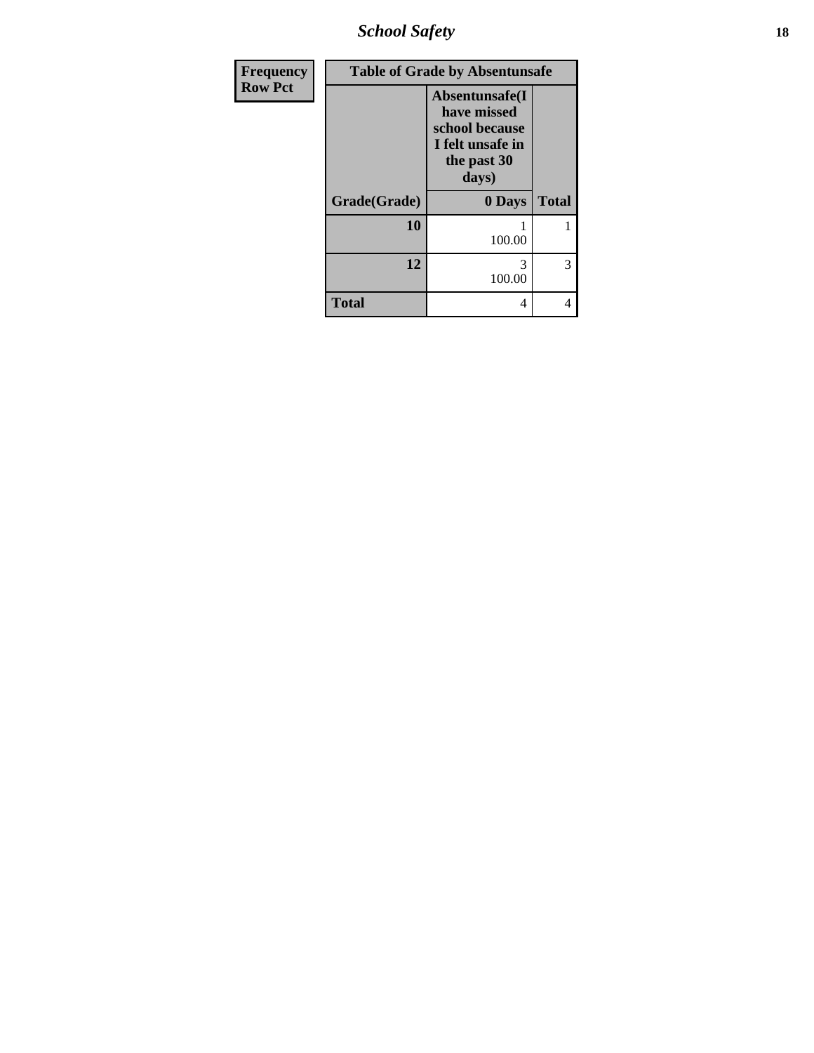| Frequency Row Pct | Table of Grade by Absentunsafe | |
|---|---|---|
| | Absentunsafe(I have missed school because I felt unsafe in the past 30 days) | |
| Grade(Grade) | 0 Days | Total |
| 10 | 1<br>100.00 | 1 |
| 12 | 3<br>100.00 | 3 |
| Total | 4 | 4 |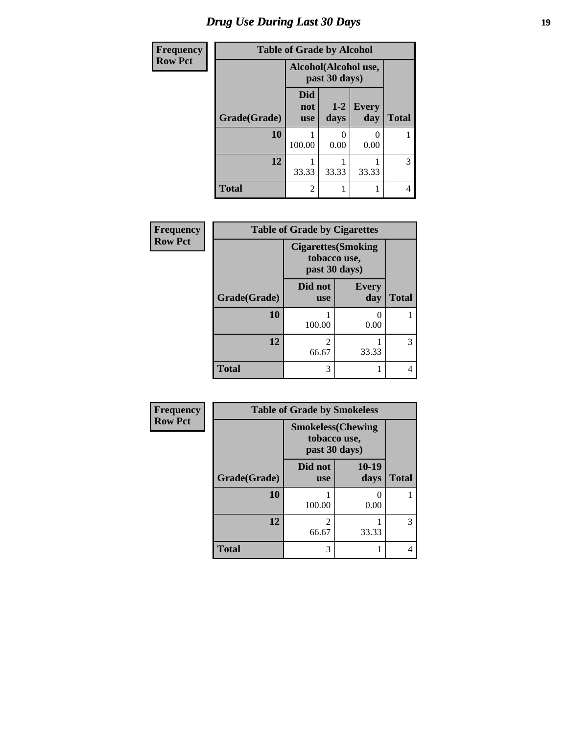# Drug Use During Last 30 Days

**Frequency**
**Row Pct**

| Table of Grade by Alcohol | | | | |
|---|---|---|---|---|
| | Alcohol(Alcohol use, past 30 days) | | | |
| Grade(Grade) | Did not use | 1-2 days | Every day | Total |
| 10 | 1<br>100.00 | 0<br>0.00 | 0<br>0.00 | 1 |
| 12 | 1<br>33.33 | 1<br>33.33 | 1<br>33.33 | 3 |
| Total | 2 | 1 | 1 | 4 |

**Frequency**
**Row Pct**

| Table of Grade by Cigarettes | | | |
|---|---|---|---|
| | Cigarettes(Smoking tobacco use, past 30 days) | | |
| Grade(Grade) | Did not use | Every day | Total |
| 10 | 1<br>100.00 | 0<br>0.00 | 1 |
| 12 | 2<br>66.67 | 1<br>33.33 | 3 |
| Total | 3 | 1 | 4 |

**Frequency**
**Row Pct**

| Table of Grade by Smokeless | | | |
|---|---|---|---|
| | Smokeless(Chewing tobacco use, past 30 days) | | |
| Grade(Grade) | Did not use | 10-19 days | Total |
| 10 | 1<br>100.00 | 0<br>0.00 | 1 |
| 12 | 2<br>66.67 | 1<br>33.33 | 3 |
| Total | 3 | 1 | 4 |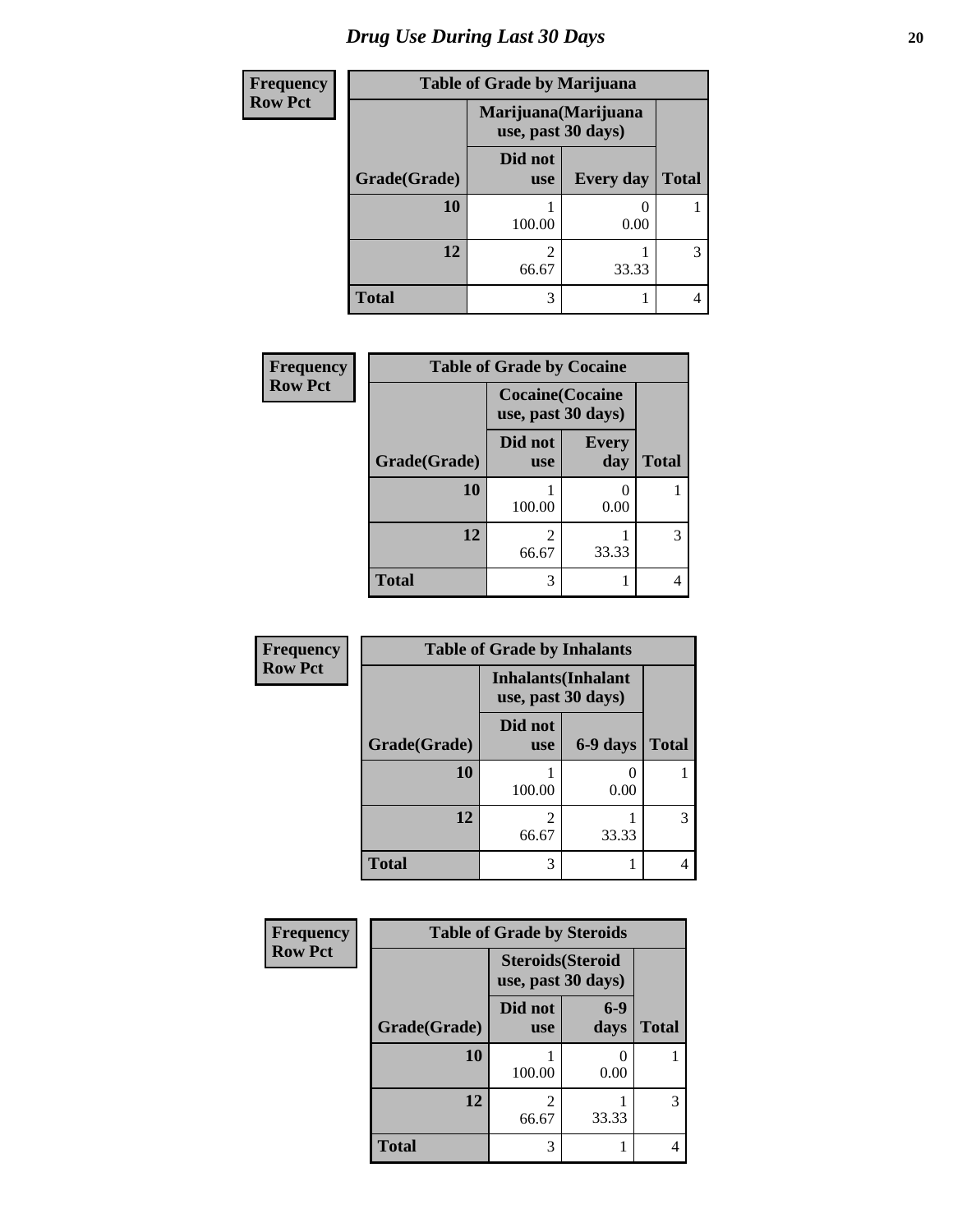# Drug Use During Last 30 Days

**Frequency**
**Row Pct**

**Table of Grade by Marijuana**

| Grade(Grade) | Marijuana(Marijuana use, past 30 days) | | Total |
|---|---|---|---|
| | Did not use | Every day | |
| **10** | 1<br>100.00 | 0<br>0.00 | 1 |
| **12** | 2<br>66.67 | 1<br>33.33 | 3 |
| **Total** | 3 | 1 | 4 |

**Frequency**
**Row Pct**

**Table of Grade by Cocaine**

| Grade(Grade) | Cocaine(Cocaine use, past 30 days) | | Total |
|---|---|---|---|
| | Did not use | Every day | |
| **10** | 1<br>100.00 | 0<br>0.00 | 1 |
| **12** | 2<br>66.67 | 1<br>33.33 | 3 |
| **Total** | 3 | 1 | 4 |

**Frequency**
**Row Pct**

**Table of Grade by Inhalants**

| Grade(Grade) | Inhalants(Inhalant use, past 30 days) | | Total |
|---|---|---|---|
| | Did not use | 6-9 days | |
| **10** | 1<br>100.00 | 0<br>0.00 | 1 |
| **12** | 2<br>66.67 | 1<br>33.33 | 3 |
| **Total** | 3 | 1 | 4 |

**Frequency**
**Row Pct**

**Table of Grade by Steroids**

| Grade(Grade) | Steroids(Steroid use, past 30 days) | | Total |
|---|---|---|---|
| | Did not use | 6-9 days | |
| **10** | 1<br>100.00 | 0<br>0.00 | 1 |
| **12** | 2<br>66.67 | 1<br>33.33 | 3 |
| **Total** | 3 | 1 | 4 |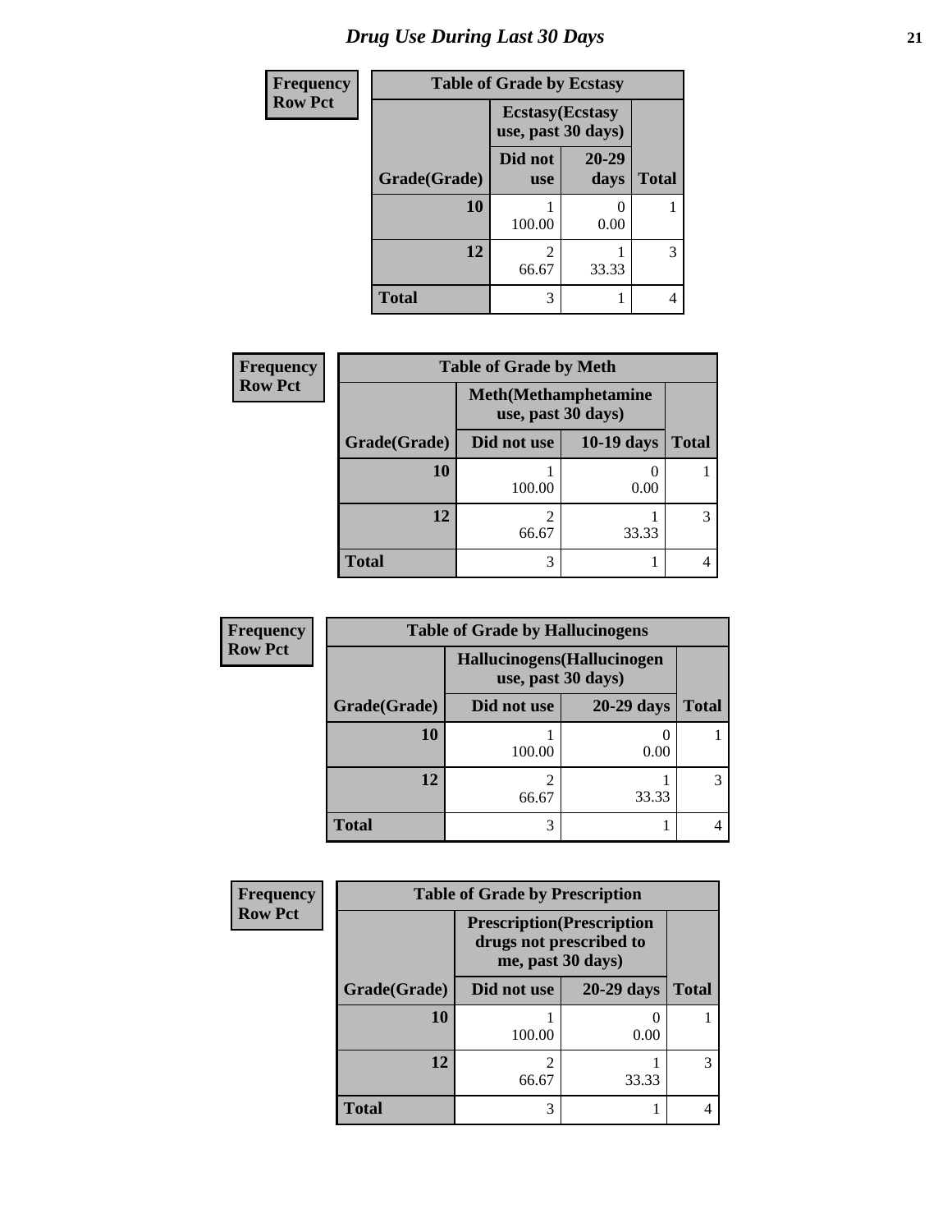# Drug Use During Last 30 Days

| Frequency<br>Row Pct | | | |
|---|---|---|---|
| **Table of Grade by Ecstasy** | | | |
| | **Ecstasy(Ecstasy use, past 30 days)** | | |
| **Grade(Grade)** | **Did not use** | **20-29 days** | **Total** |
| **10** | 1<br>100.00 | 0<br>0.00 | 1 |
| **12** | 2<br>66.67 | 1<br>33.33 | 3 |
| **Total** | 3 | 1 | 4 |

| Frequency<br>Row Pct | | | |
|---|---|---|---|
| **Table of Grade by Meth** | | | |
| | **Meth(Methamphetamine use, past 30 days)** | | |
| **Grade(Grade)** | **Did not use** | **10-19 days** | **Total** |
| **10** | 1<br>100.00 | 0<br>0.00 | 1 |
| **12** | 2<br>66.67 | 1<br>33.33 | 3 |
| **Total** | 3 | 1 | 4 |

| Frequency<br>Row Pct | | | |
|---|---|---|---|
| **Table of Grade by Hallucinogens** | | | |
| | **Hallucinogens(Hallucinogen use, past 30 days)** | | |
| **Grade(Grade)** | **Did not use** | **20-29 days** | **Total** |
| **10** | 1<br>100.00 | 0<br>0.00 | 1 |
| **12** | 2<br>66.67 | 1<br>33.33 | 3 |
| **Total** | 3 | 1 | 4 |

| Frequency<br>Row Pct | | | |
|---|---|---|---|
| **Table of Grade by Prescription** | | | |
| | **Prescription(Prescription drugs not prescribed to me, past 30 days)** | | |
| **Grade(Grade)** | **Did not use** | **20-29 days** | **Total** |
| **10** | 1<br>100.00 | 0<br>0.00 | 1 |
| **12** | 2<br>66.67 | 1<br>33.33 | 3 |
| **Total** | 3 | 1 | 4 |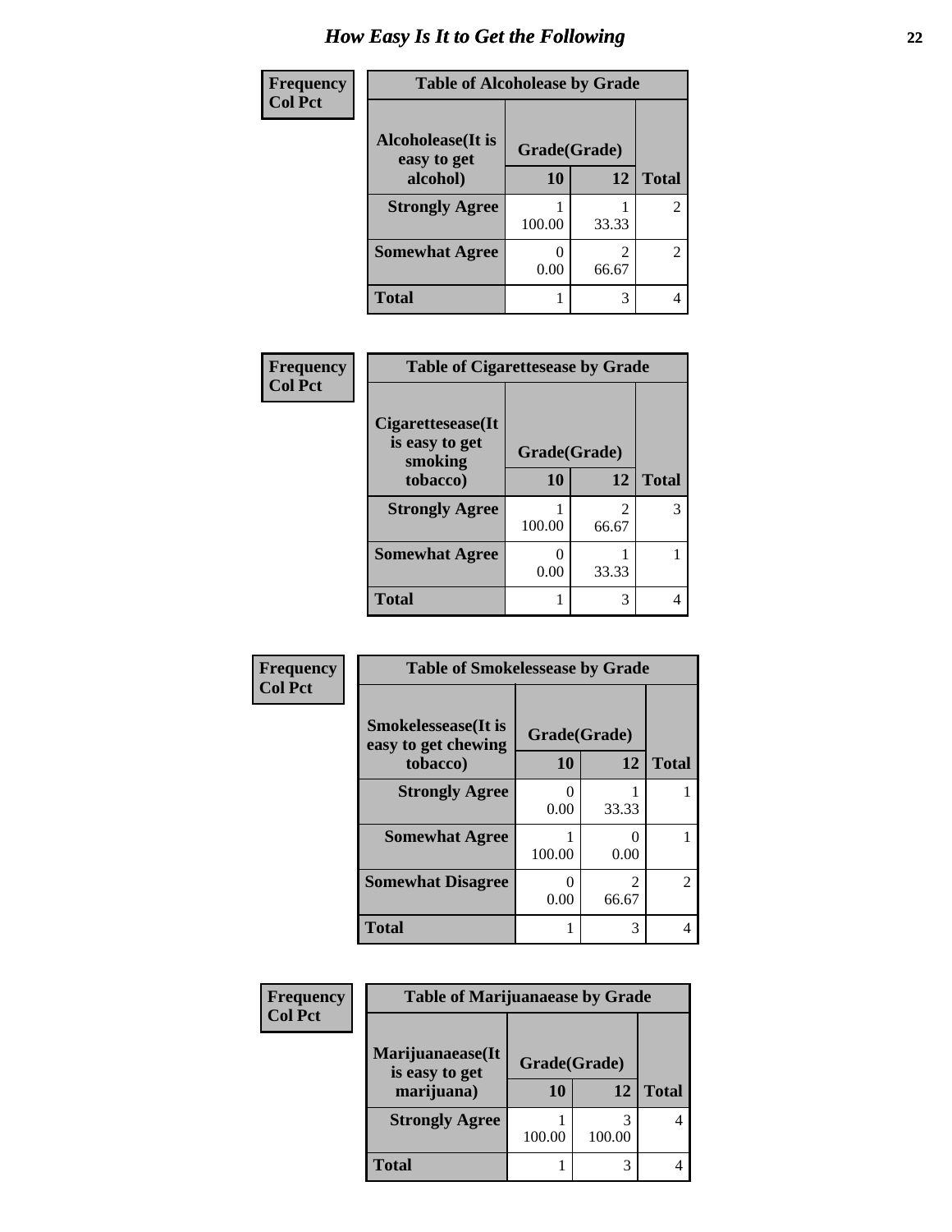# How Easy Is It to Get the Following

**Frequency**
**Col Pct**

**Table of Alcoholease by Grade**

| Alcoholease(It is easy to get alcohol) | Grade(Grade) | | Total |
|---|---|---|---|
| | 10 | 12 | |
| **Strongly Agree** | 1<br>100.00 | 1<br>33.33 | 2 |
| **Somewhat Agree** | 0<br>0.00 | 2<br>66.67 | 2 |
| **Total** | 1 | 3 | 4 |

**Frequency**
**Col Pct**

**Table of Cigarettesease by Grade**

| Cigarettesease(It is easy to get smoking tobacco) | Grade(Grade) | | Total |
|---|---|---|---|
| | 10 | 12 | |
| **Strongly Agree** | 1<br>100.00 | 2<br>66.67 | 3 |
| **Somewhat Agree** | 0<br>0.00 | 1<br>33.33 | 1 |
| **Total** | 1 | 3 | 4 |

**Frequency**
**Col Pct**

**Table of Smokelessease by Grade**

| Smokelessease(It is easy to get chewing tobacco) | Grade(Grade) | | Total |
|---|---|---|---|
| | 10 | 12 | |
| **Strongly Agree** | 0<br>0.00 | 1<br>33.33 | 1 |
| **Somewhat Agree** | 1<br>100.00 | 0<br>0.00 | 1 |
| **Somewhat Disagree** | 0<br>0.00 | 2<br>66.67 | 2 |
| **Total** | 1 | 3 | 4 |

**Frequency**
**Col Pct**

**Table of Marijuanaease by Grade**

| Marijuanaease(It is easy to get marijuana) | Grade(Grade) | | Total |
|---|---|---|---|
| | 10 | 12 | |
| **Strongly Agree** | 1<br>100.00 | 3<br>100.00 | 4 |
| **Total** | 1 | 3 | 4 |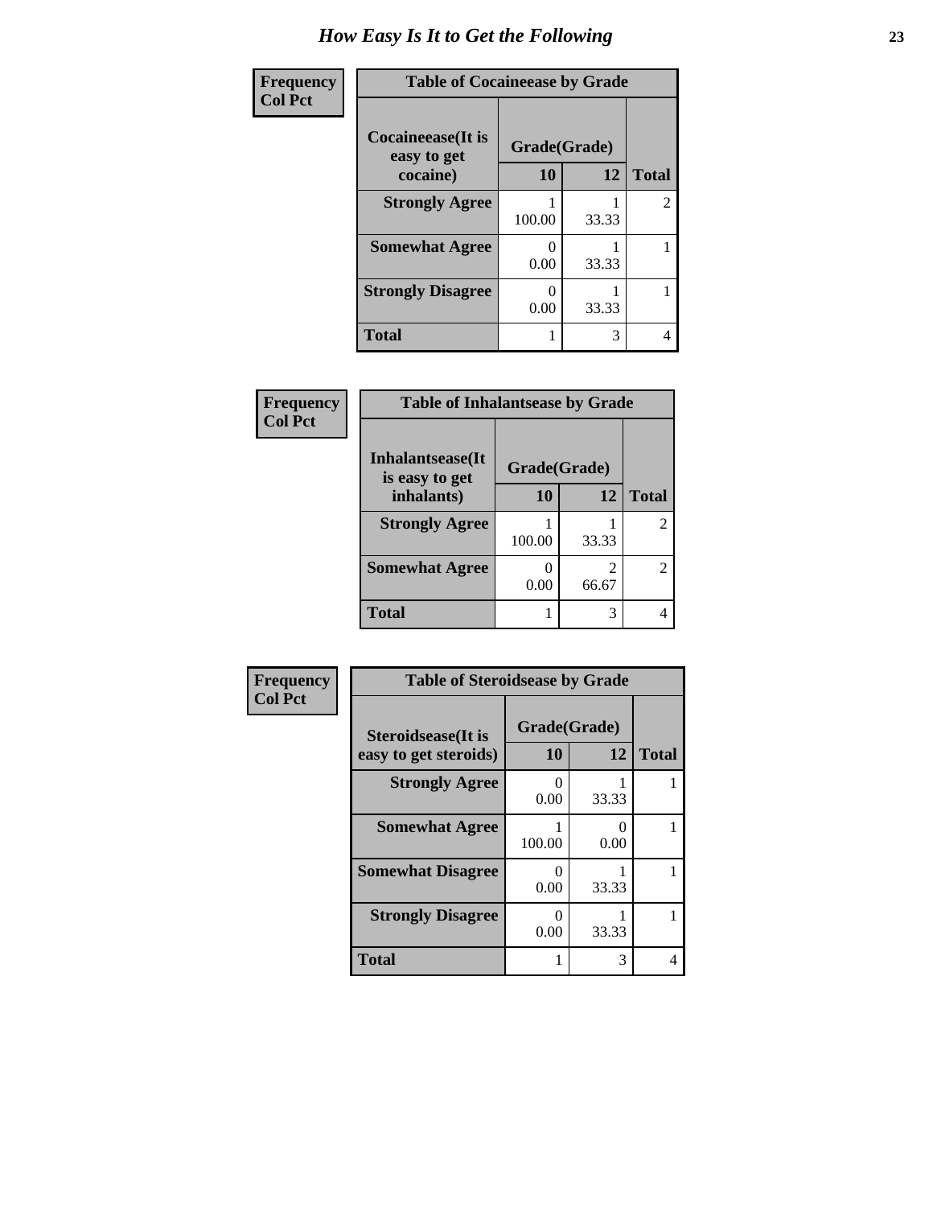# How Easy Is It to Get the Following

| Frequency<br>Col Pct | | | |
|---|---|---|---|
| **Table of Cocaineease by Grade** | | | |
| **Cocaineease(It is easy to get cocaine)** | **Grade(Grade)** | | |
| | **10** | **12** | **Total** |
| **Strongly Agree** | 1<br>100.00 | 1<br>33.33 | 2 |
| **Somewhat Agree** | 0<br>0.00 | 1<br>33.33 | 1 |
| **Strongly Disagree** | 0<br>0.00 | 1<br>33.33 | 1 |
| **Total** | 1 | 3 | 4 |

| Frequency<br>Col Pct | | | |
|---|---|---|---|
| **Table of Inhalantsease by Grade** | | | |
| **Inhalantsease(It is easy to get inhalants)** | **Grade(Grade)** | | |
| | **10** | **12** | **Total** |
| **Strongly Agree** | 1<br>100.00 | 1<br>33.33 | 2 |
| **Somewhat Agree** | 0<br>0.00 | 2<br>66.67 | 2 |
| **Total** | 1 | 3 | 4 |

| Frequency<br>Col Pct | | | |
|---|---|---|---|
| **Table of Steroidsease by Grade** | | | |
| **Steroidsease(It is easy to get steroids)** | **Grade(Grade)** | | |
| | **10** | **12** | **Total** |
| **Strongly Agree** | 0<br>0.00 | 1<br>33.33 | 1 |
| **Somewhat Agree** | 1<br>100.00 | 0<br>0.00 | 1 |
| **Somewhat Disagree** | 0<br>0.00 | 1<br>33.33 | 1 |
| **Strongly Disagree** | 0<br>0.00 | 1<br>33.33 | 1 |
| **Total** | 1 | 3 | 4 |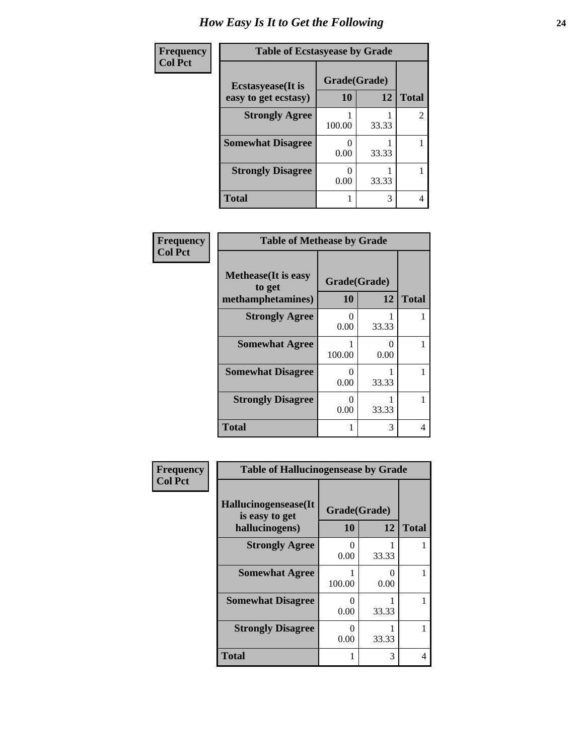# How Easy Is It to Get the Following

**Frequency**
**Col Pct**

**Table of Ecstasyease by Grade**

| Ecstasyease(It is easy to get ecstasy) | Grade(Grade) | | Total |
|---|---|---|---|
| | 10 | 12 | |
| Strongly Agree | 1<br>100.00 | 1<br>33.33 | 2 |
| Somewhat Disagree | 0<br>0.00 | 1<br>33.33 | 1 |
| Strongly Disagree | 0<br>0.00 | 1<br>33.33 | 1 |
| Total | 1 | 3 | 4 |

**Frequency**
**Col Pct**

**Table of Methease by Grade**

| Methease(It is easy to get methamphetamines) | Grade(Grade) | | Total |
|---|---|---|---|
| | 10 | 12 | |
| Strongly Agree | 0<br>0.00 | 1<br>33.33 | 1 |
| Somewhat Agree | 1<br>100.00 | 0<br>0.00 | 1 |
| Somewhat Disagree | 0<br>0.00 | 1<br>33.33 | 1 |
| Strongly Disagree | 0<br>0.00 | 1<br>33.33 | 1 |
| Total | 1 | 3 | 4 |

**Frequency**
**Col Pct**

**Table of Hallucinogensease by Grade**

| Hallucinogensease(It is easy to get hallucinogens) | Grade(Grade) | | Total |
|---|---|---|---|
| | 10 | 12 | |
| Strongly Agree | 0<br>0.00 | 1<br>33.33 | 1 |
| Somewhat Agree | 1<br>100.00 | 0<br>0.00 | 1 |
| Somewhat Disagree | 0<br>0.00 | 1<br>33.33 | 1 |
| Strongly Disagree | 0<br>0.00 | 1<br>33.33 | 1 |
| Total | 1 | 3 | 4 |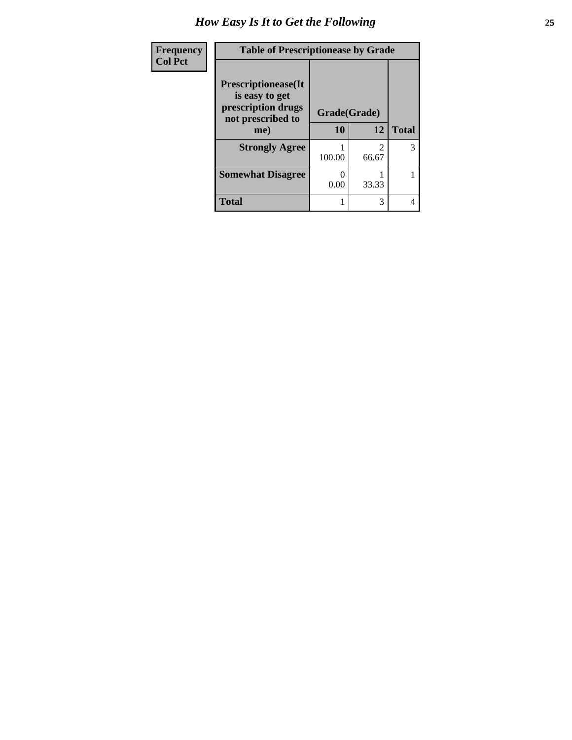# How Easy Is It to Get the Following

| Frequency<br>Col Pct | Table of Prescriptionease by Grade | | | |
|---|---|---|---|---|
| | Prescriptionease(It is easy to get prescription drugs not prescribed to me) | Grade(Grade) | | Total |
| | | 10 | 12 | |
| | Strongly Agree | 1<br>100.00 | 2<br>66.67 | 3 |
| | Somewhat Disagree | 0<br>0.00 | 1<br>33.33 | 1 |
| | Total | 1 | 3 | 4 |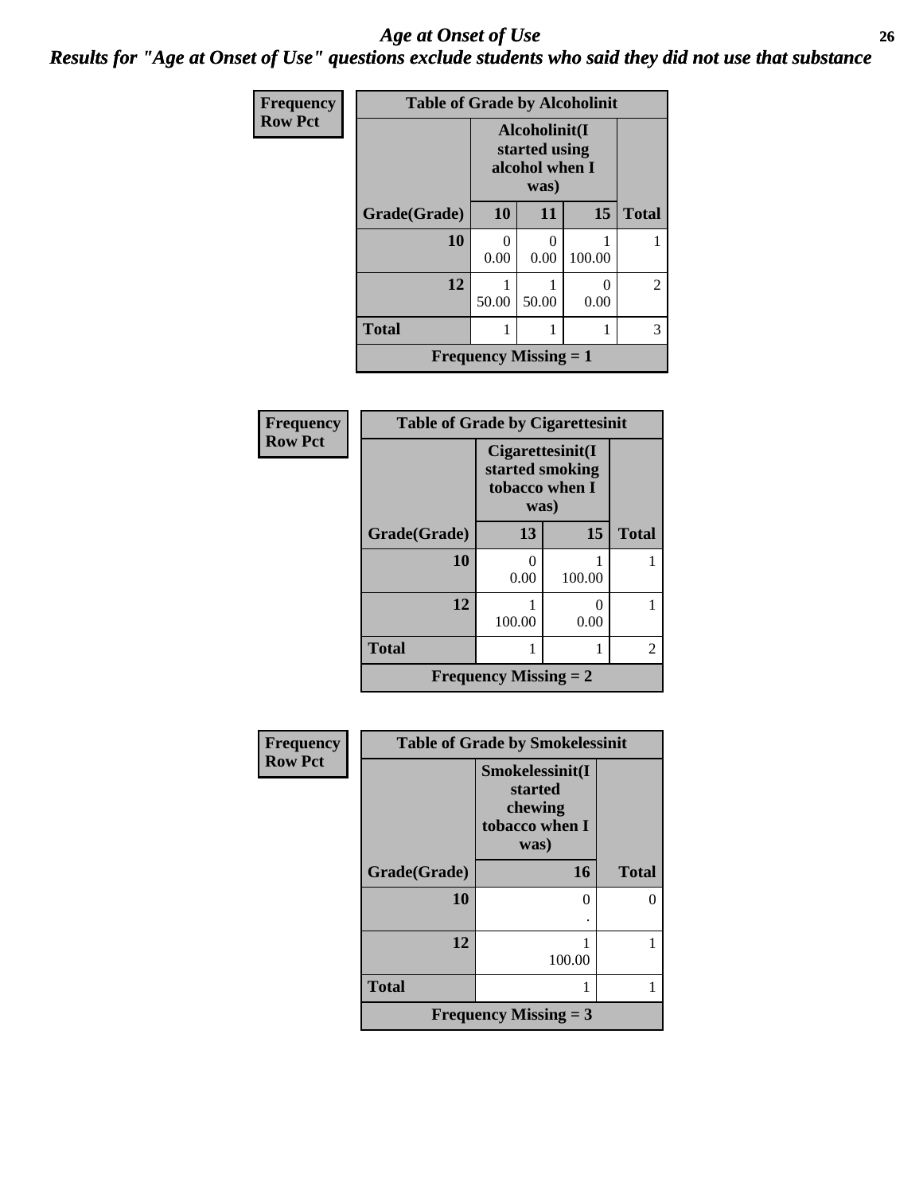# Age at Onset of Use

*Results for "Age at Onset of Use" questions exclude students who said they did not use that substance*

**Frequency**
**Row Pct**

| Table of Grade by Alcoholinit | | | | |
|---|---|---|---|---|
| | Alcoholinit(I started using alcohol when I was) | | | |
| Grade(Grade) | 10 | 11 | 15 | Total |
| 10 | 0<br>0.00 | 0<br>0.00 | 1<br>100.00 | 1 |
| 12 | 1<br>50.00 | 1<br>50.00 | 0<br>0.00 | 2 |
| Total | 1 | 1 | 1 | 3 |
| Frequency Missing = 1 | | | | |

**Frequency**
**Row Pct**

| Table of Grade by Cigarettesinit | | | |
|---|---|---|---|
| | Cigarettesinit(I started smoking tobacco when I was) | | |
| Grade(Grade) | 13 | 15 | Total |
| 10 | 0<br>0.00 | 1<br>100.00 | 1 |
| 12 | 1<br>100.00 | 0<br>0.00 | 1 |
| Total | 1 | 1 | 2 |
| Frequency Missing = 2 | | | |

**Frequency**
**Row Pct**

| Table of Grade by Smokelessinit | | |
|---|---|---|
| | Smokelessinit(I started chewing tobacco when I was) | |
| Grade(Grade) | 16 | Total |
| 10 | 0<br>. | 0 |
| 12 | 1<br>100.00 | 1 |
| Total | 1 | 1 |
| Frequency Missing = 3 | | |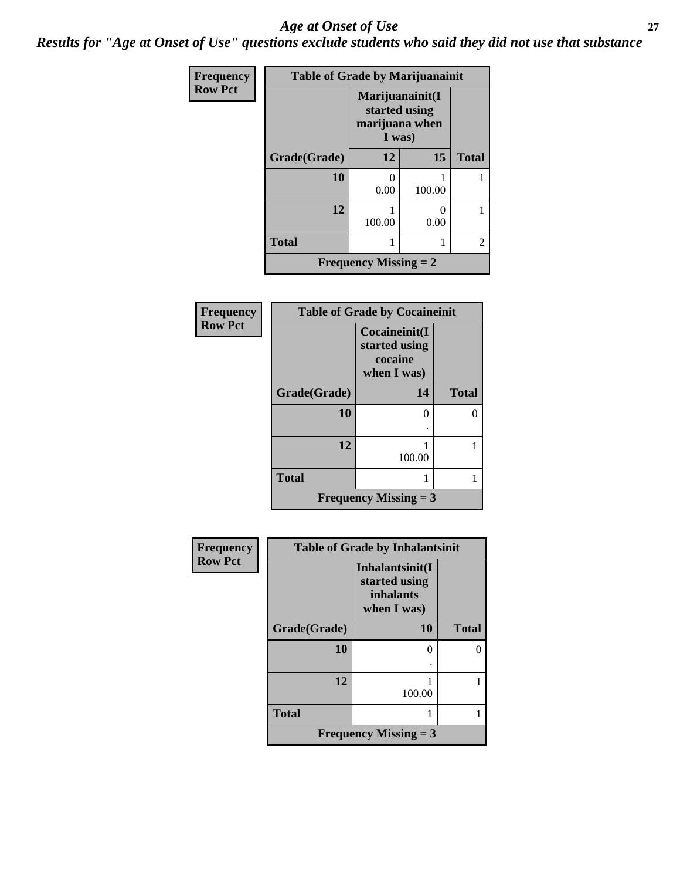## Age at Onset of Use

***Results for "Age at Onset of Use" questions exclude students who said they did not use that substance***

**Frequency**
**Row Pct**

| Table of Grade by Marijuanainit | | | |
|---|---|---|---|
| | Marijuanainit(I started using marijuana when I was) | | |
| Grade(Grade) | 12 | 15 | Total |
| 10 | 0<br>0.00 | 1<br>100.00 | 1 |
| 12 | 1<br>100.00 | 0<br>0.00 | 1 |
| Total | 1 | 1 | 2 |
| Frequency Missing = 2 | | | |

**Frequency**
**Row Pct**

| Table of Grade by Cocaineinit | | |
|---|---|---|
| | Cocaineinit(I started using cocaine when I was) | |
| Grade(Grade) | 14 | Total |
| 10 | 0<br>. | 0 |
| 12 | 1<br>100.00 | 1 |
| Total | 1 | 1 |
| Frequency Missing = 3 | | |

**Frequency**
**Row Pct**

| Table of Grade by Inhalantsinit | | |
|---|---|---|
| | Inhalantsinit(I started using inhalants when I was) | |
| Grade(Grade) | 10 | Total |
| 10 | 0<br>. | 0 |
| 12 | 1<br>100.00 | 1 |
| Total | 1 | 1 |
| Frequency Missing = 3 | | |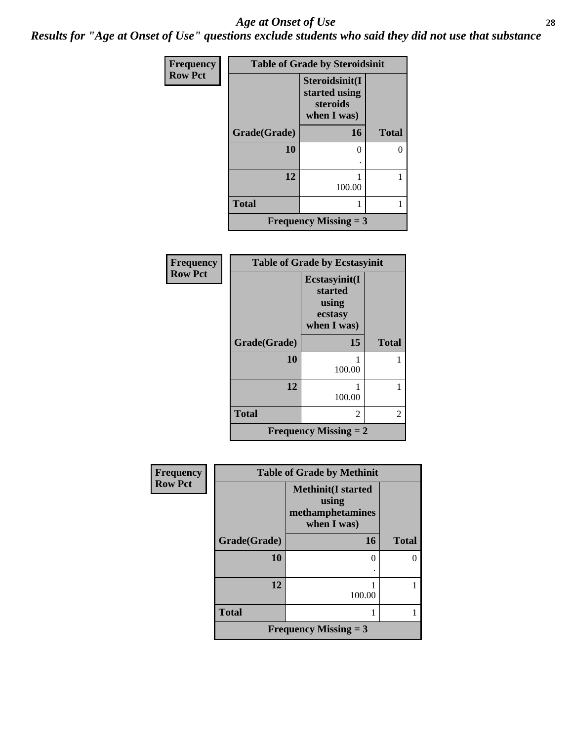# Age at Onset of Use

***Results for "Age at Onset of Use" questions exclude students who said they did not use that substance***

**Frequency**
**Row Pct**

| Table of Grade by Steroidsinit | | |
|---|---|---|
| | **Steroidsinit(I started using steroids when I was)** | |
| **Grade(Grade)** | **16** | **Total** |
| **10** | 0<br>. | 0 |
| **12** | 1<br>100.00 | 1 |
| **Total** | 1 | 1 |
| **Frequency Missing = 3** | | |

**Frequency**
**Row Pct**

| Table of Grade by Ecstasyinit | | |
|---|---|---|
| | **Ecstasyinit(I started using ecstasy when I was)** | |
| **Grade(Grade)** | **15** | **Total** |
| **10** | 1<br>100.00 | 1 |
| **12** | 1<br>100.00 | 1 |
| **Total** | 2 | 2 |
| **Frequency Missing = 2** | | |

**Frequency**
**Row Pct**

| Table of Grade by Methinit | | |
|---|---|---|
| | **Methinit(I started using methamphetamines when I was)** | |
| **Grade(Grade)** | **16** | **Total** |
| **10** | 0<br>. | 0 |
| **12** | 1<br>100.00 | 1 |
| **Total** | 1 | 1 |
| **Frequency Missing = 3** | | |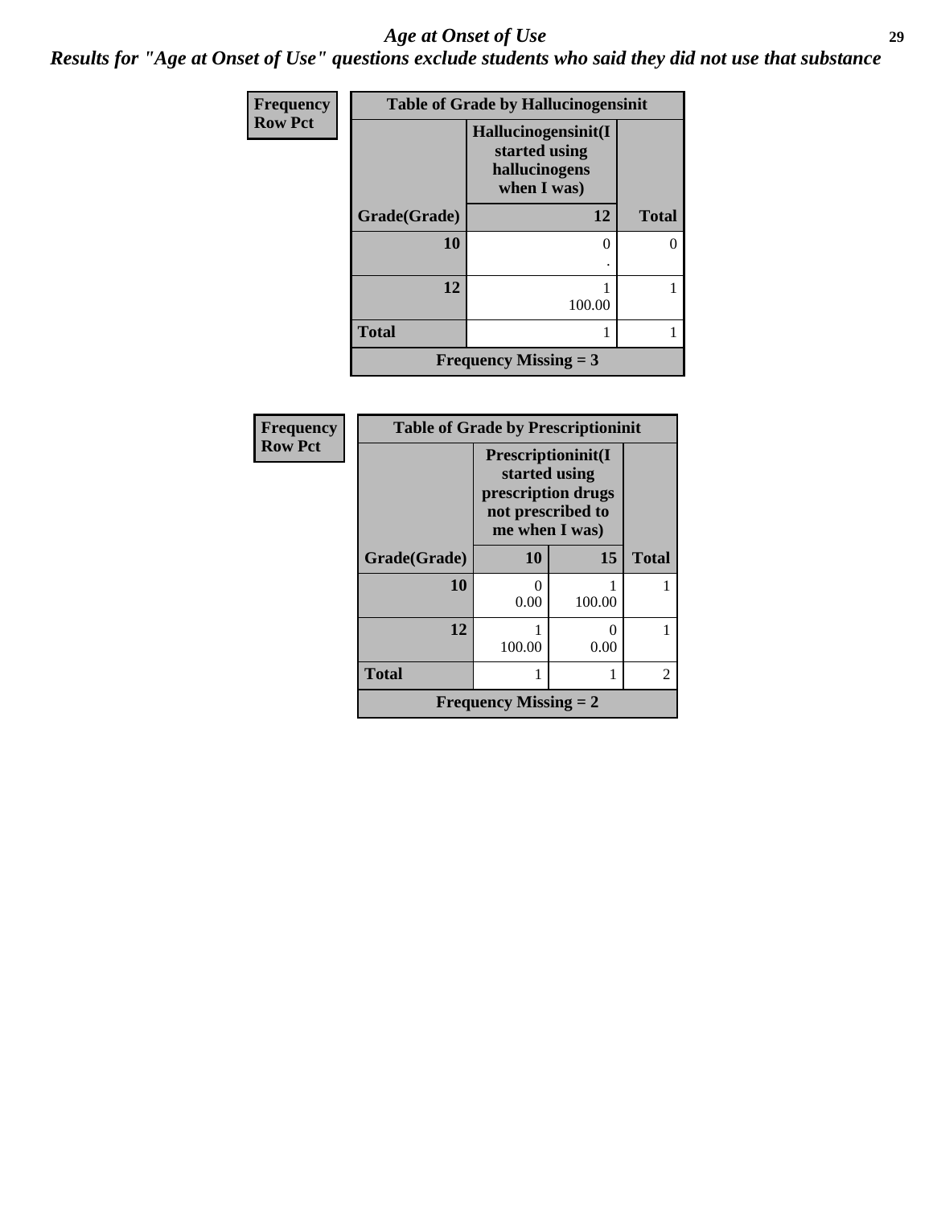# Age at Onset of Use

*Results for "Age at Onset of Use" questions exclude students who said they did not use that substance*

**Frequency**
**Row Pct**

| Table of Grade by Hallucinogensinit | | |
|---|---|---|
| | Hallucinogensinit(I started using hallucinogens when I was) | |
| Grade(Grade) | 12 | Total |
| 10 | 0<br>. | 0 |
| 12 | 1<br>100.00 | 1 |
| Total | 1 | 1 |
| Frequency Missing = 3 | | |

**Frequency**
**Row Pct**

| Table of Grade by Prescriptioninit | | | |
|---|---|---|---|
| | Prescriptioninit(I started using prescription drugs not prescribed to me when I was) | | |
| Grade(Grade) | 10 | 15 | Total |
| 10 | 0<br>0.00 | 1<br>100.00 | 1 |
| 12 | 1<br>100.00 | 0<br>0.00 | 1 |
| Total | 1 | 1 | 2 |
| Frequency Missing = 2 | | | |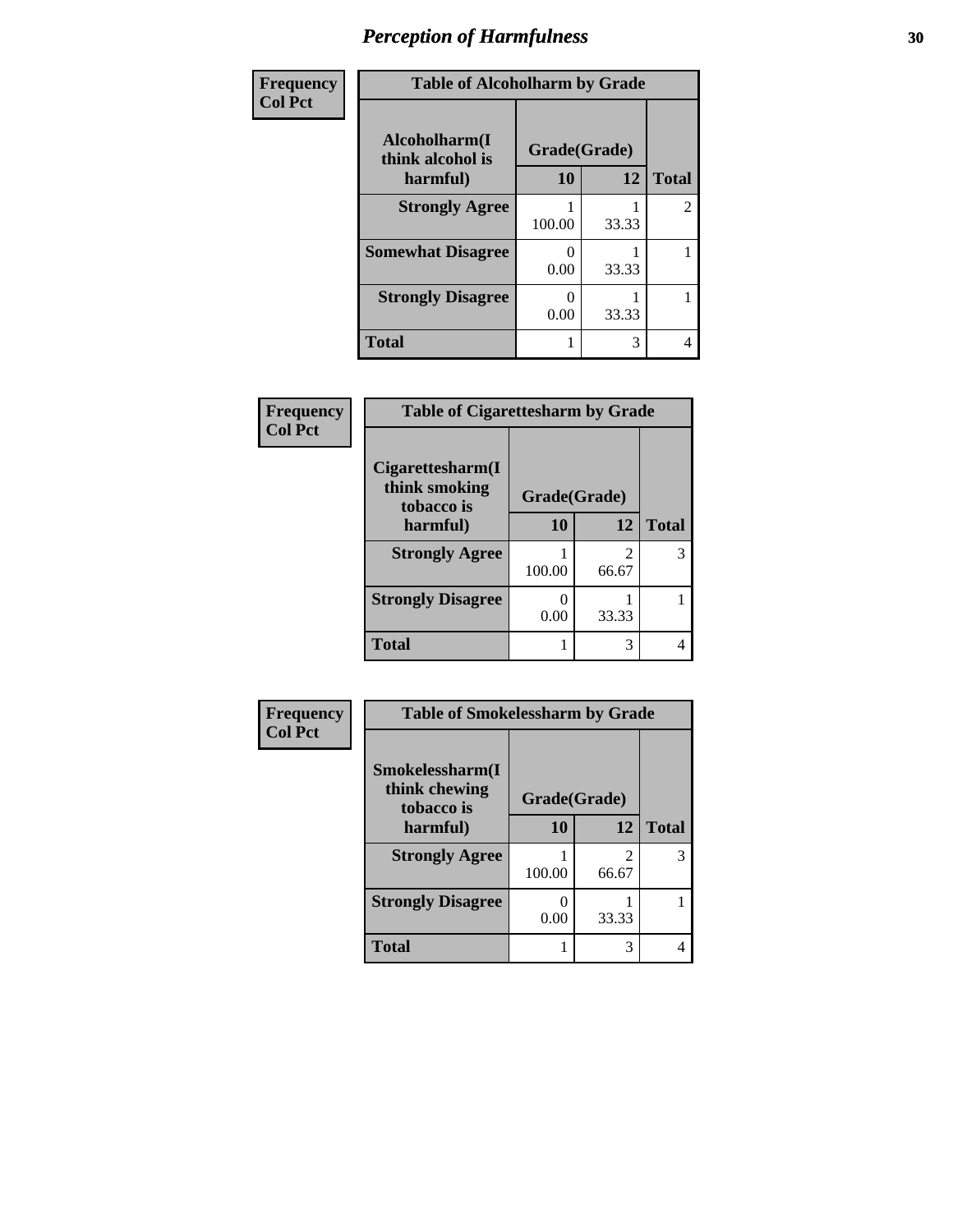## Perception of Harmfulness

**Frequency / Col Pct**

**Table of Alcoholharm by Grade**

| Alcoholharm(I think alcohol is harmful) | Grade(Grade) 10 | 12 | Total |
|---|---|---|---|
| **Strongly Agree** | 1<br>100.00 | 1<br>33.33 | 2 |
| **Somewhat Disagree** | 0<br>0.00 | 1<br>33.33 | 1 |
| **Strongly Disagree** | 0<br>0.00 | 1<br>33.33 | 1 |
| **Total** | 1 | 3 | 4 |

**Frequency / Col Pct**

**Table of Cigarettesharm by Grade**

| Cigarettesharm(I think smoking tobacco is harmful) | Grade(Grade) 10 | 12 | Total |
|---|---|---|---|
| **Strongly Agree** | 1<br>100.00 | 2<br>66.67 | 3 |
| **Strongly Disagree** | 0<br>0.00 | 1<br>33.33 | 1 |
| **Total** | 1 | 3 | 4 |

**Frequency / Col Pct**

**Table of Smokelessharm by Grade**

| Smokelessharm(I think chewing tobacco is harmful) | Grade(Grade) 10 | 12 | Total |
|---|---|---|---|
| **Strongly Agree** | 1<br>100.00 | 2<br>66.67 | 3 |
| **Strongly Disagree** | 0<br>0.00 | 1<br>33.33 | 1 |
| **Total** | 1 | 3 | 4 |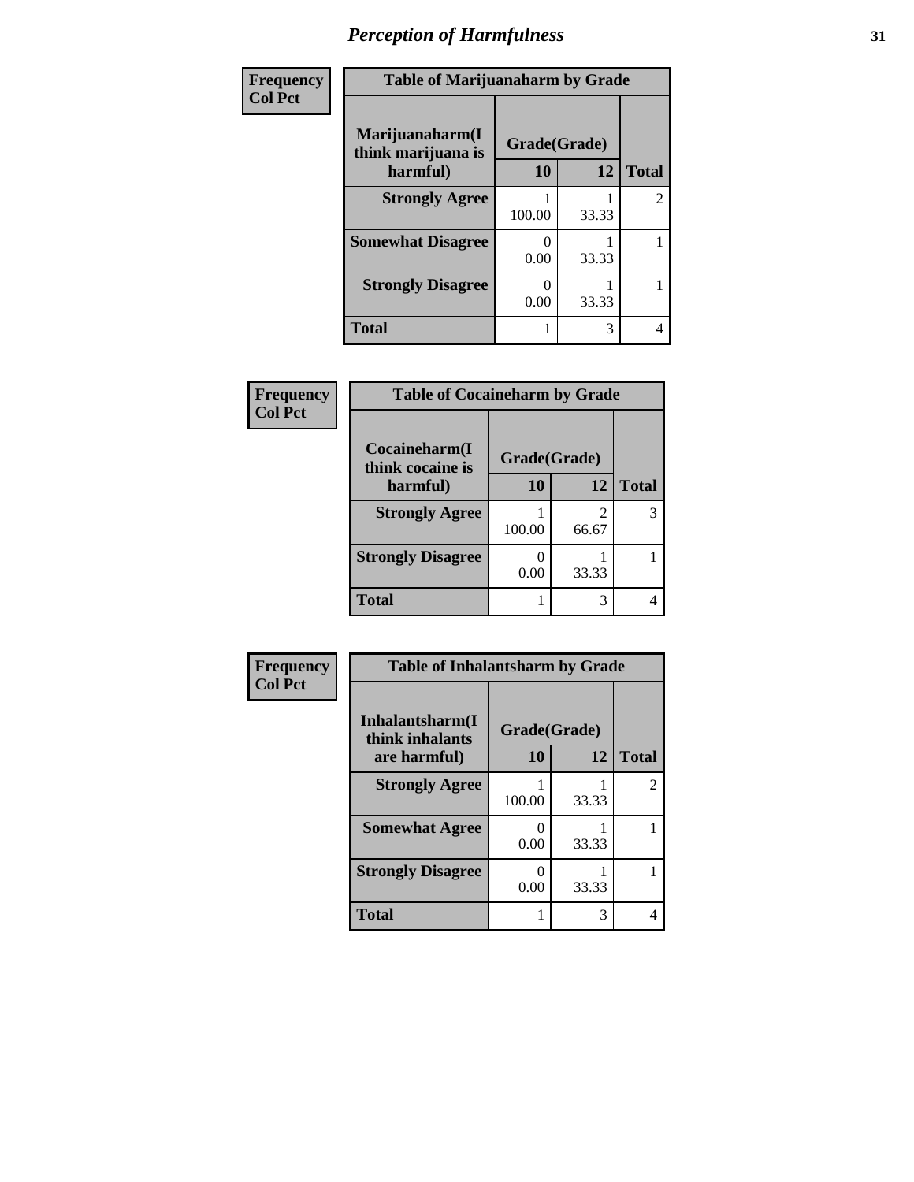# Perception of Harmfulness

| Frequency<br>Col Pct | Table of Marijuanaharm by Grade | | |
|---|---|---|---|
| Marijuanaharm(I think marijuana is harmful) | Grade(Grade) | | |
| | 10 | 12 | Total |
| Strongly Agree | 1<br>100.00 | 1<br>33.33 | 2 |
| Somewhat Disagree | 0<br>0.00 | 1<br>33.33 | 1 |
| Strongly Disagree | 0<br>0.00 | 1<br>33.33 | 1 |
| Total | 1 | 3 | 4 |

| Frequency<br>Col Pct | Table of Cocaineharm by Grade | | |
|---|---|---|---|
| Cocaineharm(I think cocaine is harmful) | Grade(Grade) | | |
| | 10 | 12 | Total |
| Strongly Agree | 1<br>100.00 | 2<br>66.67 | 3 |
| Strongly Disagree | 0<br>0.00 | 1<br>33.33 | 1 |
| Total | 1 | 3 | 4 |

| Frequency<br>Col Pct | Table of Inhalantsharm by Grade | | |
|---|---|---|---|
| Inhalantsharm(I think inhalants are harmful) | Grade(Grade) | | |
| | 10 | 12 | Total |
| Strongly Agree | 1<br>100.00 | 1<br>33.33 | 2 |
| Somewhat Agree | 0<br>0.00 | 1<br>33.33 | 1 |
| Strongly Disagree | 0<br>0.00 | 1<br>33.33 | 1 |
| Total | 1 | 3 | 4 |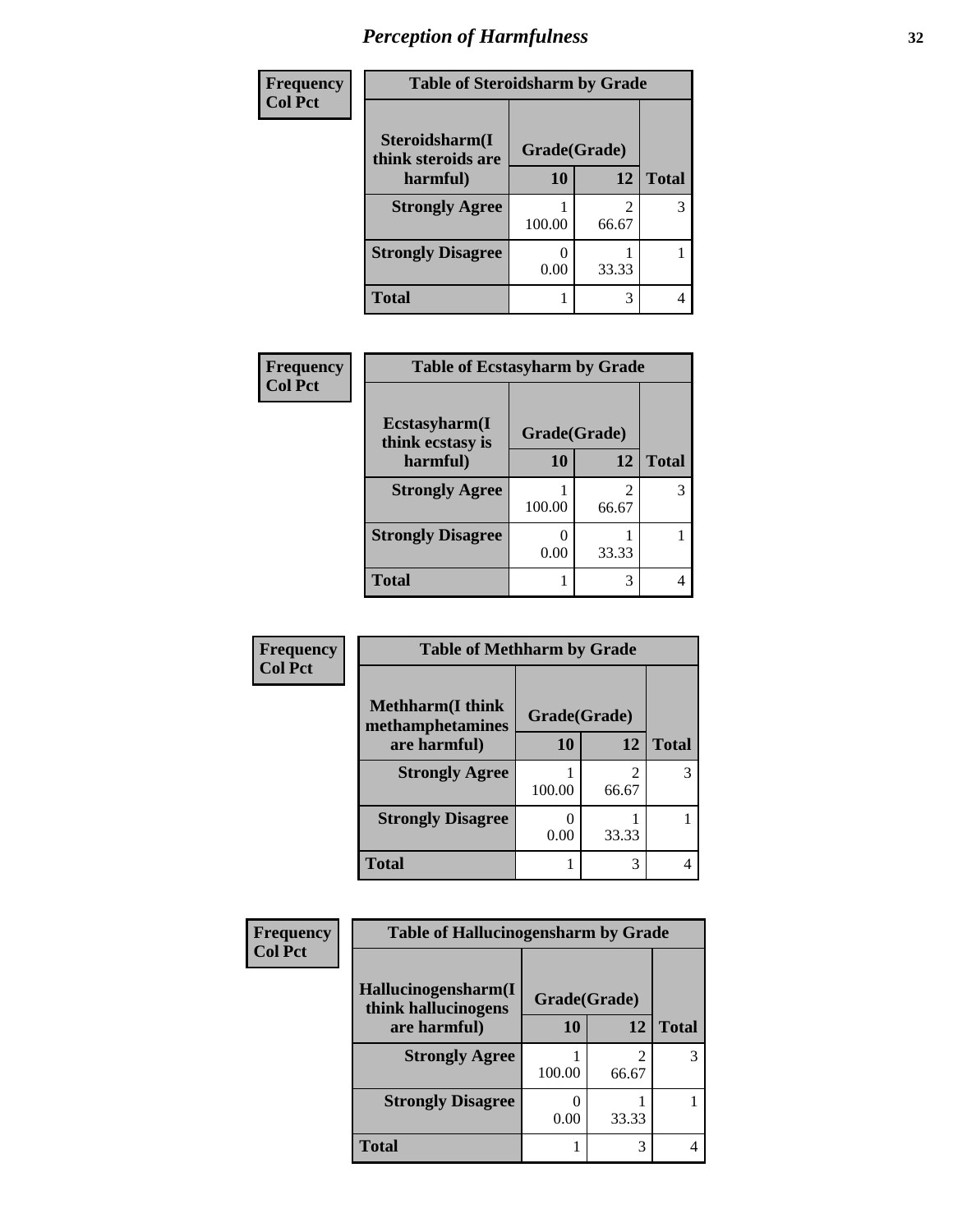# Perception of Harmfulness

**Frequency**
**Col Pct**

| Table of Steroidsharm by Grade | | | |
|---|---|---|---|
| Steroidsharm(I think steroids are harmful) | Grade(Grade) | | |
| | 10 | 12 | Total |
| Strongly Agree | 1<br>100.00 | 2<br>66.67 | 3 |
| Strongly Disagree | 0<br>0.00 | 1<br>33.33 | 1 |
| Total | 1 | 3 | 4 |

**Frequency**
**Col Pct**

| Table of Ecstasyharm by Grade | | | |
|---|---|---|---|
| Ecstasyharm(I think ecstasy is harmful) | Grade(Grade) | | |
| | 10 | 12 | Total |
| Strongly Agree | 1<br>100.00 | 2<br>66.67 | 3 |
| Strongly Disagree | 0<br>0.00 | 1<br>33.33 | 1 |
| Total | 1 | 3 | 4 |

**Frequency**
**Col Pct**

| Table of Methharm by Grade | | | |
|---|---|---|---|
| Methharm(I think methamphetamines are harmful) | Grade(Grade) | | |
| | 10 | 12 | Total |
| Strongly Agree | 1<br>100.00 | 2<br>66.67 | 3 |
| Strongly Disagree | 0<br>0.00 | 1<br>33.33 | 1 |
| Total | 1 | 3 | 4 |

**Frequency**
**Col Pct**

| Table of Hallucinogensharm by Grade | | | |
|---|---|---|---|
| Hallucinogensharm(I think hallucinogens are harmful) | Grade(Grade) | | |
| | 10 | 12 | Total |
| Strongly Agree | 1<br>100.00 | 2<br>66.67 | 3 |
| Strongly Disagree | 0<br>0.00 | 1<br>33.33 | 1 |
| Total | 1 | 3 | 4 |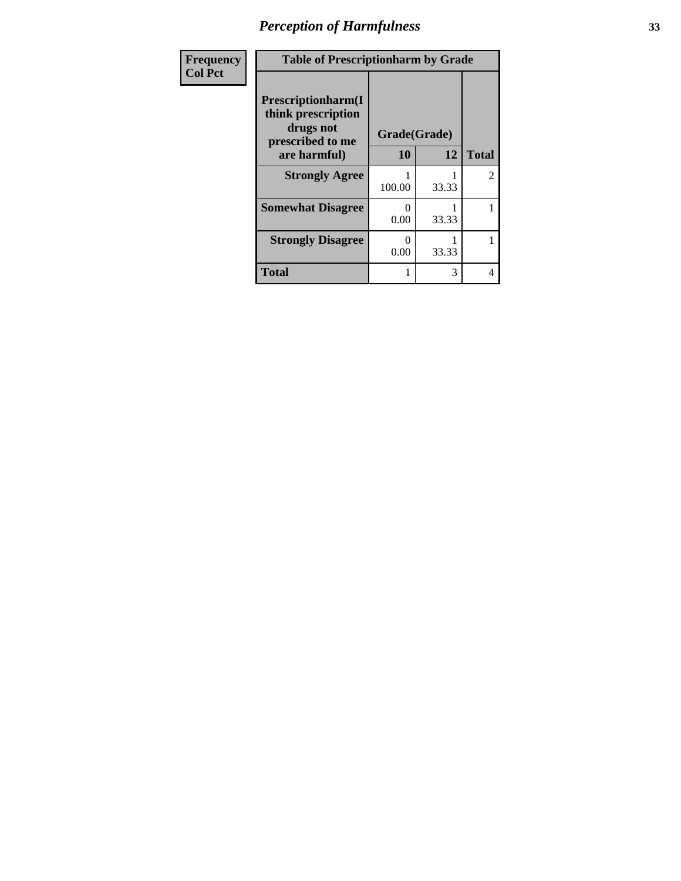| Frequency<br>Col Pct |
|---|

**Table of Prescriptionharm by Grade**

| Prescriptionharm(I think prescription drugs not prescribed to me are harmful) | Grade(Grade) | | Total |
|---|---|---|---|
| | 10 | 12 | |
| Strongly Agree | 1<br>100.00 | 1<br>33.33 | 2 |
| Somewhat Disagree | 0<br>0.00 | 1<br>33.33 | 1 |
| Strongly Disagree | 0<br>0.00 | 1<br>33.33 | 1 |
| Total | 1 | 3 | 4 |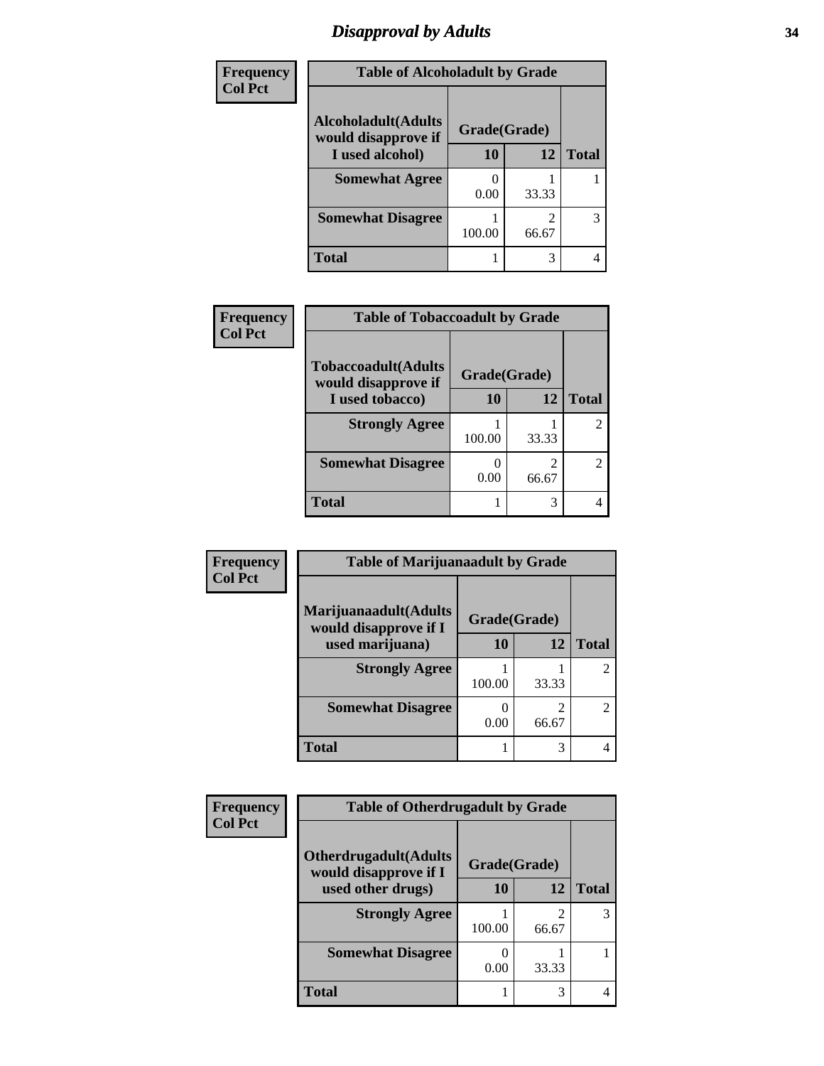# *Disapproval by Adults*

| Frequency<br>Col Pct | Table of Alcoholadult by Grade | | |
|---|---|---|---|
| **Alcoholadult(Adults would disapprove if I used alcohol)** | **Grade(Grade)** | | **Total** |
| | **10** | **12** | |
| **Somewhat Agree** | 0<br>0.00 | 1<br>33.33 | 1 |
| **Somewhat Disagree** | 1<br>100.00 | 2<br>66.67 | 3 |
| **Total** | 1 | 3 | 4 |

| Frequency<br>Col Pct | Table of Tobaccoadult by Grade | | |
|---|---|---|---|
| **Tobaccoadult(Adults would disapprove if I used tobacco)** | **Grade(Grade)** | | **Total** |
| | **10** | **12** | |
| **Strongly Agree** | 1<br>100.00 | 1<br>33.33 | 2 |
| **Somewhat Disagree** | 0<br>0.00 | 2<br>66.67 | 2 |
| **Total** | 1 | 3 | 4 |

| Frequency<br>Col Pct | Table of Marijuanaadult by Grade | | |
|---|---|---|---|
| **Marijuanaadult(Adults would disapprove if I used marijuana)** | **Grade(Grade)** | | **Total** |
| | **10** | **12** | |
| **Strongly Agree** | 1<br>100.00 | 1<br>33.33 | 2 |
| **Somewhat Disagree** | 0<br>0.00 | 2<br>66.67 | 2 |
| **Total** | 1 | 3 | 4 |

| Frequency<br>Col Pct | Table of Otherdrugadult by Grade | | |
|---|---|---|---|
| **Otherdrugadult(Adults would disapprove if I used other drugs)** | **Grade(Grade)** | | **Total** |
| | **10** | **12** | |
| **Strongly Agree** | 1<br>100.00 | 2<br>66.67 | 3 |
| **Somewhat Disagree** | 0<br>0.00 | 1<br>33.33 | 1 |
| **Total** | 1 | 3 | 4 |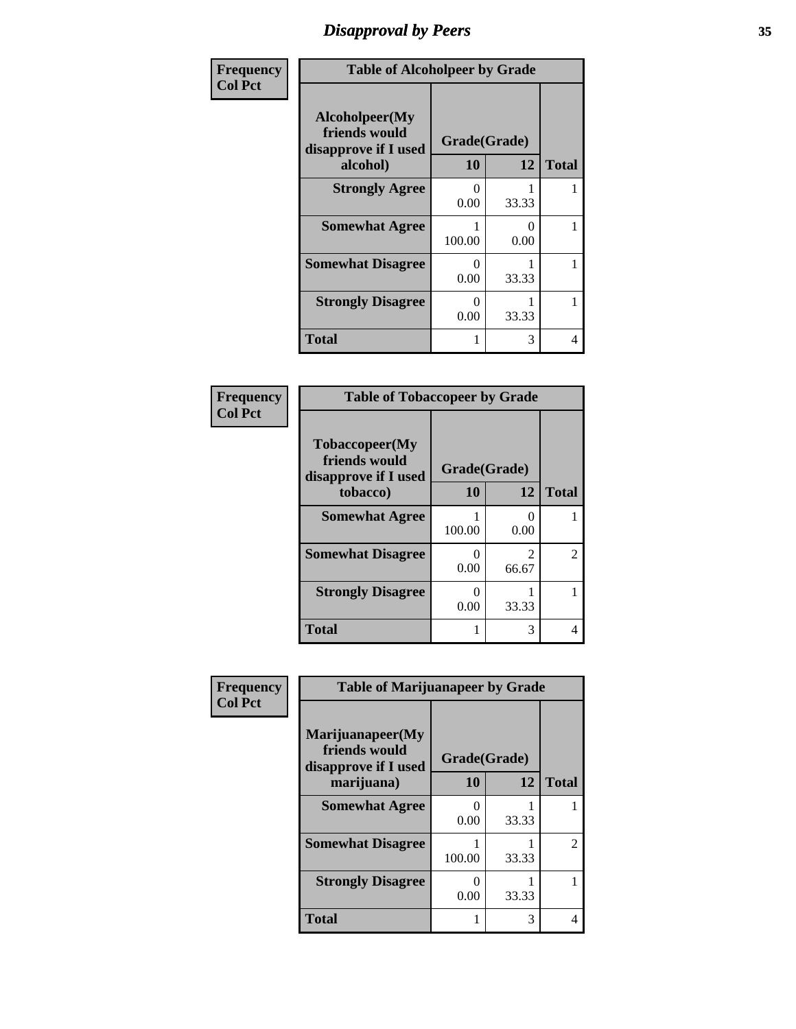## Disapproval by Peers

**Frequency**
**Col Pct**

| Table of Alcoholpeer by Grade | | | |
|---|---|---|---|
| Alcoholpeer(My friends would disapprove if I used alcohol) | Grade(Grade) | | |
| | 10 | 12 | Total |
| Strongly Agree | 0<br>0.00 | 1<br>33.33 | 1 |
| Somewhat Agree | 1<br>100.00 | 0<br>0.00 | 1 |
| Somewhat Disagree | 0<br>0.00 | 1<br>33.33 | 1 |
| Strongly Disagree | 0<br>0.00 | 1<br>33.33 | 1 |
| Total | 1 | 3 | 4 |

**Frequency**
**Col Pct**

| Table of Tobaccopeer by Grade | | | |
|---|---|---|---|
| Tobaccopeer(My friends would disapprove if I used tobacco) | Grade(Grade) | | |
| | 10 | 12 | Total |
| Somewhat Agree | 1<br>100.00 | 0<br>0.00 | 1 |
| Somewhat Disagree | 0<br>0.00 | 2<br>66.67 | 2 |
| Strongly Disagree | 0<br>0.00 | 1<br>33.33 | 1 |
| Total | 1 | 3 | 4 |

**Frequency**
**Col Pct**

| Table of Marijuanapeer by Grade | | | |
|---|---|---|---|
| Marijuanapeer(My friends would disapprove if I used marijuana) | Grade(Grade) | | |
| | 10 | 12 | Total |
| Somewhat Agree | 0<br>0.00 | 1<br>33.33 | 1 |
| Somewhat Disagree | 1<br>100.00 | 1<br>33.33 | 2 |
| Strongly Disagree | 0<br>0.00 | 1<br>33.33 | 1 |
| Total | 1 | 3 | 4 |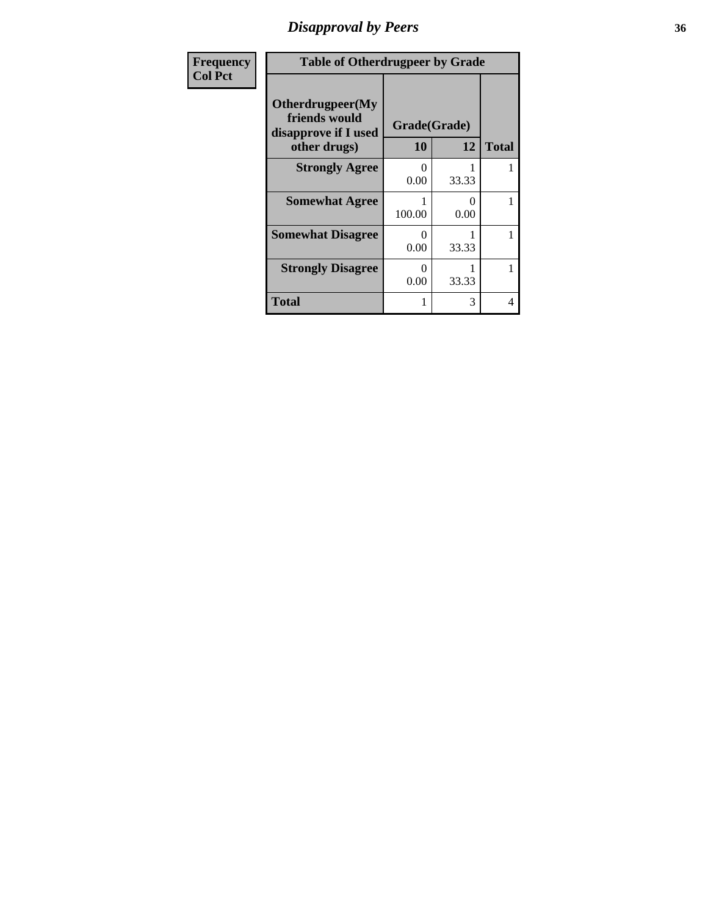## Disapproval by Peers

| Frequency<br>Col Pct | Table of Otherdrugpeer by Grade | | |
|---|---|---|---|
| **Otherdrugpeer(My friends would disapprove if I used other drugs)** | **Grade(Grade)** | | |
| | **10** | **12** | **Total** |
| **Strongly Agree** | 0<br>0.00 | 1<br>33.33 | 1 |
| **Somewhat Agree** | 1<br>100.00 | 0<br>0.00 | 1 |
| **Somewhat Disagree** | 0<br>0.00 | 1<br>33.33 | 1 |
| **Strongly Disagree** | 0<br>0.00 | 1<br>33.33 | 1 |
| **Total** | 1 | 3 | 4 |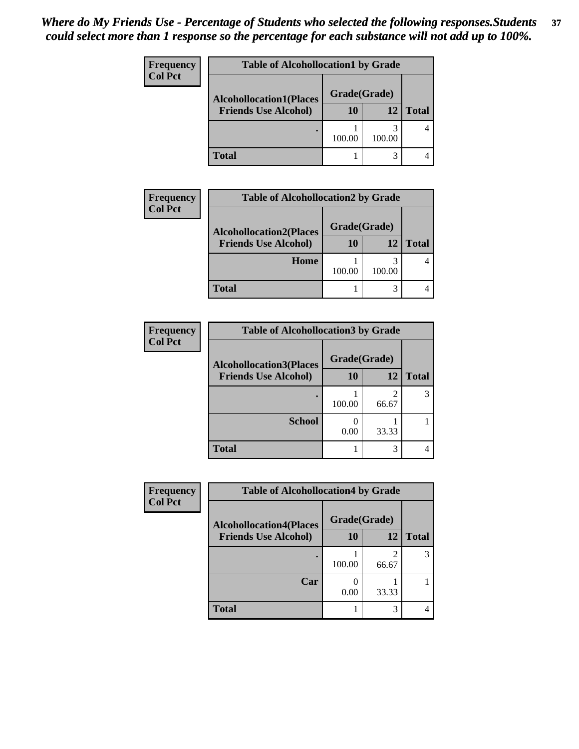*Where do My Friends Use - Percentage of Students who selected the following responses.Students could select more than 1 response so the percentage for each substance will not add up to 100%.*

**Frequency**
**Col Pct**

**Table of Alcohollocation1 by Grade**

| Alcohollocation1(Places Friends Use Alcohol) | Grade(Grade) 10 | 12 | Total |
|---|---|---|---|
| . | 1<br>100.00 | 3<br>100.00 | 4 |
| **Total** | 1 | 3 | 4 |

**Frequency**
**Col Pct**

**Table of Alcohollocation2 by Grade**

| Alcohollocation2(Places Friends Use Alcohol) | Grade(Grade) 10 | 12 | Total |
|---|---|---|---|
| Home | 1<br>100.00 | 3<br>100.00 | 4 |
| **Total** | 1 | 3 | 4 |

**Frequency**
**Col Pct**

**Table of Alcohollocation3 by Grade**

| Alcohollocation3(Places Friends Use Alcohol) | Grade(Grade) 10 | 12 | Total |
|---|---|---|---|
| . | 1<br>100.00 | 2<br>66.67 | 3 |
| School | 0<br>0.00 | 1<br>33.33 | 1 |
| **Total** | 1 | 3 | 4 |

**Frequency**
**Col Pct**

**Table of Alcohollocation4 by Grade**

| Alcohollocation4(Places Friends Use Alcohol) | Grade(Grade) 10 | 12 | Total |
|---|---|---|---|
| . | 1<br>100.00 | 2<br>66.67 | 3 |
| Car | 0<br>0.00 | 1<br>33.33 | 1 |
| **Total** | 1 | 3 | 4 |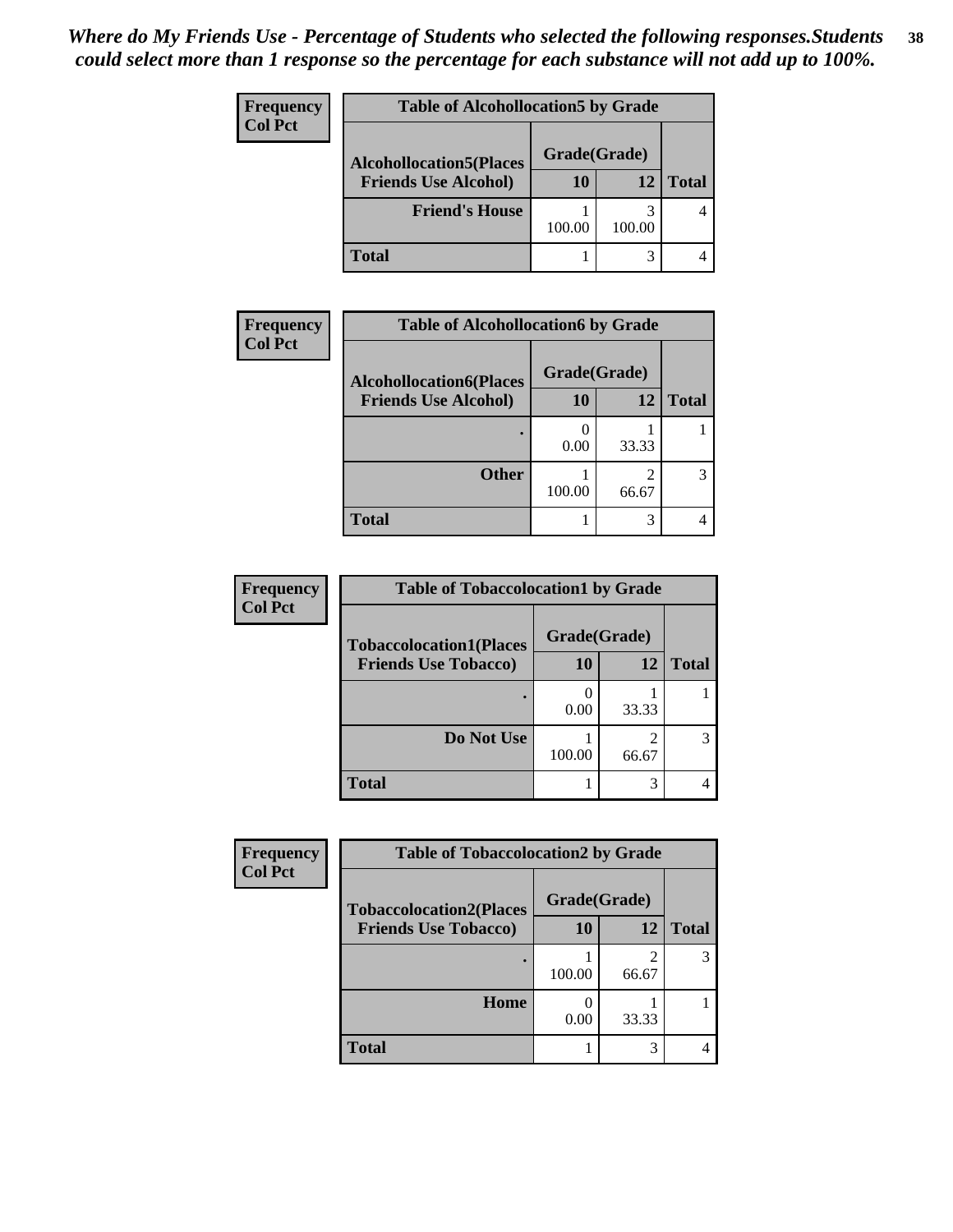*Where do My Friends Use - Percentage of Students who selected the following responses.Students could select more than 1 response so the percentage for each substance will not add up to 100%.*

**Frequency**
**Col Pct**

**Table of Alcohollocation5 by Grade**

| Alcohollocation5(Places Friends Use Alcohol) | Grade(Grade) 10 | 12 | Total |
|---|---|---|---|
| **Friend's House** | 1<br>100.00 | 3<br>100.00 | 4 |
| **Total** | 1 | 3 | 4 |

**Frequency**
**Col Pct**

**Table of Alcohollocation6 by Grade**

| Alcohollocation6(Places Friends Use Alcohol) | Grade(Grade) 10 | 12 | Total |
|---|---|---|---|
| **.** | 0<br>0.00 | 1<br>33.33 | 1 |
| **Other** | 1<br>100.00 | 2<br>66.67 | 3 |
| **Total** | 1 | 3 | 4 |

**Frequency**
**Col Pct**

**Table of Tobaccolocation1 by Grade**

| Tobaccolocation1(Places Friends Use Tobacco) | Grade(Grade) 10 | 12 | Total |
|---|---|---|---|
| **.** | 0<br>0.00 | 1<br>33.33 | 1 |
| **Do Not Use** | 1<br>100.00 | 2<br>66.67 | 3 |
| **Total** | 1 | 3 | 4 |

**Frequency**
**Col Pct**

**Table of Tobaccolocation2 by Grade**

| Tobaccolocation2(Places Friends Use Tobacco) | Grade(Grade) 10 | 12 | Total |
|---|---|---|---|
| **.** | 1<br>100.00 | 2<br>66.67 | 3 |
| **Home** | 0<br>0.00 | 1<br>33.33 | 1 |
| **Total** | 1 | 3 | 4 |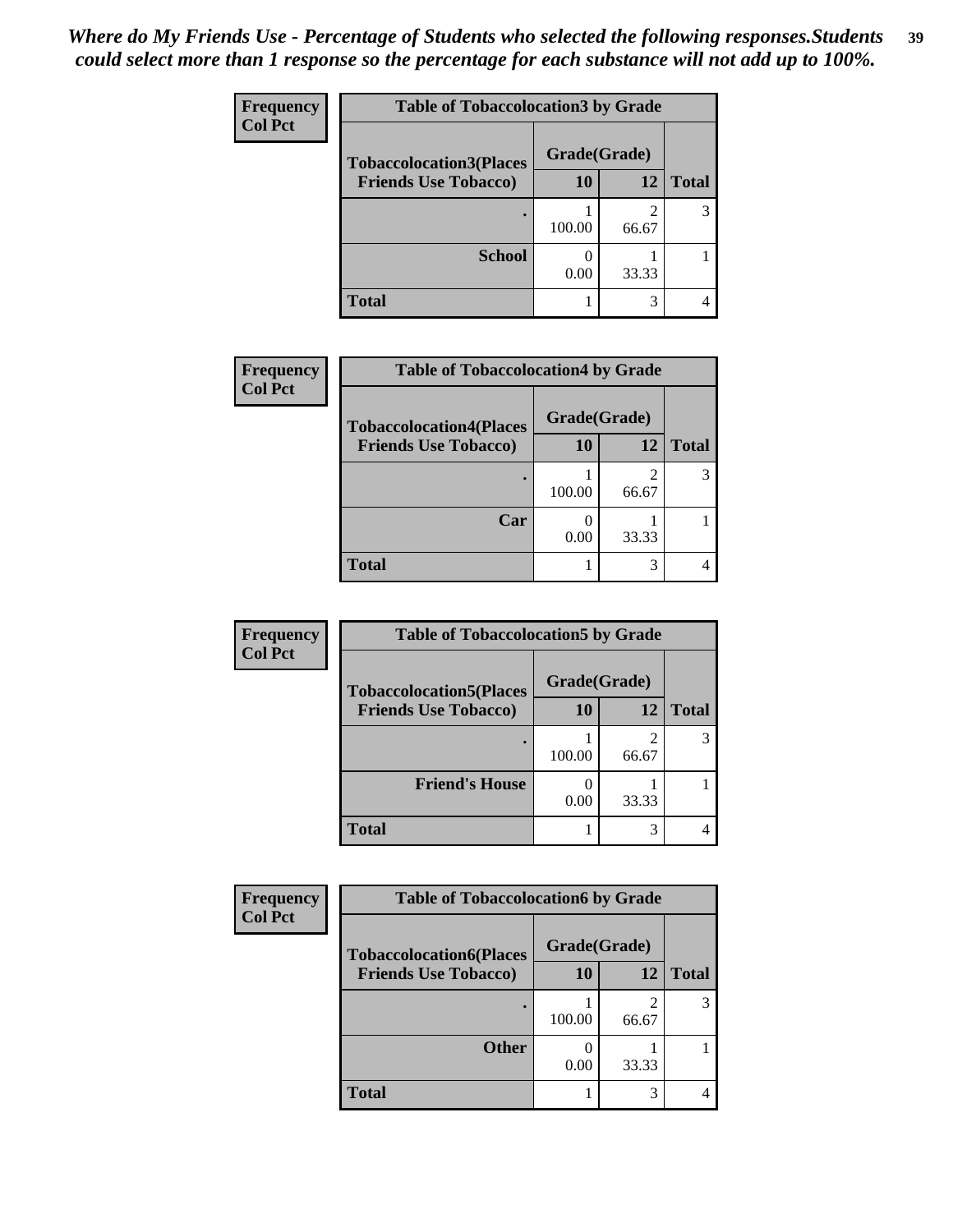*Where do My Friends Use - Percentage of Students who selected the following responses.Students could select more than 1 response so the percentage for each substance will not add up to 100%.*

**Frequency**
**Col Pct**

| Table of Tobaccolocation3 by Grade | | | |
|---|---|---|---|
| **Tobaccolocation3(Places Friends Use Tobacco)** | **Grade(Grade)** | | **Total** |
| | **10** | **12** | |
| **.** | 1<br>100.00 | 2<br>66.67 | 3 |
| **School** | 0<br>0.00 | 1<br>33.33 | 1 |
| **Total** | 1 | 3 | 4 |

**Frequency**
**Col Pct**

| Table of Tobaccolocation4 by Grade | | | |
|---|---|---|---|
| **Tobaccolocation4(Places Friends Use Tobacco)** | **Grade(Grade)** | | **Total** |
| | **10** | **12** | |
| **.** | 1<br>100.00 | 2<br>66.67 | 3 |
| **Car** | 0<br>0.00 | 1<br>33.33 | 1 |
| **Total** | 1 | 3 | 4 |

**Frequency**
**Col Pct**

| Table of Tobaccolocation5 by Grade | | | |
|---|---|---|---|
| **Tobaccolocation5(Places Friends Use Tobacco)** | **Grade(Grade)** | | **Total** |
| | **10** | **12** | |
| **.** | 1<br>100.00 | 2<br>66.67 | 3 |
| **Friend's House** | 0<br>0.00 | 1<br>33.33 | 1 |
| **Total** | 1 | 3 | 4 |

**Frequency**
**Col Pct**

| Table of Tobaccolocation6 by Grade | | | |
|---|---|---|---|
| **Tobaccolocation6(Places Friends Use Tobacco)** | **Grade(Grade)** | | **Total** |
| | **10** | **12** | |
| **.** | 1<br>100.00 | 2<br>66.67 | 3 |
| **Other** | 0<br>0.00 | 1<br>33.33 | 1 |
| **Total** | 1 | 3 | 4 |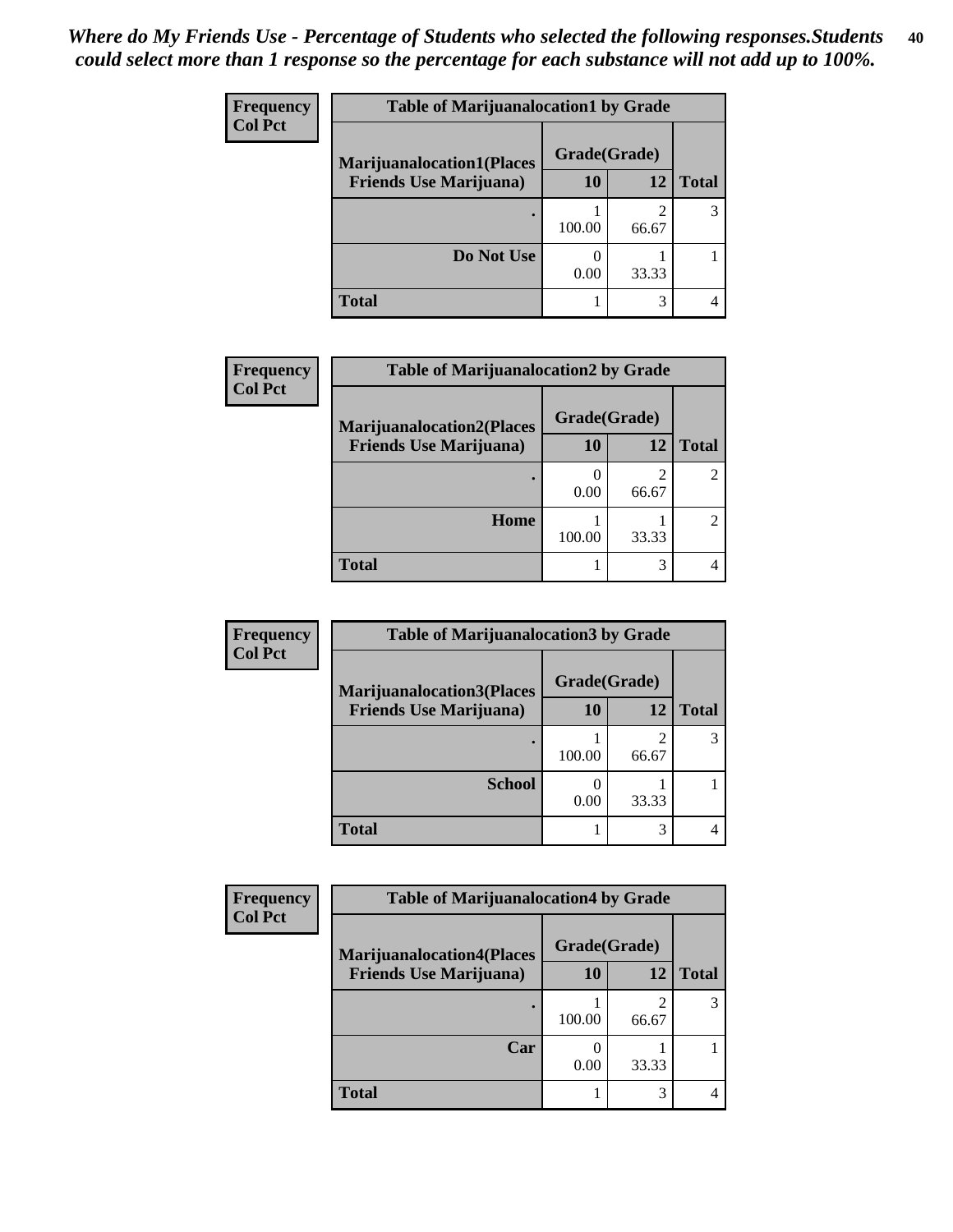*Where do My Friends Use - Percentage of Students who selected the following responses.Students could select more than 1 response so the percentage for each substance will not add up to 100%.*

**Frequency**
**Col Pct**

| Table of Marijuanalocation1 by Grade | | | |
|---|---|---|---|
| **Marijuanalocation1(Places Friends Use Marijuana)** | **Grade(Grade)** | | |
| | **10** | **12** | **Total** |
| **.** | 1<br>100.00 | 2<br>66.67 | 3 |
| **Do Not Use** | 0<br>0.00 | 1<br>33.33 | 1 |
| **Total** | 1 | 3 | 4 |

**Frequency**
**Col Pct**

| Table of Marijuanalocation2 by Grade | | | |
|---|---|---|---|
| **Marijuanalocation2(Places Friends Use Marijuana)** | **Grade(Grade)** | | |
| | **10** | **12** | **Total** |
| **.** | 0<br>0.00 | 2<br>66.67 | 2 |
| **Home** | 1<br>100.00 | 1<br>33.33 | 2 |
| **Total** | 1 | 3 | 4 |

**Frequency**
**Col Pct**

| Table of Marijuanalocation3 by Grade | | | |
|---|---|---|---|
| **Marijuanalocation3(Places Friends Use Marijuana)** | **Grade(Grade)** | | |
| | **10** | **12** | **Total** |
| **.** | 1<br>100.00 | 2<br>66.67 | 3 |
| **School** | 0<br>0.00 | 1<br>33.33 | 1 |
| **Total** | 1 | 3 | 4 |

**Frequency**
**Col Pct**

| Table of Marijuanalocation4 by Grade | | | |
|---|---|---|---|
| **Marijuanalocation4(Places Friends Use Marijuana)** | **Grade(Grade)** | | |
| | **10** | **12** | **Total** |
| **.** | 1<br>100.00 | 2<br>66.67 | 3 |
| **Car** | 0<br>0.00 | 1<br>33.33 | 1 |
| **Total** | 1 | 3 | 4 |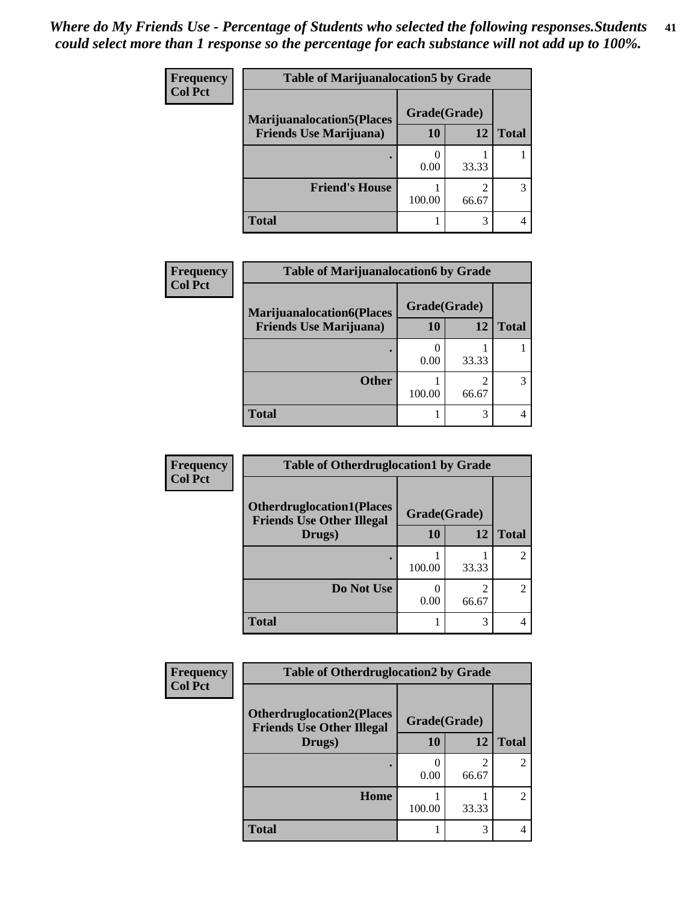*Where do My Friends Use - Percentage of Students who selected the following responses.Students could select more than 1 response so the percentage for each substance will not add up to 100%.*

**Table of Marijuanalocation5 by Grade**

| Frequency / Col Pct | Grade(Grade) | | |
|---|---|---|---|
| Marijuanalocation5(Places Friends Use Marijuana) | 10 | 12 | Total |
| . | 0<br>0.00 | 1<br>33.33 | 1 |
| Friend's House | 1<br>100.00 | 2<br>66.67 | 3 |
| Total | 1 | 3 | 4 |

**Table of Marijuanalocation6 by Grade**

| Frequency / Col Pct | Grade(Grade) | | |
|---|---|---|---|
| Marijuanalocation6(Places Friends Use Marijuana) | 10 | 12 | Total |
| . | 0<br>0.00 | 1<br>33.33 | 1 |
| Other | 1<br>100.00 | 2<br>66.67 | 3 |
| Total | 1 | 3 | 4 |

**Table of Otherdruglocation1 by Grade**

| Frequency / Col Pct | Grade(Grade) | | |
|---|---|---|---|
| Otherdruglocation1(Places Friends Use Other Illegal Drugs) | 10 | 12 | Total |
| . | 1<br>100.00 | 1<br>33.33 | 2 |
| Do Not Use | 0<br>0.00 | 2<br>66.67 | 2 |
| Total | 1 | 3 | 4 |

**Table of Otherdruglocation2 by Grade**

| Frequency / Col Pct | Grade(Grade) | | |
|---|---|---|---|
| Otherdruglocation2(Places Friends Use Other Illegal Drugs) | 10 | 12 | Total |
| . | 0<br>0.00 | 2<br>66.67 | 2 |
| Home | 1<br>100.00 | 1<br>33.33 | 2 |
| Total | 1 | 3 | 4 |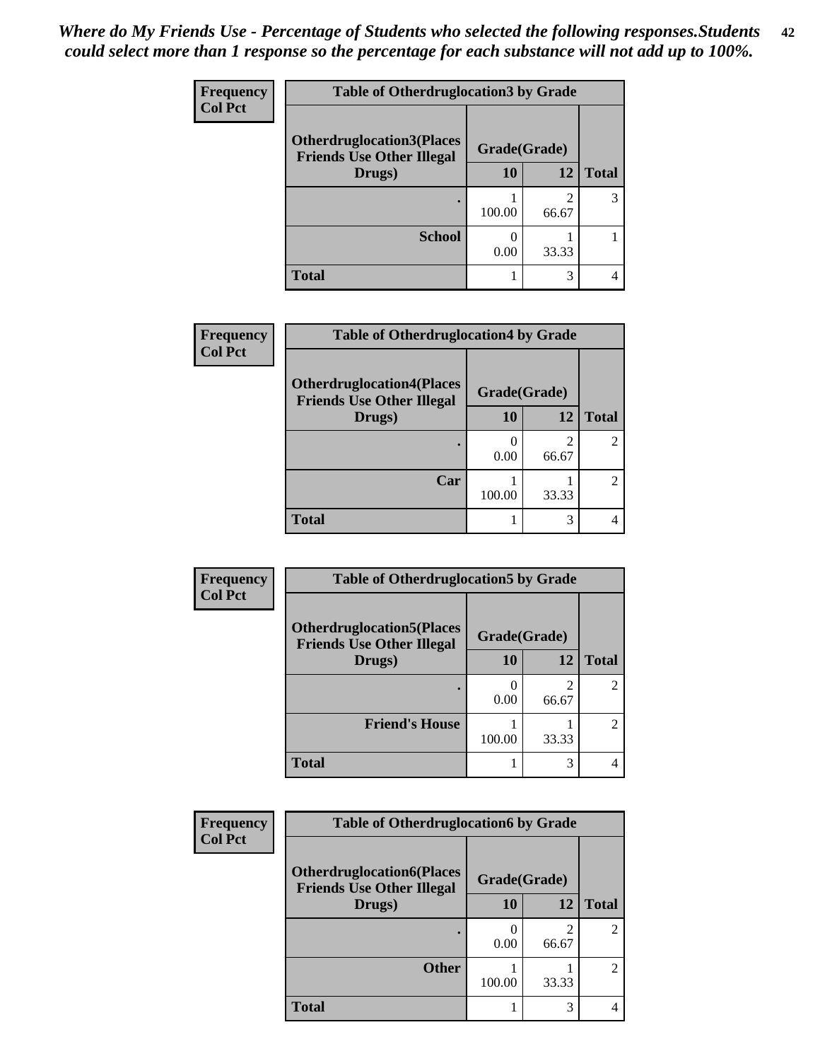*Where do My Friends Use - Percentage of Students who selected the following responses.Students could select more than 1 response so the percentage for each substance will not add up to 100%.*

**Frequency**
**Col Pct**

| Table of Otherdruglocation3 by Grade | | | |
|---|---|---|---|
| Otherdruglocation3(Places Friends Use Other Illegal Drugs) | Grade(Grade) | | Total |
| | 10 | 12 | |
| . | 1<br>100.00 | 2<br>66.67 | 3 |
| School | 0<br>0.00 | 1<br>33.33 | 1 |
| Total | 1 | 3 | 4 |

**Frequency**
**Col Pct**

| Table of Otherdruglocation4 by Grade | | | |
|---|---|---|---|
| Otherdruglocation4(Places Friends Use Other Illegal Drugs) | Grade(Grade) | | Total |
| | 10 | 12 | |
| . | 0<br>0.00 | 2<br>66.67 | 2 |
| Car | 1<br>100.00 | 1<br>33.33 | 2 |
| Total | 1 | 3 | 4 |

**Frequency**
**Col Pct**

| Table of Otherdruglocation5 by Grade | | | |
|---|---|---|---|
| Otherdruglocation5(Places Friends Use Other Illegal Drugs) | Grade(Grade) | | Total |
| | 10 | 12 | |
| . | 0<br>0.00 | 2<br>66.67 | 2 |
| Friend's House | 1<br>100.00 | 1<br>33.33 | 2 |
| Total | 1 | 3 | 4 |

**Frequency**
**Col Pct**

| Table of Otherdruglocation6 by Grade | | | |
|---|---|---|---|
| Otherdruglocation6(Places Friends Use Other Illegal Drugs) | Grade(Grade) | | Total |
| | 10 | 12 | |
| . | 0<br>0.00 | 2<br>66.67 | 2 |
| Other | 1<br>100.00 | 1<br>33.33 | 2 |
| Total | 1 | 3 | 4 |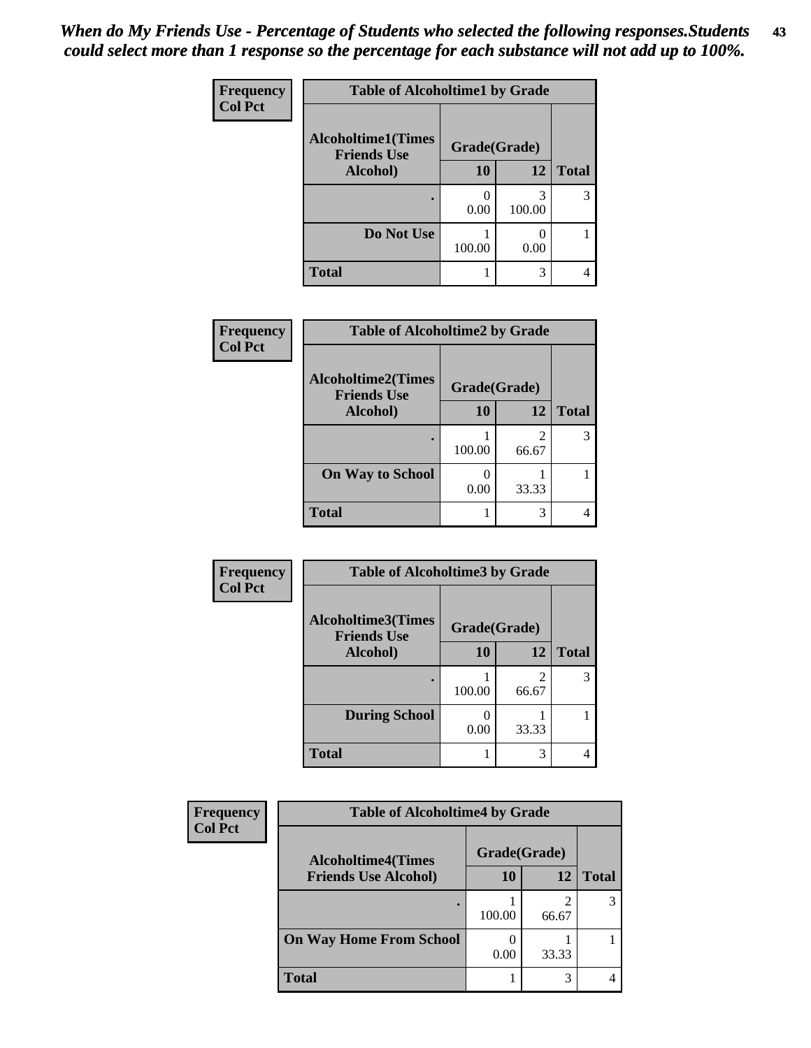*When do My Friends Use - Percentage of Students who selected the following responses.Students could select more than 1 response so the percentage for each substance will not add up to 100%.*

**Frequency**
**Col Pct**

**Table of Alcoholtime1 by Grade**

| Alcoholtime1(Times Friends Use Alcohol) | Grade(Grade) | | |
|---|---|---|---|
| | 10 | 12 | Total |
| . | 0<br>0.00 | 3<br>100.00 | 3 |
| Do Not Use | 1<br>100.00 | 0<br>0.00 | 1 |
| Total | 1 | 3 | 4 |

**Frequency**
**Col Pct**

**Table of Alcoholtime2 by Grade**

| Alcoholtime2(Times Friends Use Alcohol) | Grade(Grade) | | |
|---|---|---|---|
| | 10 | 12 | Total |
| . | 1<br>100.00 | 2<br>66.67 | 3 |
| On Way to School | 0<br>0.00 | 1<br>33.33 | 1 |
| Total | 1 | 3 | 4 |

**Frequency**
**Col Pct**

**Table of Alcoholtime3 by Grade**

| Alcoholtime3(Times Friends Use Alcohol) | Grade(Grade) | | |
|---|---|---|---|
| | 10 | 12 | Total |
| . | 1<br>100.00 | 2<br>66.67 | 3 |
| During School | 0<br>0.00 | 1<br>33.33 | 1 |
| Total | 1 | 3 | 4 |

**Frequency**
**Col Pct**

**Table of Alcoholtime4 by Grade**

| Alcoholtime4(Times Friends Use Alcohol) | Grade(Grade) | | |
|---|---|---|---|
| | 10 | 12 | Total |
| . | 1<br>100.00 | 2<br>66.67 | 3 |
| On Way Home From School | 0<br>0.00 | 1<br>33.33 | 1 |
| Total | 1 | 3 | 4 |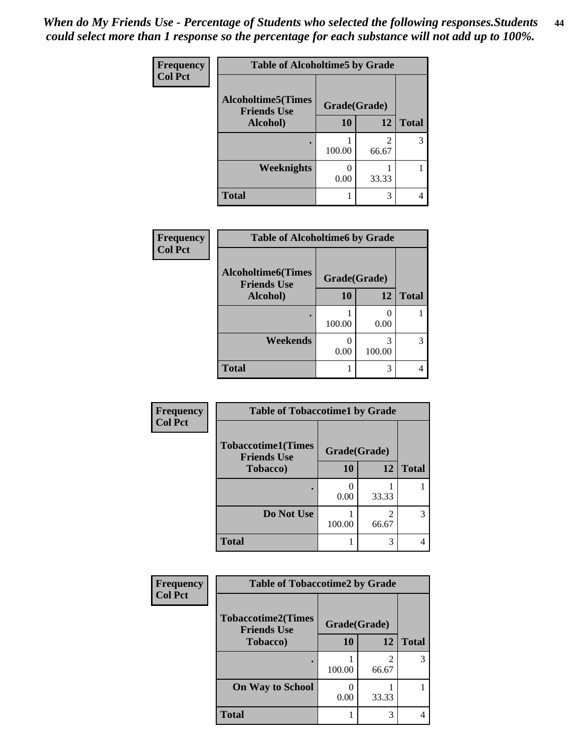*When do My Friends Use - Percentage of Students who selected the following responses.Students could select more than 1 response so the percentage for each substance will not add up to 100%.*

**Frequency**
**Col Pct**

| Table of Alcoholtime5 by Grade | | | |
|---|---|---|---|
| **Alcoholtime5(Times Friends Use Alcohol)** | **Grade(Grade)** | | **Total** |
| | **10** | **12** | |
| **.** | 1<br>100.00 | 2<br>66.67 | 3 |
| **Weeknights** | 0<br>0.00 | 1<br>33.33 | 1 |
| **Total** | 1 | 3 | 4 |

**Frequency**
**Col Pct**

| Table of Alcoholtime6 by Grade | | | |
|---|---|---|---|
| **Alcoholtime6(Times Friends Use Alcohol)** | **Grade(Grade)** | | **Total** |
| | **10** | **12** | |
| **.** | 1<br>100.00 | 0<br>0.00 | 1 |
| **Weekends** | 0<br>0.00 | 3<br>100.00 | 3 |
| **Total** | 1 | 3 | 4 |

**Frequency**
**Col Pct**

| Table of Tobaccotime1 by Grade | | | |
|---|---|---|---|
| **Tobaccotime1(Times Friends Use Tobacco)** | **Grade(Grade)** | | **Total** |
| | **10** | **12** | |
| **.** | 0<br>0.00 | 1<br>33.33 | 1 |
| **Do Not Use** | 1<br>100.00 | 2<br>66.67 | 3 |
| **Total** | 1 | 3 | 4 |

**Frequency**
**Col Pct**

| Table of Tobaccotime2 by Grade | | | |
|---|---|---|---|
| **Tobaccotime2(Times Friends Use Tobacco)** | **Grade(Grade)** | | **Total** |
| | **10** | **12** | |
| **.** | 1<br>100.00 | 2<br>66.67 | 3 |
| **On Way to School** | 0<br>0.00 | 1<br>33.33 | 1 |
| **Total** | 1 | 3 | 4 |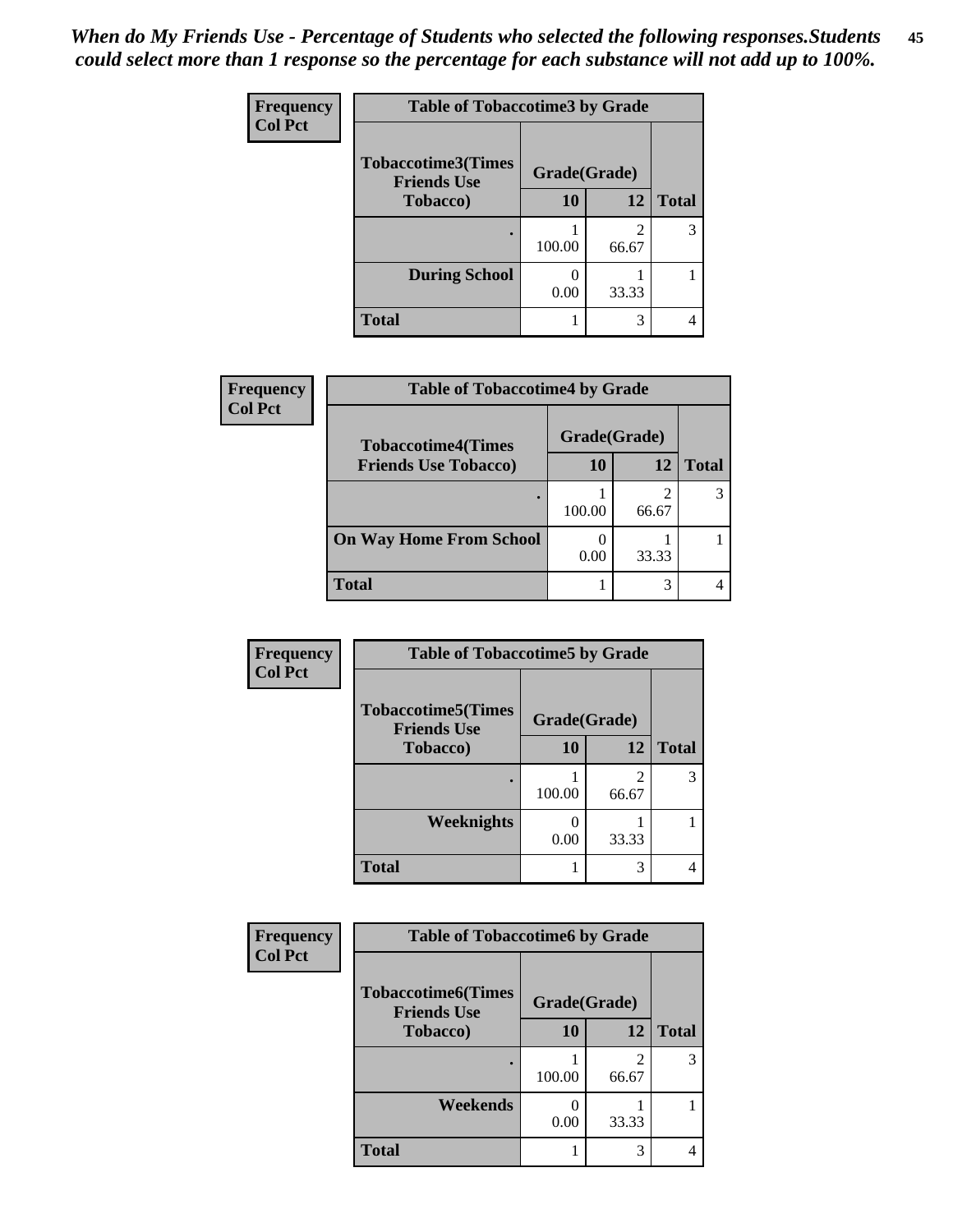*When do My Friends Use - Percentage of Students who selected the following responses.Students could select more than 1 response so the percentage for each substance will not add up to 100%.*

**Table of Tobaccotime3 by Grade**

| Tobaccotime3(Times Friends Use Tobacco) | Grade(Grade) 10 | 12 | Total |
|---|---|---|---|
| . | 1<br>100.00 | 2<br>66.67 | 3 |
| During School | 0<br>0.00 | 1<br>33.33 | 1 |
| Total | 1 | 3 | 4 |

Frequency / Col Pct

**Table of Tobaccotime4 by Grade**

| Tobaccotime4(Times Friends Use Tobacco) | Grade(Grade) 10 | 12 | Total |
|---|---|---|---|
| . | 1<br>100.00 | 2<br>66.67 | 3 |
| On Way Home From School | 0<br>0.00 | 1<br>33.33 | 1 |
| Total | 1 | 3 | 4 |

Frequency / Col Pct

**Table of Tobaccotime5 by Grade**

| Tobaccotime5(Times Friends Use Tobacco) | Grade(Grade) 10 | 12 | Total |
|---|---|---|---|
| . | 1<br>100.00 | 2<br>66.67 | 3 |
| Weeknights | 0<br>0.00 | 1<br>33.33 | 1 |
| Total | 1 | 3 | 4 |

Frequency / Col Pct

**Table of Tobaccotime6 by Grade**

| Tobaccotime6(Times Friends Use Tobacco) | Grade(Grade) 10 | 12 | Total |
|---|---|---|---|
| . | 1<br>100.00 | 2<br>66.67 | 3 |
| Weekends | 0<br>0.00 | 1<br>33.33 | 1 |
| Total | 1 | 3 | 4 |

Frequency / Col Pct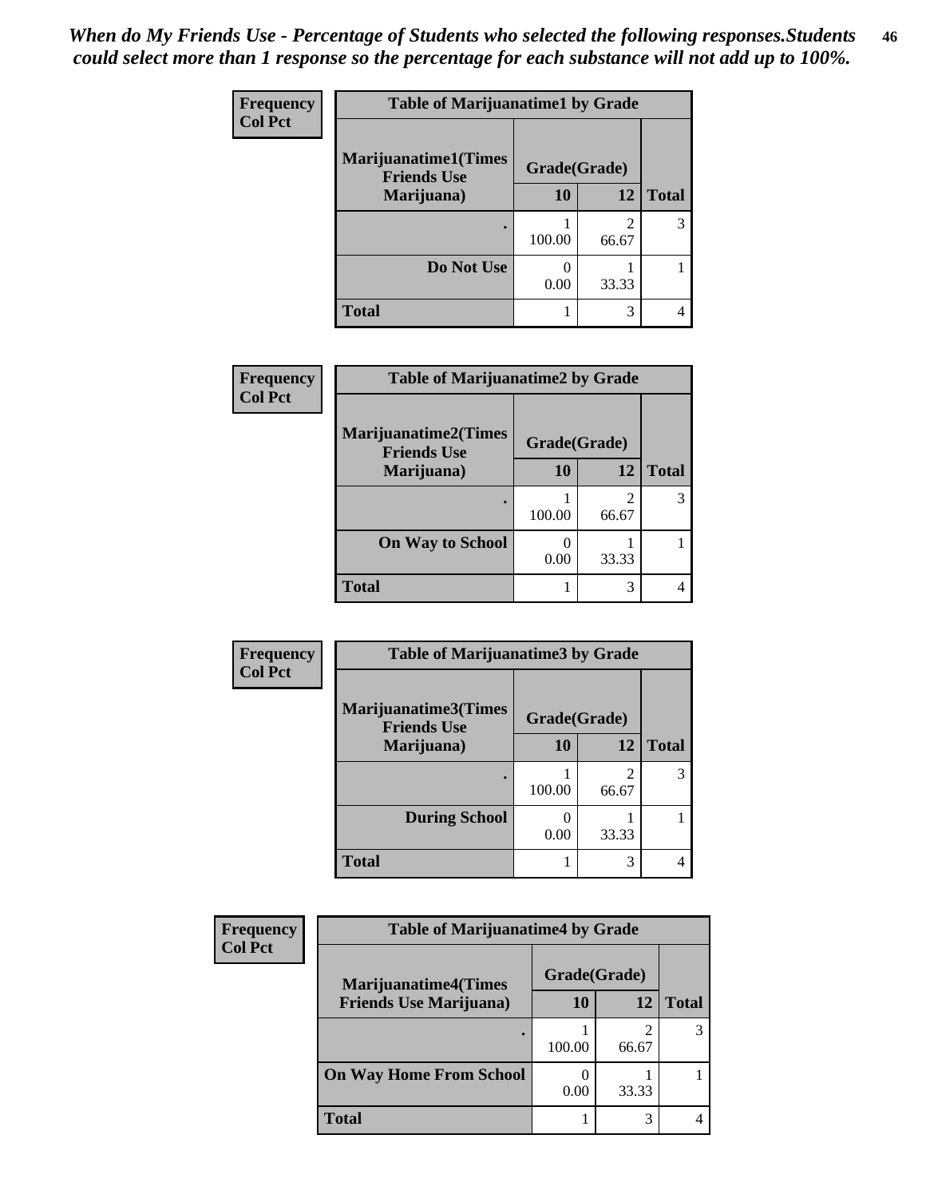*When do My Friends Use - Percentage of Students who selected the following responses.Students could select more than 1 response so the percentage for each substance will not add up to 100%.*

| Frequency Col Pct | Table of Marijuanatime1 by Grade | | |
|---|---|---|---|
| Marijuanatime1(Times Friends Use Marijuana) | Grade(Grade) | | |
| | 10 | 12 | Total |
| . | 1<br>100.00 | 2<br>66.67 | 3 |
| Do Not Use | 0<br>0.00 | 1<br>33.33 | 1 |
| Total | 1 | 3 | 4 |

| Frequency Col Pct | Table of Marijuanatime2 by Grade | | |
|---|---|---|---|
| Marijuanatime2(Times Friends Use Marijuana) | Grade(Grade) | | |
| | 10 | 12 | Total |
| . | 1<br>100.00 | 2<br>66.67 | 3 |
| On Way to School | 0<br>0.00 | 1<br>33.33 | 1 |
| Total | 1 | 3 | 4 |

| Frequency Col Pct | Table of Marijuanatime3 by Grade | | |
|---|---|---|---|
| Marijuanatime3(Times Friends Use Marijuana) | Grade(Grade) | | |
| | 10 | 12 | Total |
| . | 1<br>100.00 | 2<br>66.67 | 3 |
| During School | 0<br>0.00 | 1<br>33.33 | 1 |
| Total | 1 | 3 | 4 |

| Frequency Col Pct | Table of Marijuanatime4 by Grade | | |
|---|---|---|---|
| Marijuanatime4(Times Friends Use Marijuana) | Grade(Grade) | | |
| | 10 | 12 | Total |
| . | 1<br>100.00 | 2<br>66.67 | 3 |
| On Way Home From School | 0<br>0.00 | 1<br>33.33 | 1 |
| Total | 1 | 3 | 4 |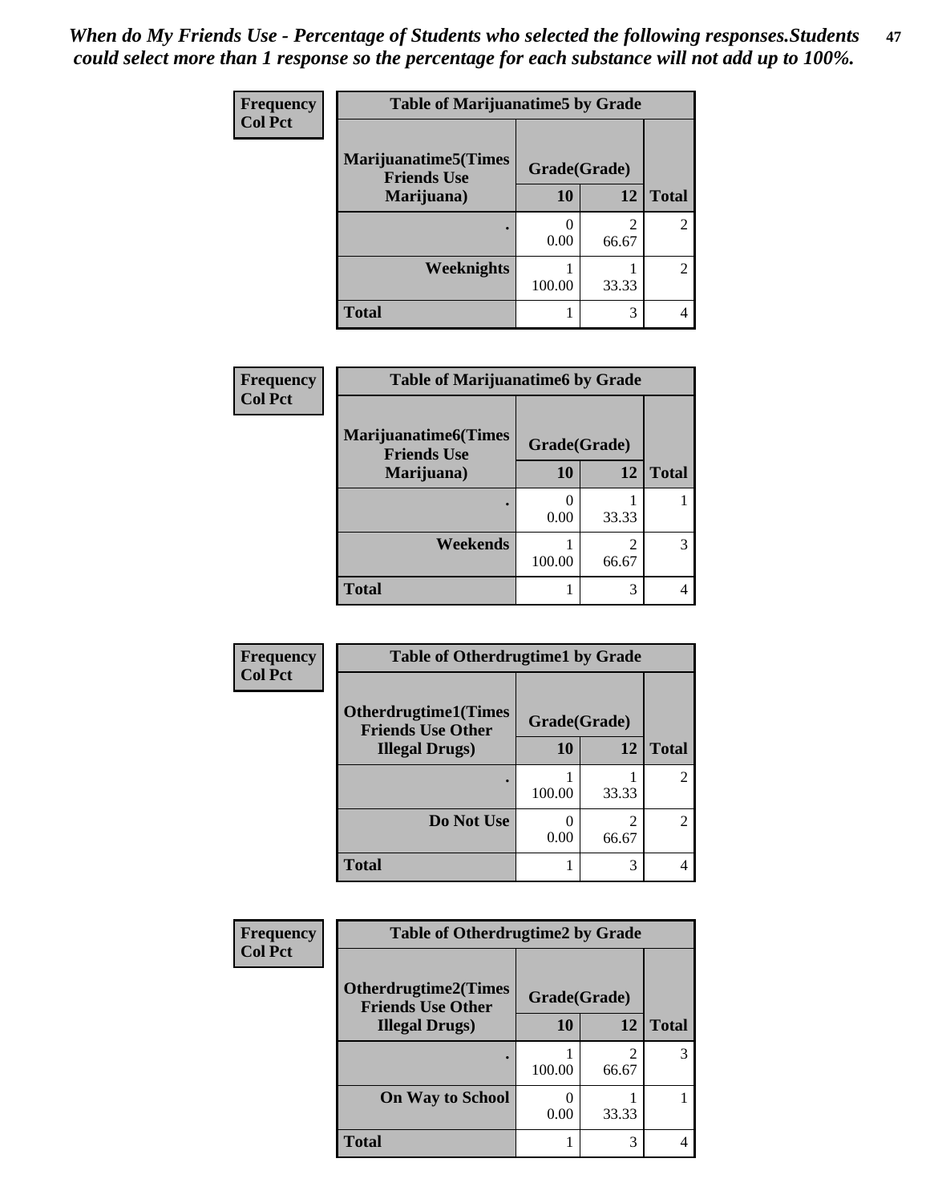*When do My Friends Use - Percentage of Students who selected the following responses.Students could select more than 1 response so the percentage for each substance will not add up to 100%.*

**Table of Marijuanatime5 by Grade**

| Frequency / Col Pct — Marijuanatime5(Times Friends Use Marijuana) | Grade(Grade) 10 | 12 | Total |
|---|---|---|---|
| . | 0<br>0.00 | 2<br>66.67 | 2 |
| Weeknights | 1<br>100.00 | 1<br>33.33 | 2 |
| Total | 1 | 3 | 4 |

**Table of Marijuanatime6 by Grade**

| Frequency / Col Pct — Marijuanatime6(Times Friends Use Marijuana) | Grade(Grade) 10 | 12 | Total |
|---|---|---|---|
| . | 0<br>0.00 | 1<br>33.33 | 1 |
| Weekends | 1<br>100.00 | 2<br>66.67 | 3 |
| Total | 1 | 3 | 4 |

**Table of Otherdrugtime1 by Grade**

| Frequency / Col Pct — Otherdrugtime1(Times Friends Use Other Illegal Drugs) | Grade(Grade) 10 | 12 | Total |
|---|---|---|---|
| . | 1<br>100.00 | 1<br>33.33 | 2 |
| Do Not Use | 0<br>0.00 | 2<br>66.67 | 2 |
| Total | 1 | 3 | 4 |

**Table of Otherdrugtime2 by Grade**

| Frequency / Col Pct — Otherdrugtime2(Times Friends Use Other Illegal Drugs) | Grade(Grade) 10 | 12 | Total |
|---|---|---|---|
| . | 1<br>100.00 | 2<br>66.67 | 3 |
| On Way to School | 0<br>0.00 | 1<br>33.33 | 1 |
| Total | 1 | 3 | 4 |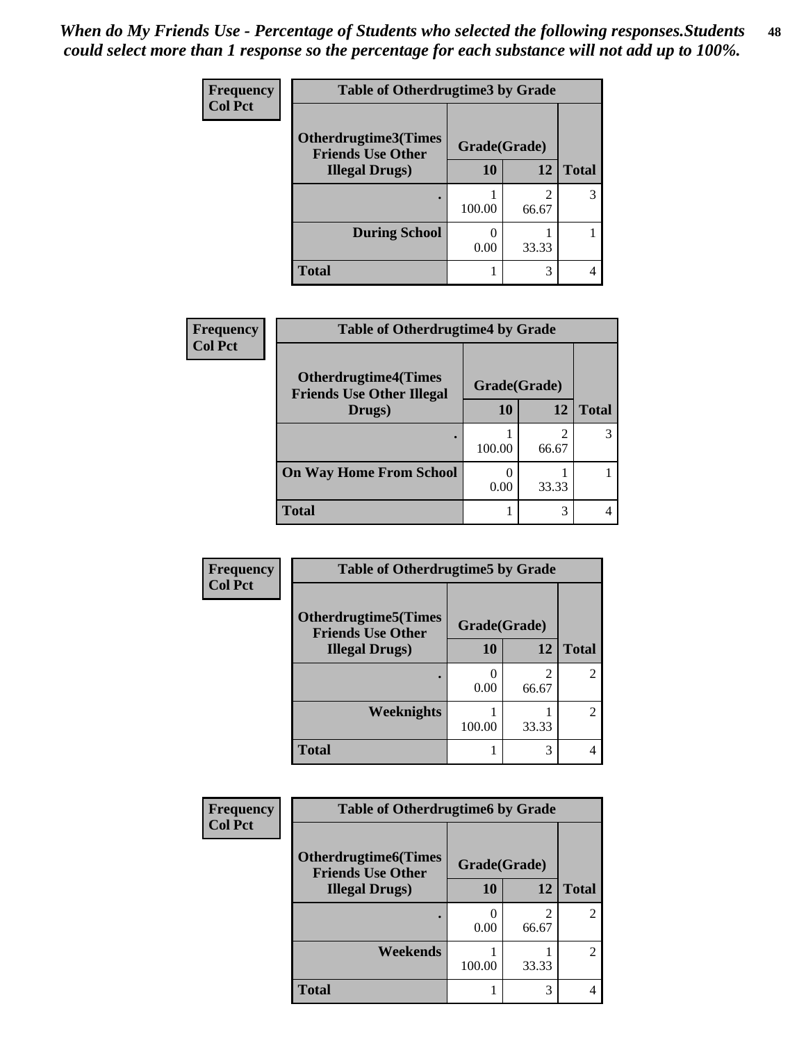*When do My Friends Use - Percentage of Students who selected the following responses.Students could select more than 1 response so the percentage for each substance will not add up to 100%.*

**Frequency**
**Col Pct**

| Table of Otherdrugtime3 by Grade | | | |
|---|---|---|---|
| **Otherdrugtime3(Times Friends Use Other Illegal Drugs)** | **Grade(Grade)** | | |
| | **10** | **12** | **Total** |
| **.** | 1<br>100.00 | 2<br>66.67 | 3 |
| **During School** | 0<br>0.00 | 1<br>33.33 | 1 |
| **Total** | 1 | 3 | 4 |

**Frequency**
**Col Pct**

| Table of Otherdrugtime4 by Grade | | | |
|---|---|---|---|
| **Otherdrugtime4(Times Friends Use Other Illegal Drugs)** | **Grade(Grade)** | | |
| | **10** | **12** | **Total** |
| **.** | 1<br>100.00 | 2<br>66.67 | 3 |
| **On Way Home From School** | 0<br>0.00 | 1<br>33.33 | 1 |
| **Total** | 1 | 3 | 4 |

**Frequency**
**Col Pct**

| Table of Otherdrugtime5 by Grade | | | |
|---|---|---|---|
| **Otherdrugtime5(Times Friends Use Other Illegal Drugs)** | **Grade(Grade)** | | |
| | **10** | **12** | **Total** |
| **.** | 0<br>0.00 | 2<br>66.67 | 2 |
| **Weeknights** | 1<br>100.00 | 1<br>33.33 | 2 |
| **Total** | 1 | 3 | 4 |

**Frequency**
**Col Pct**

| Table of Otherdrugtime6 by Grade | | | |
|---|---|---|---|
| **Otherdrugtime6(Times Friends Use Other Illegal Drugs)** | **Grade(Grade)** | | |
| | **10** | **12** | **Total** |
| **.** | 0<br>0.00 | 2<br>66.67 | 2 |
| **Weekends** | 1<br>100.00 | 1<br>33.33 | 2 |
| **Total** | 1 | 3 | 4 |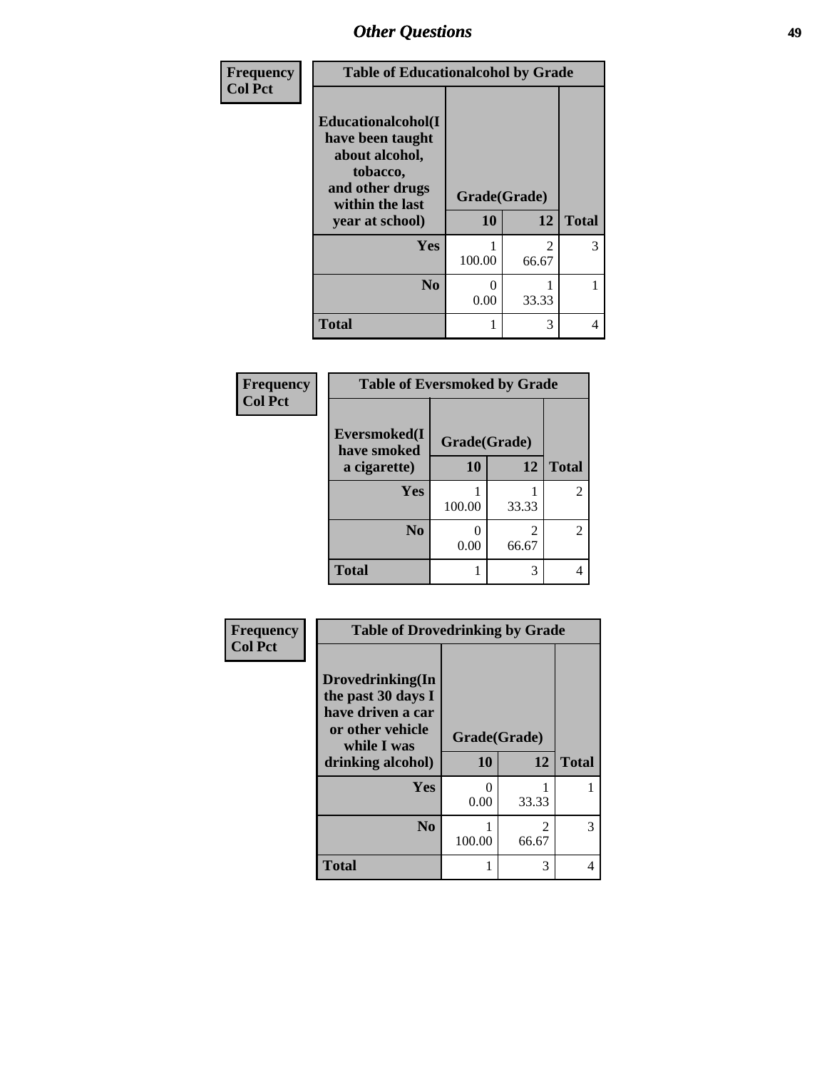## Other Questions

Frequency
Col Pct

**Table of Educationalcohol by Grade**

| Educationalcohol(I have been taught about alcohol, tobacco, and other drugs within the last year at school) | Grade(Grade) | | |
|---|---|---|---|
| | 10 | 12 | Total |
| Yes | 1<br>100.00 | 2<br>66.67 | 3 |
| No | 0<br>0.00 | 1<br>33.33 | 1 |
| Total | 1 | 3 | 4 |

Frequency
Col Pct

**Table of Eversmoked by Grade**

| Eversmoked(I have smoked a cigarette) | Grade(Grade) | | |
|---|---|---|---|
| | 10 | 12 | Total |
| Yes | 1<br>100.00 | 1<br>33.33 | 2 |
| No | 0<br>0.00 | 2<br>66.67 | 2 |
| Total | 1 | 3 | 4 |

Frequency
Col Pct

**Table of Drovedrinking by Grade**

| Drovedrinking(In the past 30 days I have driven a car or other vehicle while I was drinking alcohol) | Grade(Grade) | | |
|---|---|---|---|
| | 10 | 12 | Total |
| Yes | 0<br>0.00 | 1<br>33.33 | 1 |
| No | 1<br>100.00 | 2<br>66.67 | 3 |
| Total | 1 | 3 | 4 |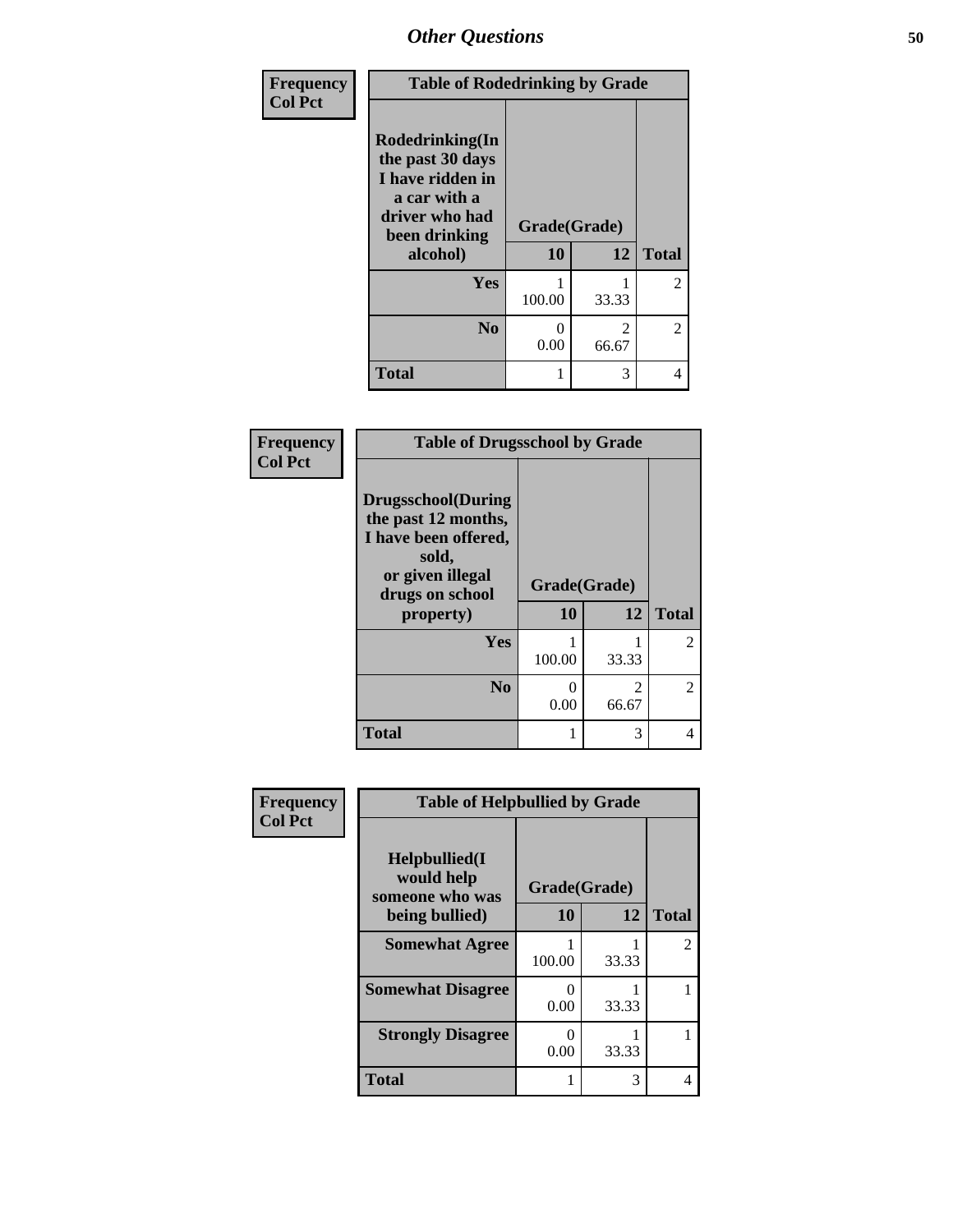## Other Questions

**Frequency**
**Col Pct**

| Table of Rodedrinking by Grade | | | |
|---|---|---|---|
| **Rodedrinking(In the past 30 days I have ridden in a car with a driver who had been drinking alcohol)** | **Grade(Grade)** | | |
| | **10** | **12** | **Total** |
| **Yes** | 1<br>100.00 | 1<br>33.33 | 2 |
| **No** | 0<br>0.00 | 2<br>66.67 | 2 |
| **Total** | 1 | 3 | 4 |

**Frequency**
**Col Pct**

| Table of Drugsschool by Grade | | | |
|---|---|---|---|
| **Drugsschool(During the past 12 months, I have been offered, sold, or given illegal drugs on school property)** | **Grade(Grade)** | | |
| | **10** | **12** | **Total** |
| **Yes** | 1<br>100.00 | 1<br>33.33 | 2 |
| **No** | 0<br>0.00 | 2<br>66.67 | 2 |
| **Total** | 1 | 3 | 4 |

**Frequency**
**Col Pct**

| Table of Helpbullied by Grade | | | |
|---|---|---|---|
| **Helpbullied(I would help someone who was being bullied)** | **Grade(Grade)** | | |
| | **10** | **12** | **Total** |
| **Somewhat Agree** | 1<br>100.00 | 1<br>33.33 | 2 |
| **Somewhat Disagree** | 0<br>0.00 | 1<br>33.33 | 1 |
| **Strongly Disagree** | 0<br>0.00 | 1<br>33.33 | 1 |
| **Total** | 1 | 3 | 4 |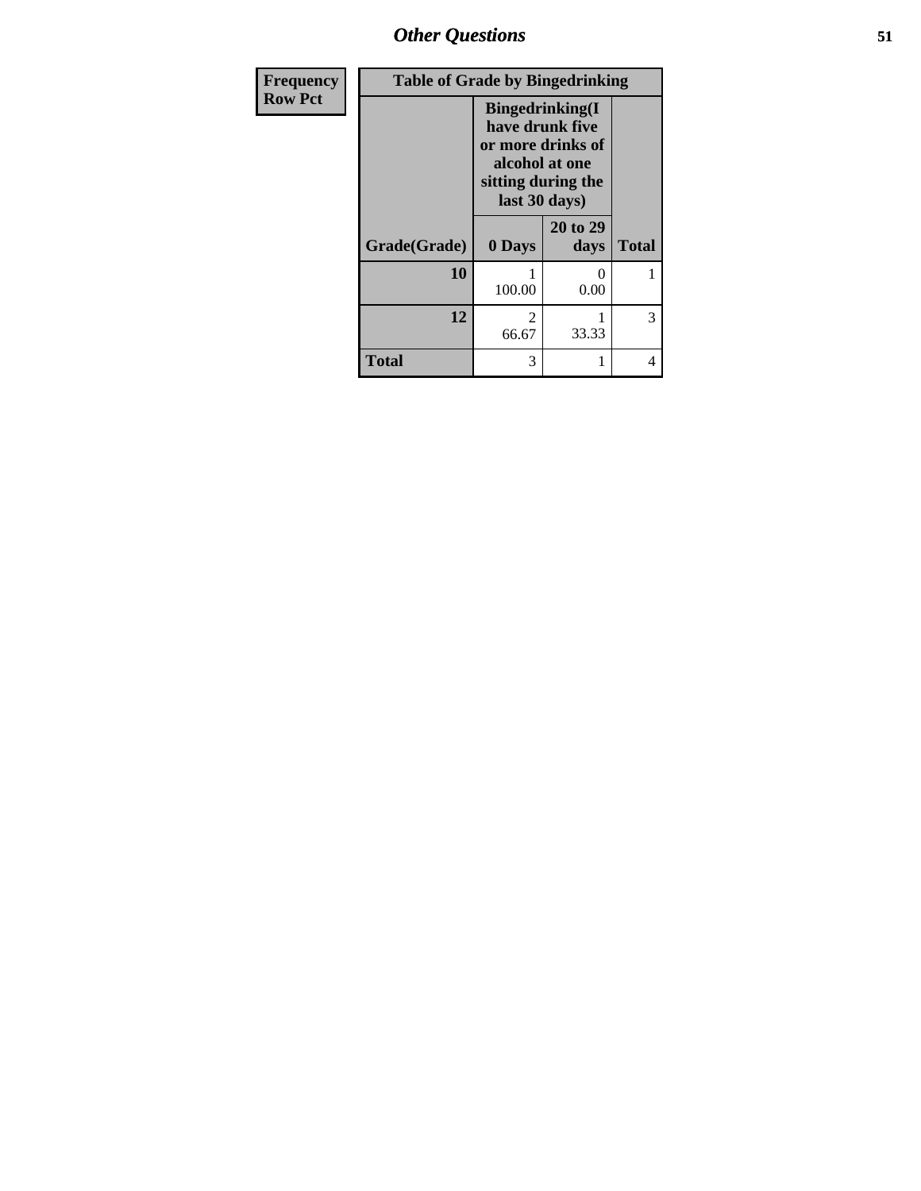| Frequency<br>Row Pct |
|---|

**Table of Grade by Bingedrinking**

| | Bingedrinking(I have drunk five or more drinks of alcohol at one sitting during the last 30 days) | | |
|---|---|---|---|
| Grade(Grade) | 0 Days | 20 to 29 days | Total |
| 10 | 1<br>100.00 | 0<br>0.00 | 1 |
| 12 | 2<br>66.67 | 1<br>33.33 | 3 |
| Total | 3 | 1 | 4 |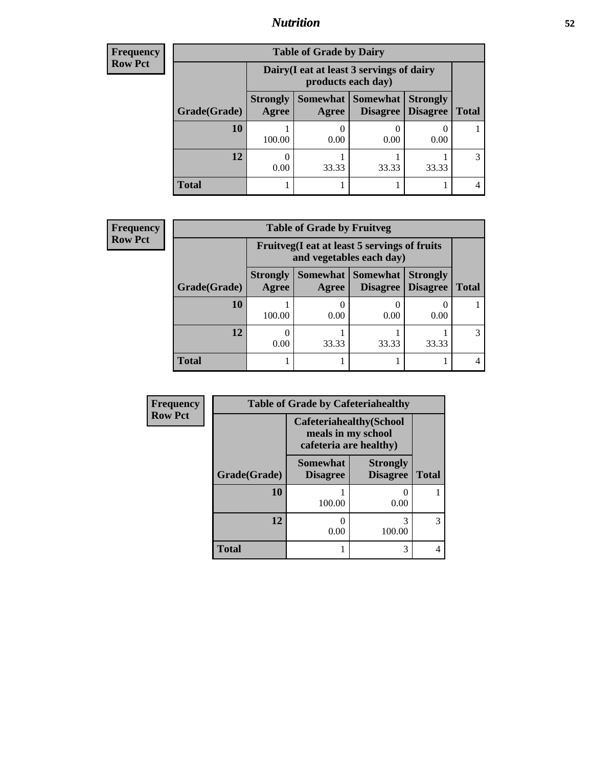## Nutrition

| Frequency Row Pct |
|---|

| Table of Grade by Dairy | | | | | |
|---|---|---|---|---|---|
| | Dairy(I eat at least 3 servings of dairy products each day) | | | | |
| Grade(Grade) | Strongly Agree | Somewhat Agree | Somewhat Disagree | Strongly Disagree | Total |
| 10 | 1<br>100.00 | 0<br>0.00 | 0<br>0.00 | 0<br>0.00 | 1 |
| 12 | 0<br>0.00 | 1<br>33.33 | 1<br>33.33 | 1<br>33.33 | 3 |
| Total | 1 | 1 | 1 | 1 | 4 |

| Frequency Row Pct |
|---|

| Table of Grade by Fruitveg | | | | | |
|---|---|---|---|---|---|
| | Fruitveg(I eat at least 5 servings of fruits and vegetables each day) | | | | |
| Grade(Grade) | Strongly Agree | Somewhat Agree | Somewhat Disagree | Strongly Disagree | Total |
| 10 | 1<br>100.00 | 0<br>0.00 | 0<br>0.00 | 0<br>0.00 | 1 |
| 12 | 0<br>0.00 | 1<br>33.33 | 1<br>33.33 | 1<br>33.33 | 3 |
| Total | 1 | 1 | 1 | 1 | 4 |

| Frequency Row Pct |
|---|

| Table of Grade by Cafeteriahealthy | | | |
|---|---|---|---|
| | Cafeteriahealthy(School meals in my school cafeteria are healthy) | | |
| Grade(Grade) | Somewhat Disagree | Strongly Disagree | Total |
| 10 | 1<br>100.00 | 0<br>0.00 | 1 |
| 12 | 0<br>0.00 | 3<br>100.00 | 3 |
| Total | 1 | 3 | 4 |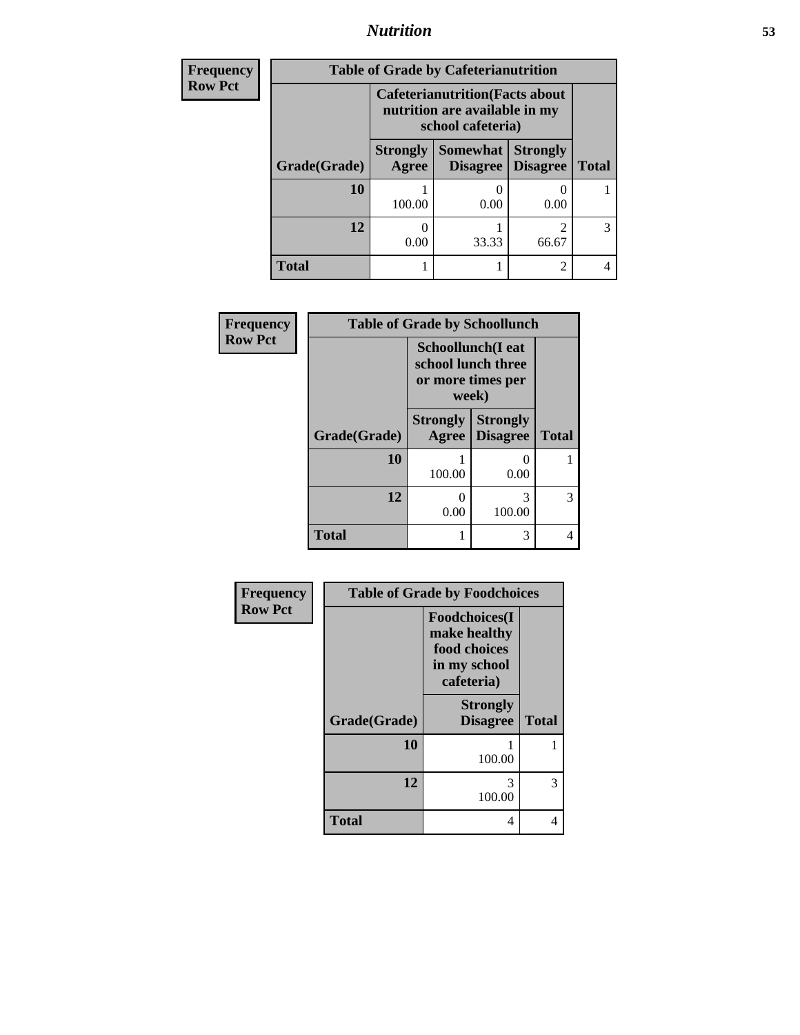| Frequency Row Pct | Table of Grade by Cafeterianutrition | | | |
|---|---|---|---|---|
| | Cafeterianutrition(Facts about nutrition are available in my school cafeteria) | | | |
| Grade(Grade) | Strongly Agree | Somewhat Disagree | Strongly Disagree | Total |
| 10 | 1<br>100.00 | 0<br>0.00 | 0<br>0.00 | 1 |
| 12 | 0<br>0.00 | 1<br>33.33 | 2<br>66.67 | 3 |
| Total | 1 | 1 | 2 | 4 |

| Frequency Row Pct | Table of Grade by Schoollunch | | |
|---|---|---|---|
| | Schoollunch(I eat school lunch three or more times per week) | | |
| Grade(Grade) | Strongly Agree | Strongly Disagree | Total |
| 10 | 1<br>100.00 | 0<br>0.00 | 1 |
| 12 | 0<br>0.00 | 3<br>100.00 | 3 |
| Total | 1 | 3 | 4 |

| Frequency Row Pct | Table of Grade by Foodchoices | |
|---|---|---|
| | Foodchoices(I make healthy food choices in my school cafeteria) | |
| Grade(Grade) | Strongly Disagree | Total |
| 10 | 1<br>100.00 | 1 |
| 12 | 3<br>100.00 | 3 |
| Total | 4 | 4 |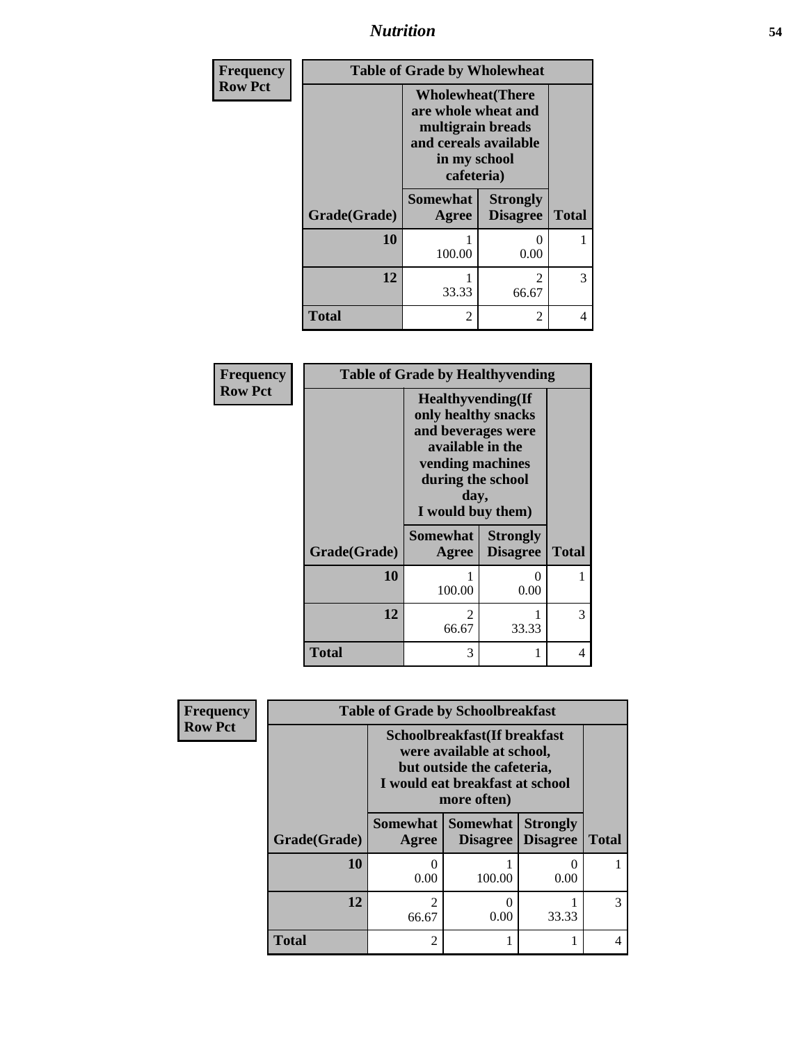| Frequency<br>Row Pct | Table of Grade by Wholewheat | | |
|---|---|---|---|
| | Wholewheat(There are whole wheat and multigrain breads and cereals available in my school cafeteria) | | |
| Grade(Grade) | Somewhat Agree | Strongly Disagree | Total |
| 10 | 1<br>100.00 | 0<br>0.00 | 1 |
| 12 | 1<br>33.33 | 2<br>66.67 | 3 |
| Total | 2 | 2 | 4 |

| Frequency<br>Row Pct | Table of Grade by Healthyvending | | |
|---|---|---|---|
| | Healthyvending(If only healthy snacks and beverages were available in the vending machines during the school day, I would buy them) | | |
| Grade(Grade) | Somewhat Agree | Strongly Disagree | Total |
| 10 | 1<br>100.00 | 0<br>0.00 | 1 |
| 12 | 2<br>66.67 | 1<br>33.33 | 3 |
| Total | 3 | 1 | 4 |

| Frequency<br>Row Pct | Table of Grade by Schoolbreakfast | | | |
|---|---|---|---|---|
| | Schoolbreakfast(If breakfast were available at school, but outside the cafeteria, I would eat breakfast at school more often) | | | |
| Grade(Grade) | Somewhat Agree | Somewhat Disagree | Strongly Disagree | Total |
| 10 | 0<br>0.00 | 1<br>100.00 | 0<br>0.00 | 1 |
| 12 | 2<br>66.67 | 0<br>0.00 | 1<br>33.33 | 3 |
| Total | 2 | 1 | 1 | 4 |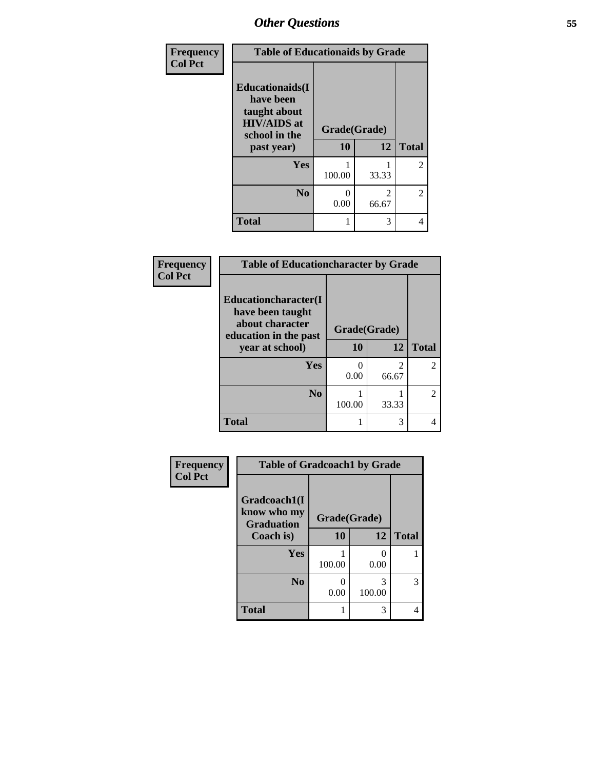| Frequency<br>Col Pct | Table of Educationaids by Grade | | |
|---|---|---|---|
| Educationaids(I have been taught about HIV/AIDS at school in the past year) | Grade(Grade) | | |
| | 10 | 12 | Total |
| Yes | 1<br>100.00 | 1<br>33.33 | 2 |
| No | 0<br>0.00 | 2<br>66.67 | 2 |
| Total | 1 | 3 | 4 |

| Frequency<br>Col Pct | Table of Educationcharacter by Grade | | |
|---|---|---|---|
| Educationcharacter(I have been taught about character education in the past year at school) | Grade(Grade) | | |
| | 10 | 12 | Total |
| Yes | 0<br>0.00 | 2<br>66.67 | 2 |
| No | 1<br>100.00 | 1<br>33.33 | 2 |
| Total | 1 | 3 | 4 |

| Frequency<br>Col Pct | Table of Gradcoach1 by Grade | | |
|---|---|---|---|
| Gradcoach1(I know who my Graduation Coach is) | Grade(Grade) | | |
| | 10 | 12 | Total |
| Yes | 1<br>100.00 | 0<br>0.00 | 1 |
| No | 0<br>0.00 | 3<br>100.00 | 3 |
| Total | 1 | 3 | 4 |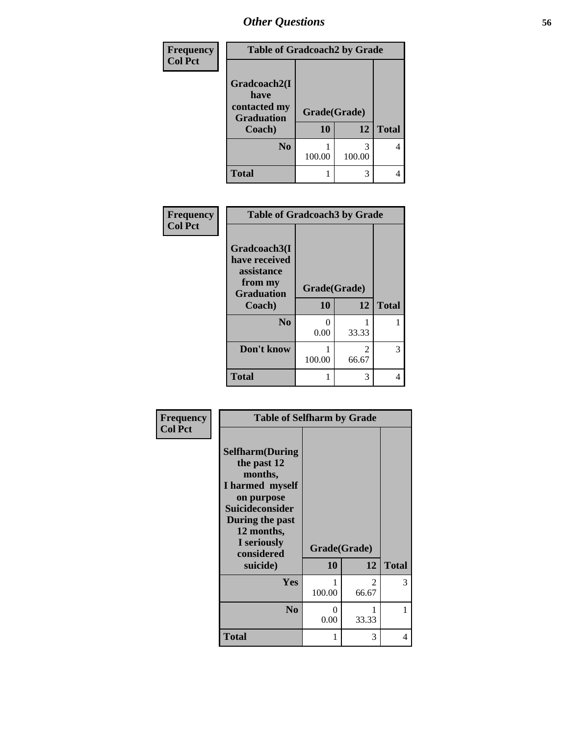## Other Questions

Frequency
Col Pct

| Table of Gradcoach2 by Grade | | | |
|---|---|---|---|
| Gradcoach2(I have contacted my Graduation Coach) | Grade(Grade) | | |
| | 10 | 12 | Total |
| No | 1<br>100.00 | 3<br>100.00 | 4 |
| Total | 1 | 3 | 4 |

Frequency
Col Pct

| Table of Gradcoach3 by Grade | | | |
|---|---|---|---|
| Gradcoach3(I have received assistance from my Graduation Coach) | Grade(Grade) | | |
| | 10 | 12 | Total |
| No | 0<br>0.00 | 1<br>33.33 | 1 |
| Don't know | 1<br>100.00 | 2<br>66.67 | 3 |
| Total | 1 | 3 | 4 |

Frequency
Col Pct

| Table of Selfharm by Grade | | | |
|---|---|---|---|
| Selfharm(During the past 12 months, I harmed myself on purpose Suicideconsider During the past 12 months, I seriously considered suicide) | Grade(Grade) | | |
| | 10 | 12 | Total |
| Yes | 1<br>100.00 | 2<br>66.67 | 3 |
| No | 0<br>0.00 | 1<br>33.33 | 1 |
| Total | 1 | 3 | 4 |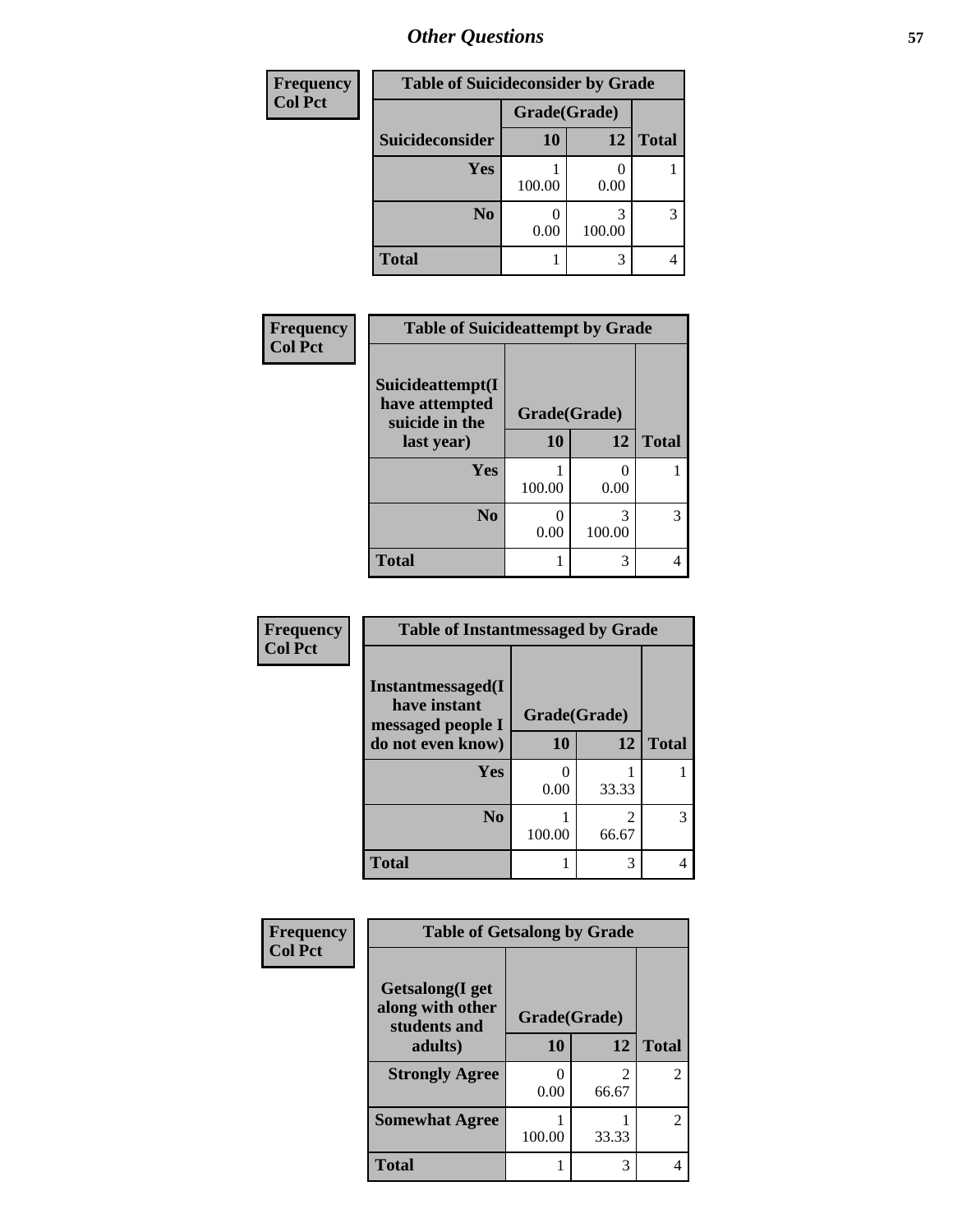| Frequency<br>Col Pct | Table of Suicideconsider by Grade | | |
|---|---|---|---|
| | Grade(Grade) | | |
| Suicideconsider | 10 | 12 | Total |
| Yes | 1<br>100.00 | 0<br>0.00 | 1 |
| No | 0<br>0.00 | 3<br>100.00 | 3 |
| Total | 1 | 3 | 4 |

| Frequency<br>Col Pct | Table of Suicideattempt by Grade | | |
|---|---|---|---|
| Suicideattempt(I have attempted suicide in the last year) | Grade(Grade) | | |
| | 10 | 12 | Total |
| Yes | 1<br>100.00 | 0<br>0.00 | 1 |
| No | 0<br>0.00 | 3<br>100.00 | 3 |
| Total | 1 | 3 | 4 |

| Frequency<br>Col Pct | Table of Instantmessaged by Grade | | |
|---|---|---|---|
| Instantmessaged(I have instant messaged people I do not even know) | Grade(Grade) | | |
| | 10 | 12 | Total |
| Yes | 0<br>0.00 | 1<br>33.33 | 1 |
| No | 1<br>100.00 | 2<br>66.67 | 3 |
| Total | 1 | 3 | 4 |

| Frequency<br>Col Pct | Table of Getsalong by Grade | | |
|---|---|---|---|
| Getsalong(I get along with other students and adults) | Grade(Grade) | | |
| | 10 | 12 | Total |
| Strongly Agree | 0<br>0.00 | 2<br>66.67 | 2 |
| Somewhat Agree | 1<br>100.00 | 1<br>33.33 | 2 |
| Total | 1 | 3 | 4 |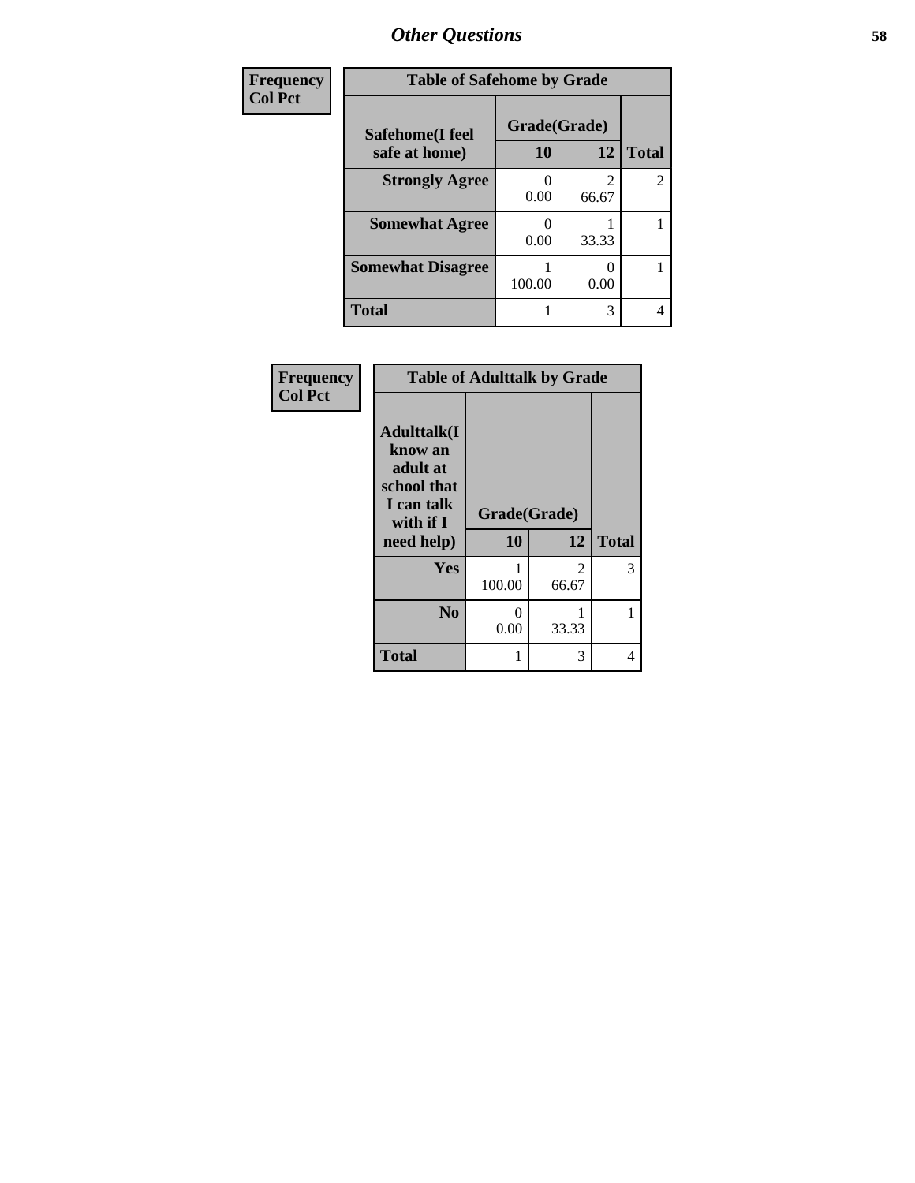| Frequency<br>Col Pct | Table of Safehome by Grade | | |
|---|---|---|---|
| **Safehome(I feel safe at home)** | **Grade(Grade)** | | |
| | **10** | **12** | **Total** |
| **Strongly Agree** | 0<br>0.00 | 2<br>66.67 | 2 |
| **Somewhat Agree** | 0<br>0.00 | 1<br>33.33 | 1 |
| **Somewhat Disagree** | 1<br>100.00 | 0<br>0.00 | 1 |
| **Total** | 1 | 3 | 4 |

| Frequency<br>Col Pct | Table of Adulttalk by Grade | | |
|---|---|---|---|
| **Adulttalk(I know an adult at school that I can talk with if I need help)** | **Grade(Grade)** | | |
| | **10** | **12** | **Total** |
| **Yes** | 1<br>100.00 | 2<br>66.67 | 3 |
| **No** | 0<br>0.00 | 1<br>33.33 | 1 |
| **Total** | 1 | 3 | 4 |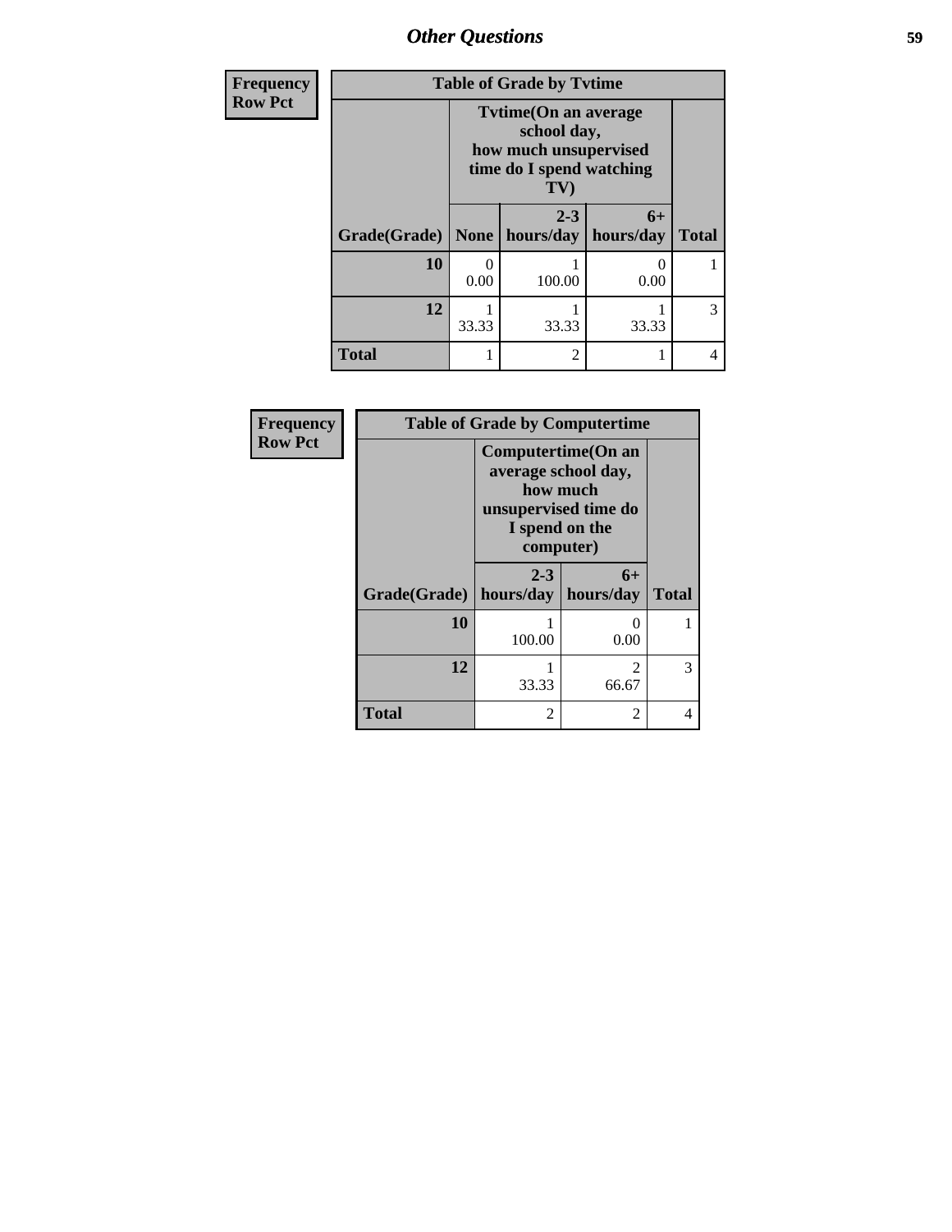| Frequency<br>Row Pct | Table of Grade by Tvtime | | | |
|---|---|---|---|---|
| | Tvtime(On an average school day, how much unsupervised time do I spend watching TV) | | | |
| Grade(Grade) | None | 2-3 hours/day | 6+ hours/day | Total |
| 10 | 0<br>0.00 | 1<br>100.00 | 0<br>0.00 | 1 |
| 12 | 1<br>33.33 | 1<br>33.33 | 1<br>33.33 | 3 |
| Total | 1 | 2 | 1 | 4 |

| Frequency<br>Row Pct | Table of Grade by Computertime | | |
|---|---|---|---|
| | Computertime(On an average school day, how much unsupervised time do I spend on the computer) | | |
| Grade(Grade) | 2-3 hours/day | 6+ hours/day | Total |
| 10 | 1<br>100.00 | 0<br>0.00 | 1 |
| 12 | 1<br>33.33 | 2<br>66.67 | 3 |
| Total | 2 | 2 | 4 |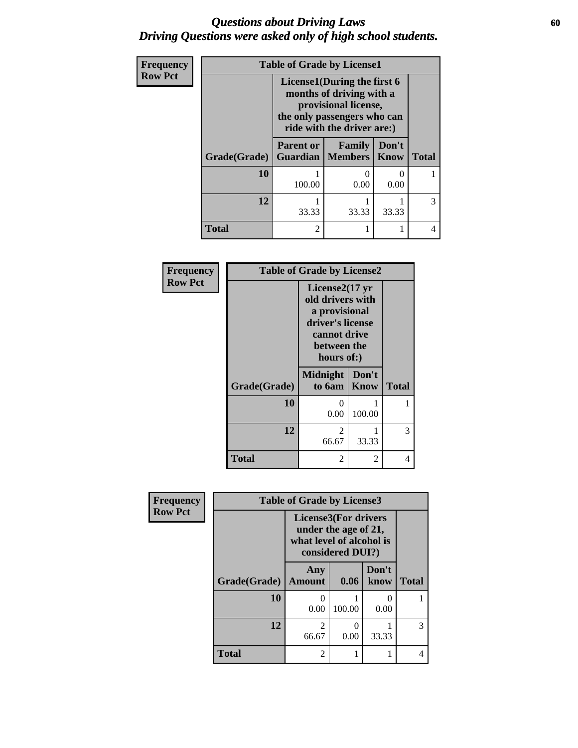# *Questions about Driving Laws*
## *Driving Questions were asked only of high school students.*

**Frequency**
**Row Pct**

| Table of Grade by License1 | | | | |
|---|---|---|---|---|
| | License1(During the first 6 months of driving with a provisional license, the only passengers who can ride with the driver are:) | | | |
| Grade(Grade) | Parent or Guardian | Family Members | Don't Know | Total |
| **10** | 1<br>100.00 | 0<br>0.00 | 0<br>0.00 | 1 |
| **12** | 1<br>33.33 | 1<br>33.33 | 1<br>33.33 | 3 |
| **Total** | 2 | 1 | 1 | 4 |

**Frequency**
**Row Pct**

| Table of Grade by License2 | | | |
|---|---|---|---|
| | License2(17 yr old drivers with a provisional driver's license cannot drive between the hours of:) | | |
| Grade(Grade) | Midnight to 6am | Don't Know | Total |
| **10** | 0<br>0.00 | 1<br>100.00 | 1 |
| **12** | 2<br>66.67 | 1<br>33.33 | 3 |
| **Total** | 2 | 2 | 4 |

**Frequency**
**Row Pct**

| Table of Grade by License3 | | | | |
|---|---|---|---|---|
| | License3(For drivers under the age of 21, what level of alcohol is considered DUI?) | | | |
| Grade(Grade) | Any Amount | 0.06 | Don't know | Total |
| **10** | 0<br>0.00 | 1<br>100.00 | 0<br>0.00 | 1 |
| **12** | 2<br>66.67 | 0<br>0.00 | 1<br>33.33 | 3 |
| **Total** | 2 | 1 | 1 | 4 |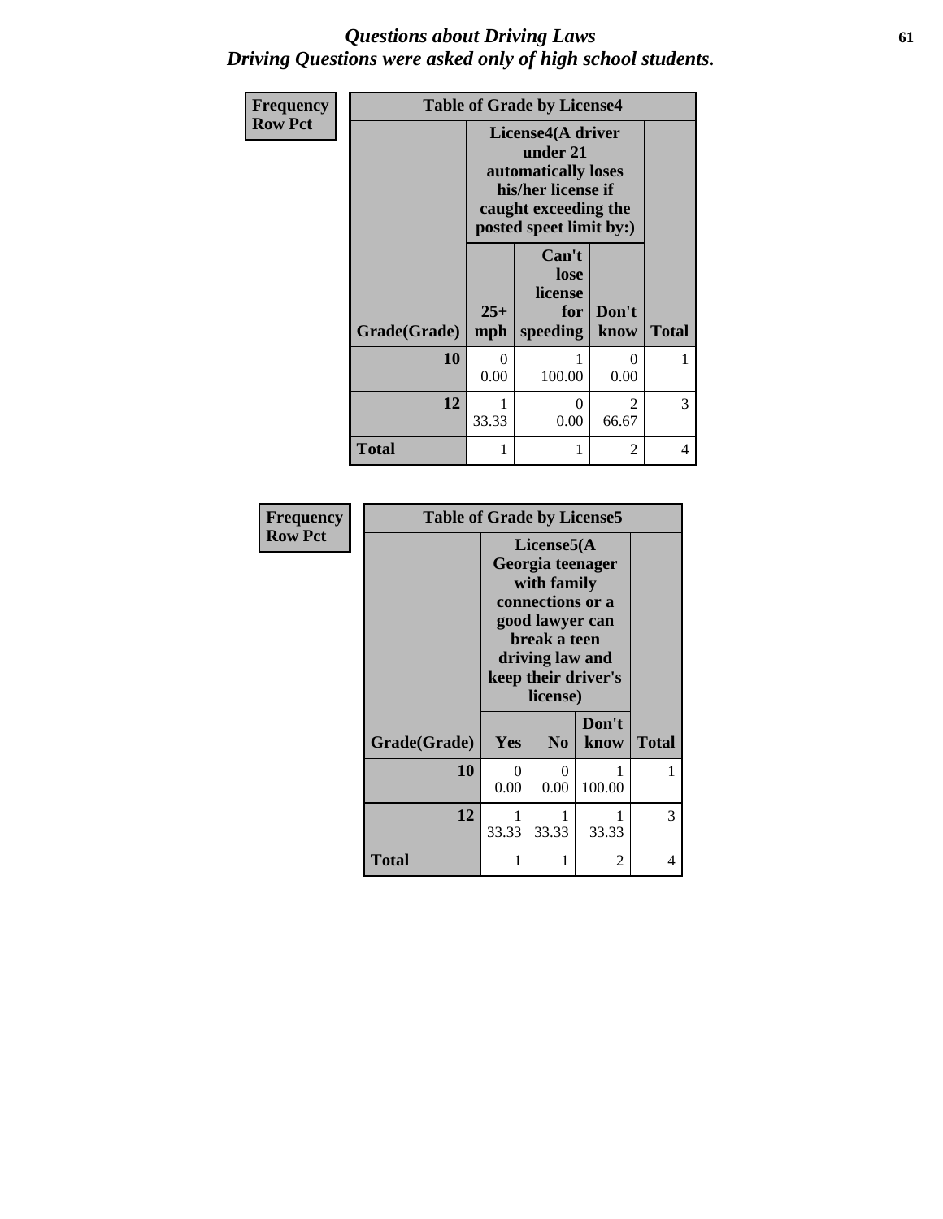# *Questions about Driving Laws*
# *Driving Questions were asked only of high school students.*

**Frequency**
**Row Pct**

| Table of Grade by License4 | | | | |
|---|---|---|---|---|
| | License4(A driver under 21 automatically loses his/her license if caught exceeding the posted speet limit by:) | | | |
| Grade(Grade) | 25+ mph | Can't lose license for speeding | Don't know | Total |
| 10 | 0<br>0.00 | 1<br>100.00 | 0<br>0.00 | 1 |
| 12 | 1<br>33.33 | 0<br>0.00 | 2<br>66.67 | 3 |
| Total | 1 | 1 | 2 | 4 |

**Frequency**
**Row Pct**

| Table of Grade by License5 | | | | |
|---|---|---|---|---|
| | License5(A Georgia teenager with family connections or a good lawyer can break a teen driving law and keep their driver's license) | | | |
| Grade(Grade) | Yes | No | Don't know | Total |
| 10 | 0<br>0.00 | 0<br>0.00 | 1<br>100.00 | 1 |
| 12 | 1<br>33.33 | 1<br>33.33 | 1<br>33.33 | 3 |
| Total | 1 | 1 | 2 | 4 |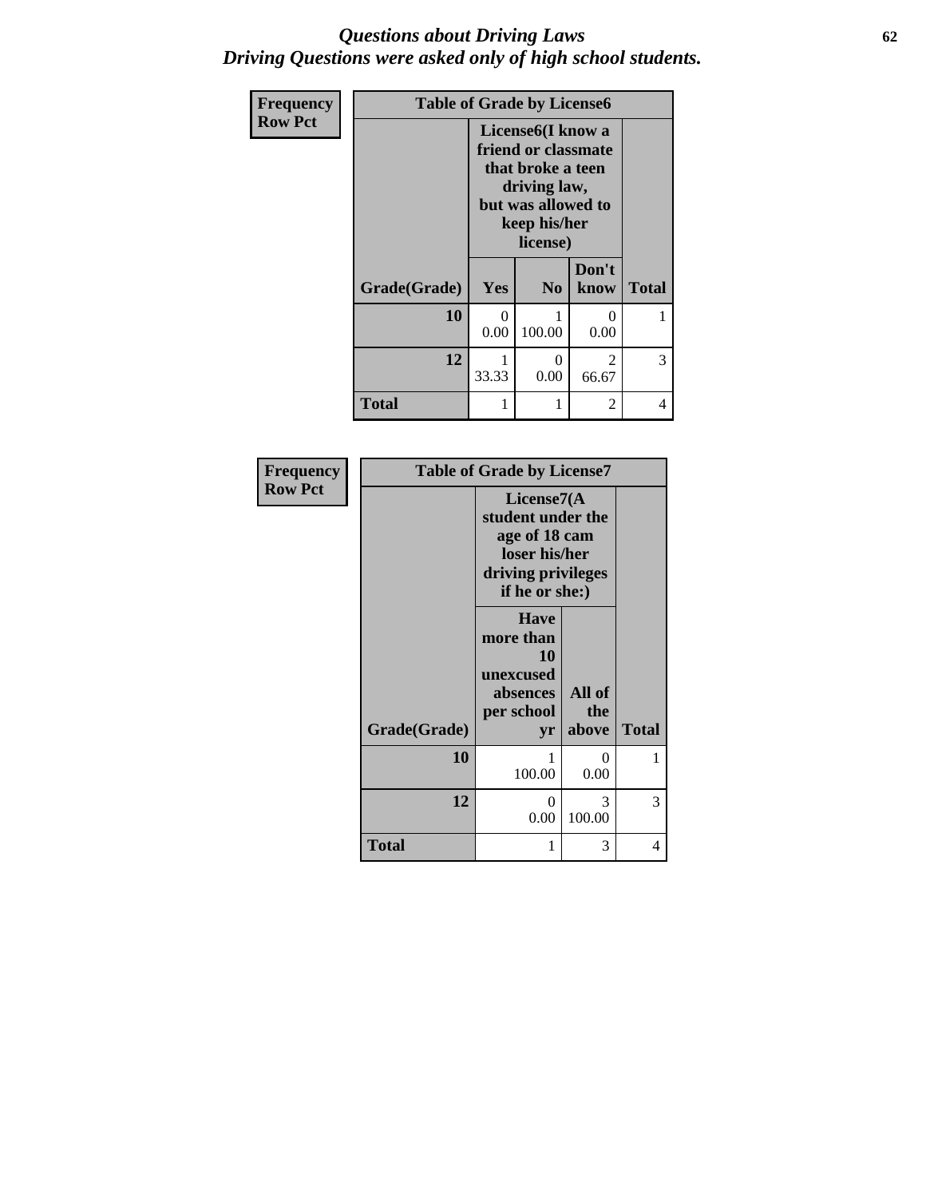# Questions about Driving Laws
## Driving Questions were asked only of high school students.

**Frequency**
**Row Pct**

| Table of Grade by License6 | | | | |
|---|---|---|---|---|
| | License6(I know a friend or classmate that broke a teen driving law, but was allowed to keep his/her license) | | | |
| Grade(Grade) | Yes | No | Don't know | Total |
| **10** | 0<br>0.00 | 1<br>100.00 | 0<br>0.00 | 1 |
| **12** | 1<br>33.33 | 0<br>0.00 | 2<br>66.67 | 3 |
| **Total** | 1 | 1 | 2 | 4 |

**Frequency**
**Row Pct**

| Table of Grade by License7 | | | |
|---|---|---|---|
| | License7(A student under the age of 18 cam loser his/her driving privileges if he or she:) | | |
| Grade(Grade) | Have more than 10 unexcused absences per school yr | All of the above | Total |
| **10** | 1<br>100.00 | 0<br>0.00 | 1 |
| **12** | 0<br>0.00 | 3<br>100.00 | 3 |
| **Total** | 1 | 3 | 4 |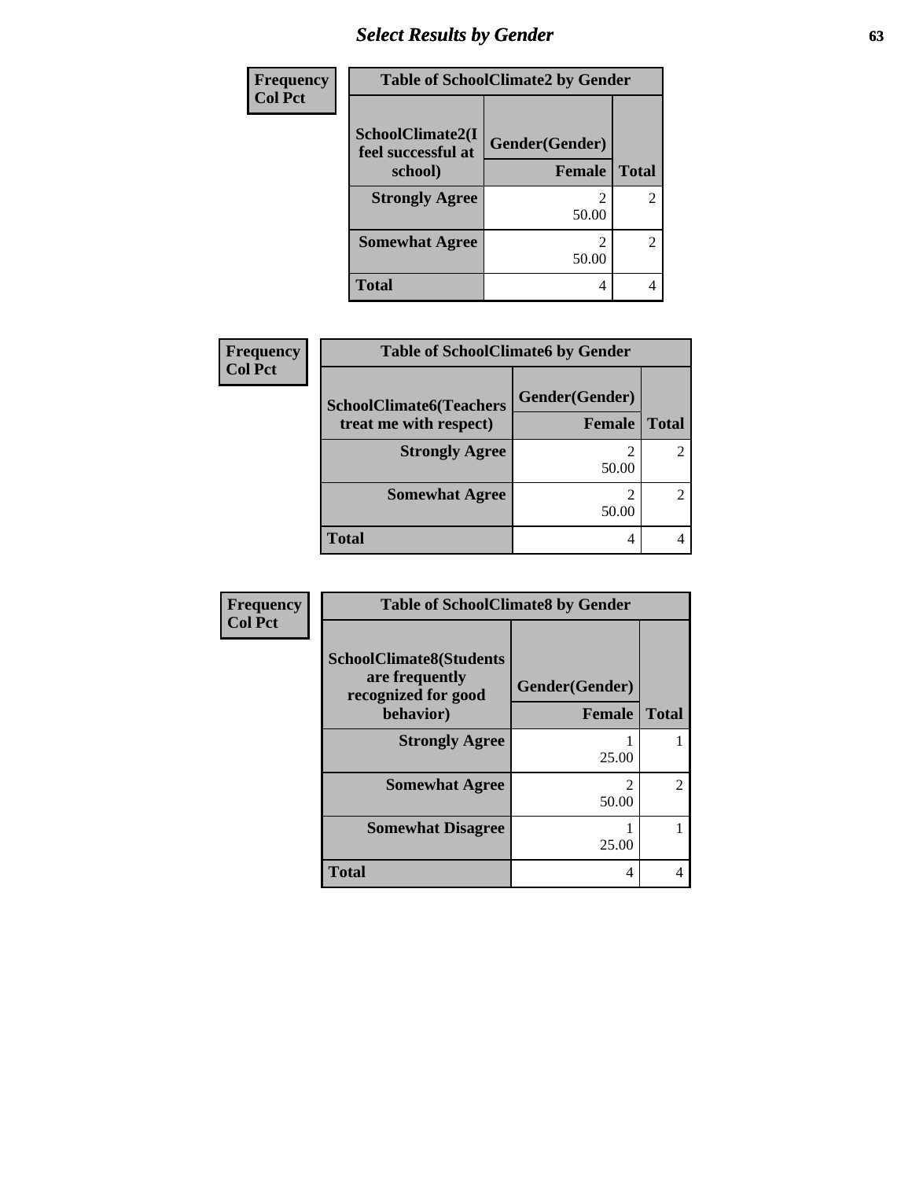| Frequency<br>Col Pct | Table of SchoolClimate2 by Gender | |
|---|---|---|
| SchoolClimate2(I feel successful at school) | Gender(Gender)<br>Female | Total |
| **Strongly Agree** | 2<br>50.00 | 2 |
| **Somewhat Agree** | 2<br>50.00 | 2 |
| **Total** | 4 | 4 |

| Frequency<br>Col Pct | Table of SchoolClimate6 by Gender | |
|---|---|---|
| SchoolClimate6(Teachers treat me with respect) | Gender(Gender)<br>Female | Total |
| **Strongly Agree** | 2<br>50.00 | 2 |
| **Somewhat Agree** | 2<br>50.00 | 2 |
| **Total** | 4 | 4 |

| Frequency<br>Col Pct | Table of SchoolClimate8 by Gender | |
|---|---|---|
| SchoolClimate8(Students are frequently recognized for good behavior) | Gender(Gender)<br>Female | Total |
| **Strongly Agree** | 1<br>25.00 | 1 |
| **Somewhat Agree** | 2<br>50.00 | 2 |
| **Somewhat Disagree** | 1<br>25.00 | 1 |
| **Total** | 4 | 4 |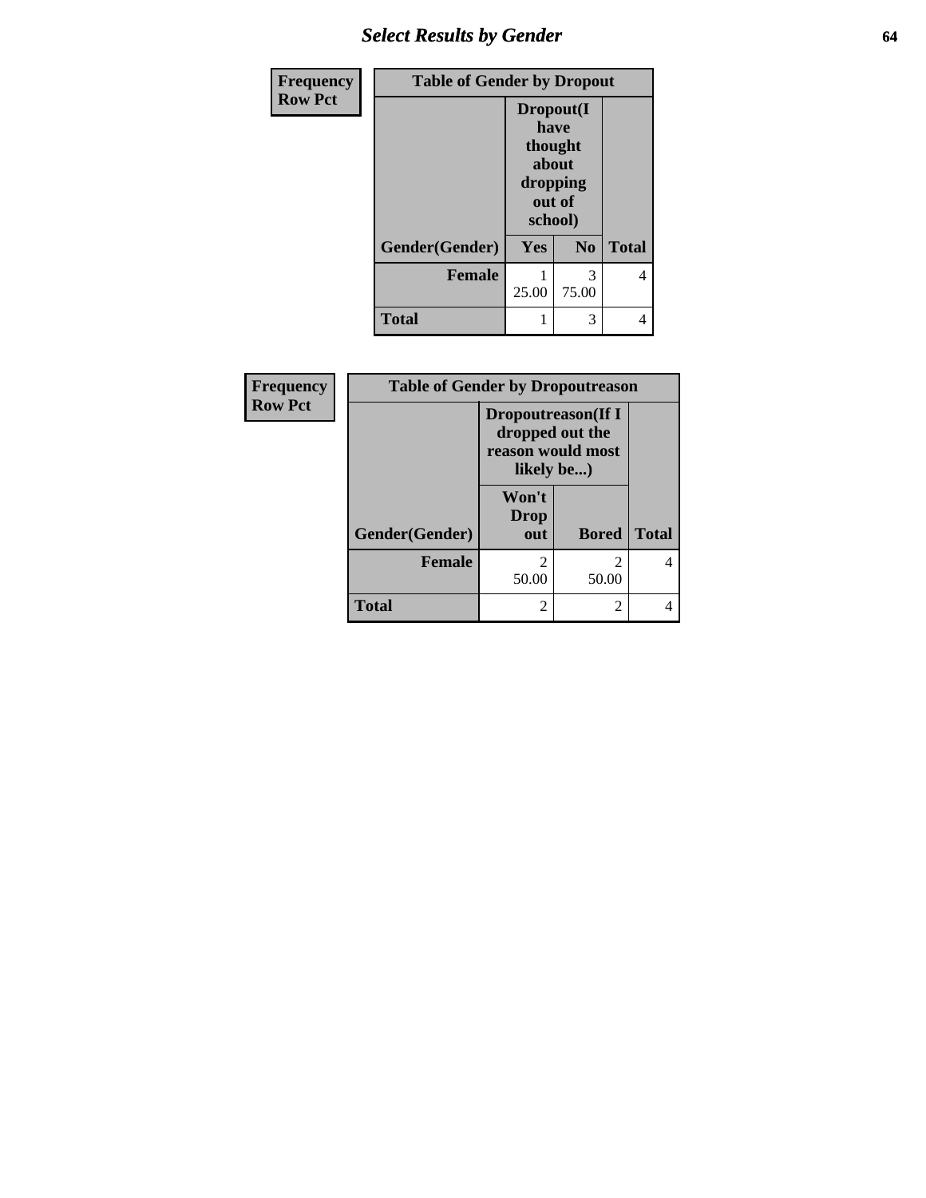## *Select Results by Gender*

| Frequency<br>Row Pct | Table of Gender by Dropout | | |
|---|---|---|---|
| | Dropout(I have thought about dropping out of school) | | |
| Gender(Gender) | Yes | No | Total |
| Female | 1<br>25.00 | 3<br>75.00 | 4 |
| Total | 1 | 3 | 4 |

| Frequency<br>Row Pct | Table of Gender by Dropoutreason | | |
|---|---|---|---|
| | Dropoutreason(If I dropped out the reason would most likely be...) | | |
| Gender(Gender) | Won't Drop out | Bored | Total |
| Female | 2<br>50.00 | 2<br>50.00 | 4 |
| Total | 2 | 2 | 4 |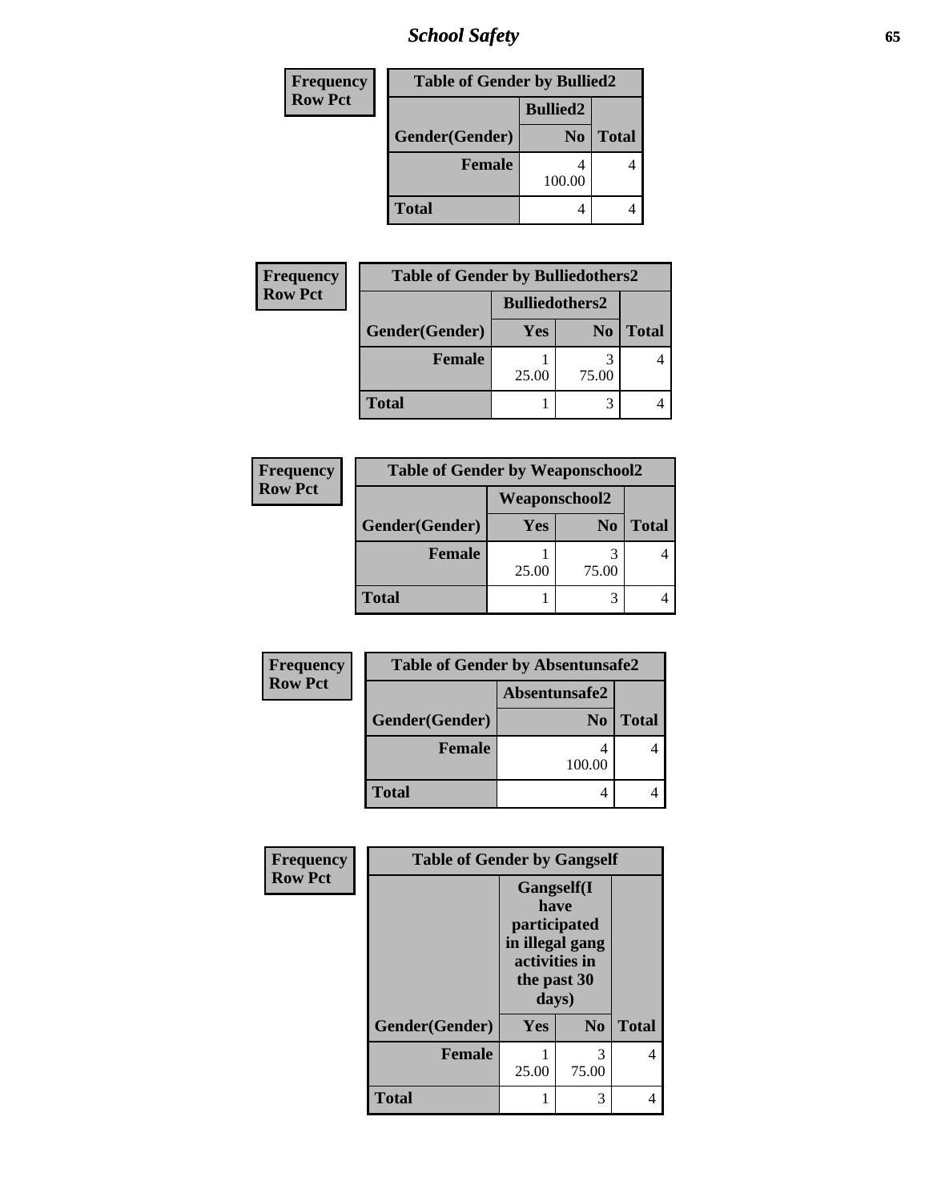## School Safety

Frequency
Row Pct

| Table of Gender by Bullied2 | | |
|---|---|---|
| | Bullied2 | |
| Gender(Gender) | No | Total |
| Female | 4<br>100.00 | 4 |
| Total | 4 | 4 |

Frequency
Row Pct

| Table of Gender by Bulliedothers2 | | | |
|---|---|---|---|
| | Bulliedothers2 | | |
| Gender(Gender) | Yes | No | Total |
| Female | 1<br>25.00 | 3<br>75.00 | 4 |
| Total | 1 | 3 | 4 |

Frequency
Row Pct

| Table of Gender by Weaponschool2 | | | |
|---|---|---|---|
| | Weaponschool2 | | |
| Gender(Gender) | Yes | No | Total |
| Female | 1<br>25.00 | 3<br>75.00 | 4 |
| Total | 1 | 3 | 4 |

Frequency
Row Pct

| Table of Gender by Absentunsafe2 | | |
|---|---|---|
| | Absentunsafe2 | |
| Gender(Gender) | No | Total |
| Female | 4<br>100.00 | 4 |
| Total | 4 | 4 |

Frequency
Row Pct

| Table of Gender by Gangself | | | |
|---|---|---|---|
| | Gangself(I have participated in illegal gang activities in the past 30 days) | | |
| Gender(Gender) | Yes | No | Total |
| Female | 1<br>25.00 | 3<br>75.00 | 4 |
| Total | 1 | 3 | 4 |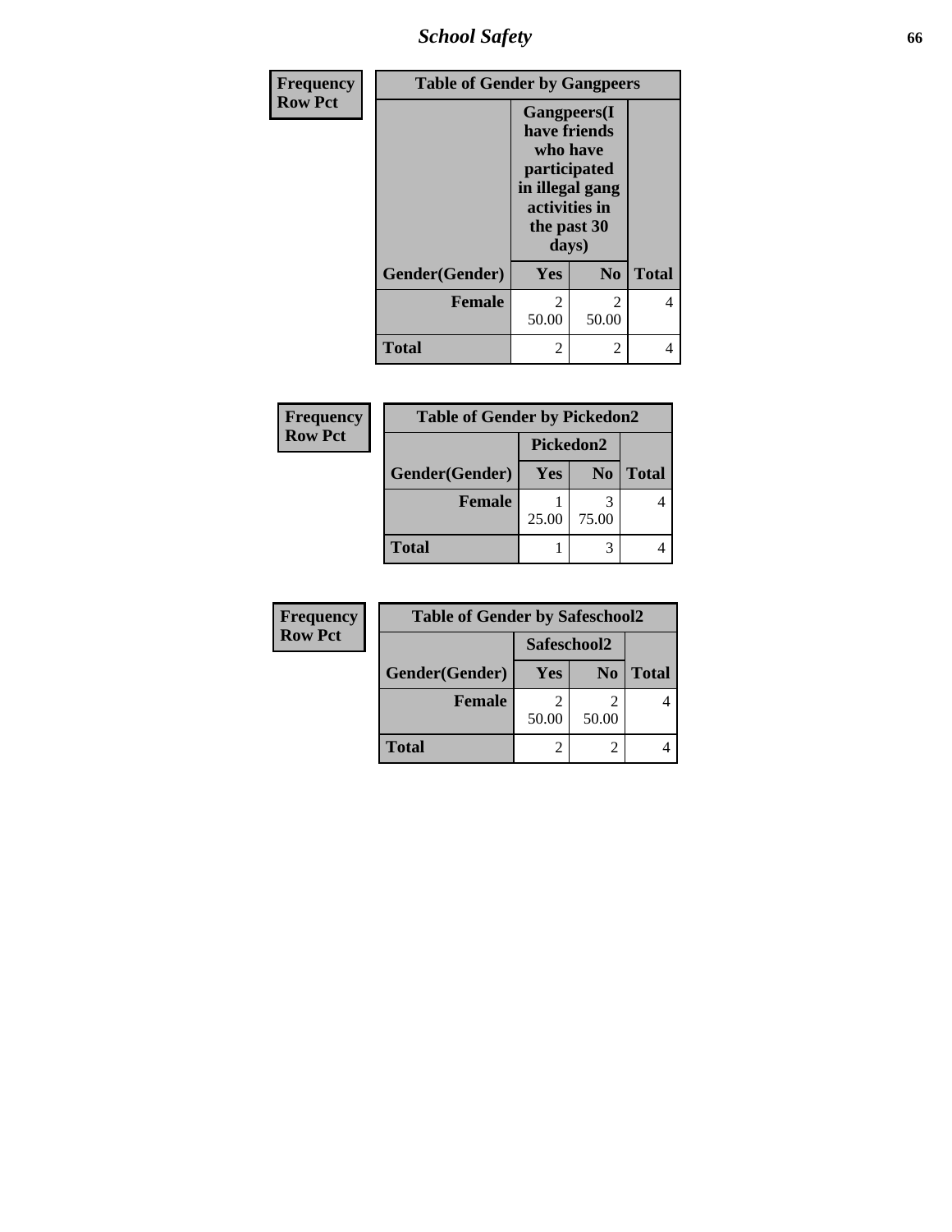| Frequency<br>Row Pct | Table of Gender by Gangpeers | | |
|---|---|---|---|
| | Gangpeers(I have friends who have participated in illegal gang activities in the past 30 days) | | |
| Gender(Gender) | Yes | No | Total |
| Female | 2<br>50.00 | 2<br>50.00 | 4 |
| Total | 2 | 2 | 4 |

| Frequency<br>Row Pct | Table of Gender by Pickedon2 | | |
|---|---|---|---|
| | Pickedon2 | | |
| Gender(Gender) | Yes | No | Total |
| Female | 1<br>25.00 | 3<br>75.00 | 4 |
| Total | 1 | 3 | 4 |

| Frequency<br>Row Pct | Table of Gender by Safeschool2 | | |
|---|---|---|---|
| | Safeschool2 | | |
| Gender(Gender) | Yes | No | Total |
| Female | 2<br>50.00 | 2<br>50.00 | 4 |
| Total | 2 | 2 | 4 |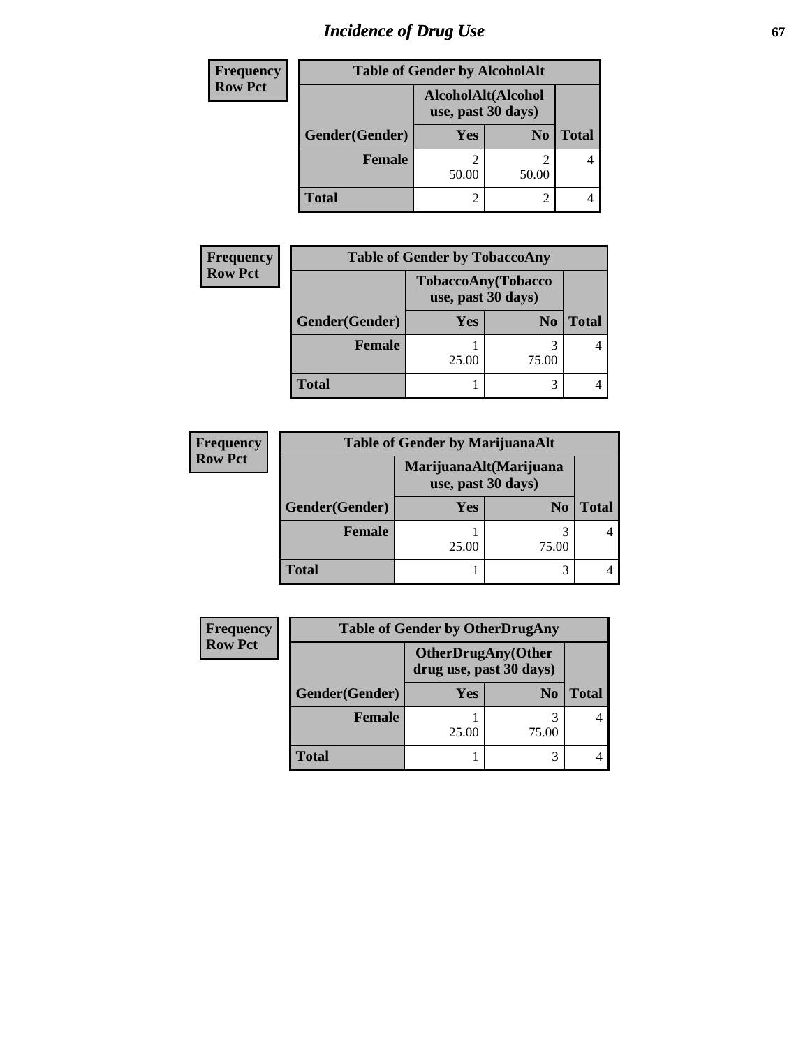# Incidence of Drug Use

**Frequency**
**Row Pct**

| Table of Gender by AlcoholAlt | | | |
|---|---|---|---|
| | AlcoholAlt(Alcohol use, past 30 days) | | |
| Gender(Gender) | Yes | No | Total |
| Female | 2<br>50.00 | 2<br>50.00 | 4 |
| Total | 2 | 2 | 4 |

**Frequency**
**Row Pct**

| Table of Gender by TobaccoAny | | | |
|---|---|---|---|
| | TobaccoAny(Tobacco use, past 30 days) | | |
| Gender(Gender) | Yes | No | Total |
| Female | 1<br>25.00 | 3<br>75.00 | 4 |
| Total | 1 | 3 | 4 |

**Frequency**
**Row Pct**

| Table of Gender by MarijuanaAlt | | | |
|---|---|---|---|
| | MarijuanaAlt(Marijuana use, past 30 days) | | |
| Gender(Gender) | Yes | No | Total |
| Female | 1<br>25.00 | 3<br>75.00 | 4 |
| Total | 1 | 3 | 4 |

**Frequency**
**Row Pct**

| Table of Gender by OtherDrugAny | | | |
|---|---|---|---|
| | OtherDrugAny(Other drug use, past 30 days) | | |
| Gender(Gender) | Yes | No | Total |
| Female | 1<br>25.00 | 3<br>75.00 | 4 |
| Total | 1 | 3 | 4 |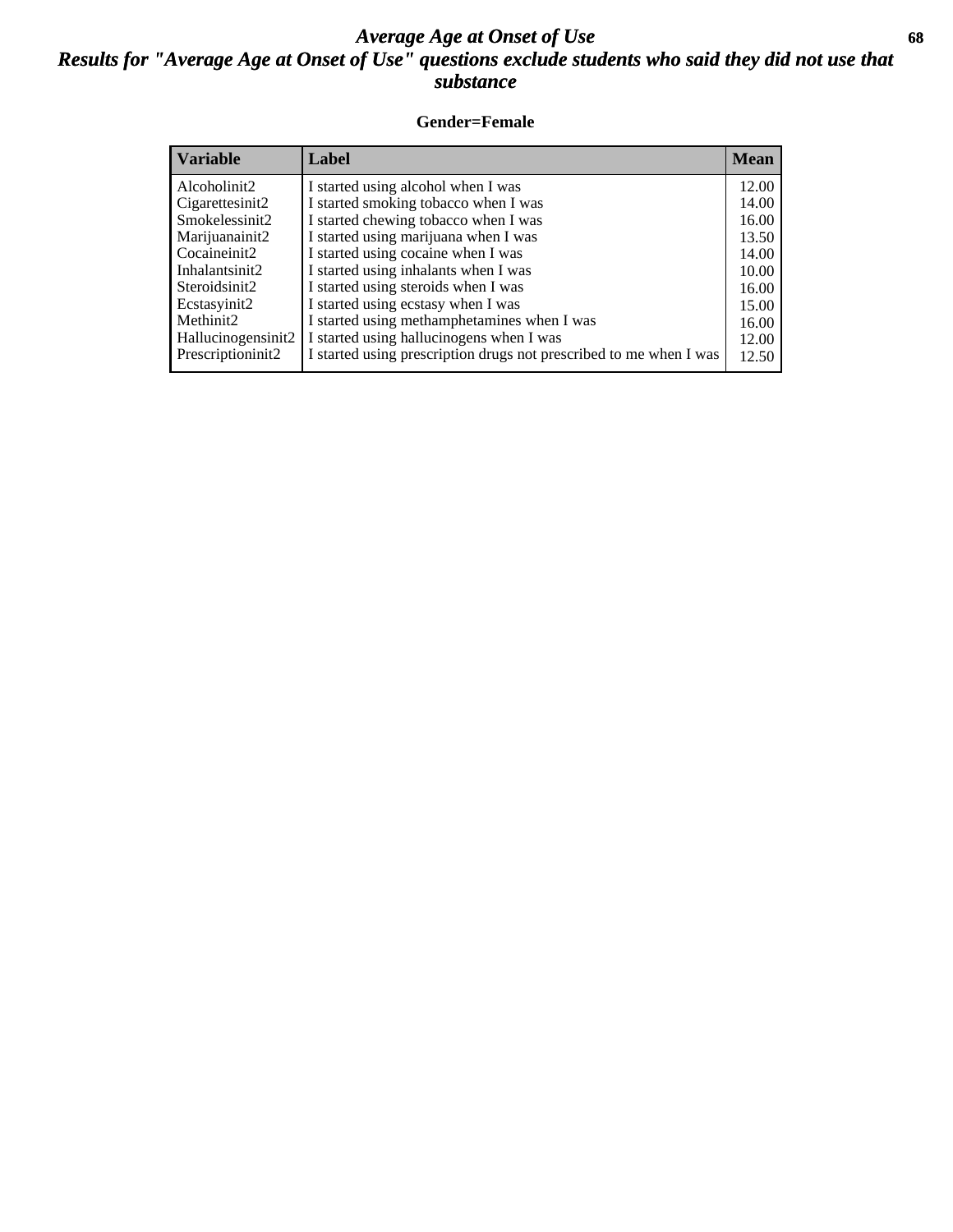# *Average Age at Onset of Use*

## *Results for "Average Age at Onset of Use" questions exclude students who said they did not use that substance*

**Gender=Female**

| Variable | Label | Mean |
|---|---|---|
| Alcoholinit2 | I started using alcohol when I was | 12.00 |
| Cigarettesinit2 | I started smoking tobacco when I was | 14.00 |
| Smokelessinit2 | I started chewing tobacco when I was | 16.00 |
| Marijuanainit2 | I started using marijuana when I was | 13.50 |
| Cocaineinit2 | I started using cocaine when I was | 14.00 |
| Inhalantsinit2 | I started using inhalants when I was | 10.00 |
| Steroidsinit2 | I started using steroids when I was | 16.00 |
| Ecstasyinit2 | I started using ecstasy when I was | 15.00 |
| Methinit2 | I started using methamphetamines when I was | 16.00 |
| Hallucinogensinit2 | I started using hallucinogens when I was | 12.00 |
| Prescriptioninit2 | I started using prescription drugs not prescribed to me when I was | 12.50 |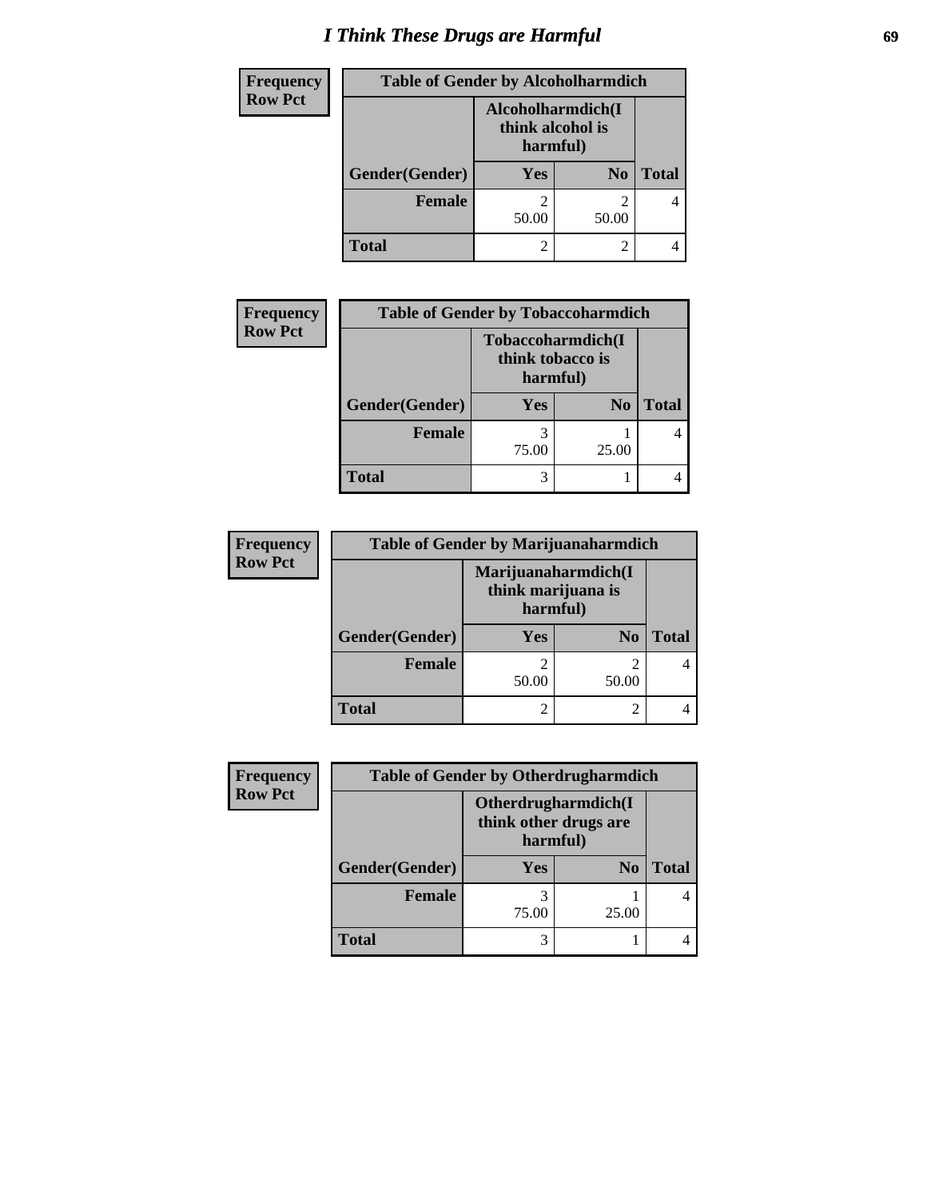# I Think These Drugs are Harmful

Frequency
Row Pct

| Table of Gender by Alcoholharmdich | | | |
|---|---|---|---|
| | Alcoholharmdich(I think alcohol is harmful) | | |
| Gender(Gender) | Yes | No | Total |
| Female | 2<br>50.00 | 2<br>50.00 | 4 |
| Total | 2 | 2 | 4 |

Frequency
Row Pct

| Table of Gender by Tobaccoharmdich | | | |
|---|---|---|---|
| | Tobaccoharmdich(I think tobacco is harmful) | | |
| Gender(Gender) | Yes | No | Total |
| Female | 3<br>75.00 | 1<br>25.00 | 4 |
| Total | 3 | 1 | 4 |

Frequency
Row Pct

| Table of Gender by Marijuanaharmdich | | | |
|---|---|---|---|
| | Marijuanaharmdich(I think marijuana is harmful) | | |
| Gender(Gender) | Yes | No | Total |
| Female | 2<br>50.00 | 2<br>50.00 | 4 |
| Total | 2 | 2 | 4 |

Frequency
Row Pct

| Table of Gender by Otherdrugharmdich | | | |
|---|---|---|---|
| | Otherdrugharmdich(I think other drugs are harmful) | | |
| Gender(Gender) | Yes | No | Total |
| Female | 3<br>75.00 | 1<br>25.00 | 4 |
| Total | 3 | 1 | 4 |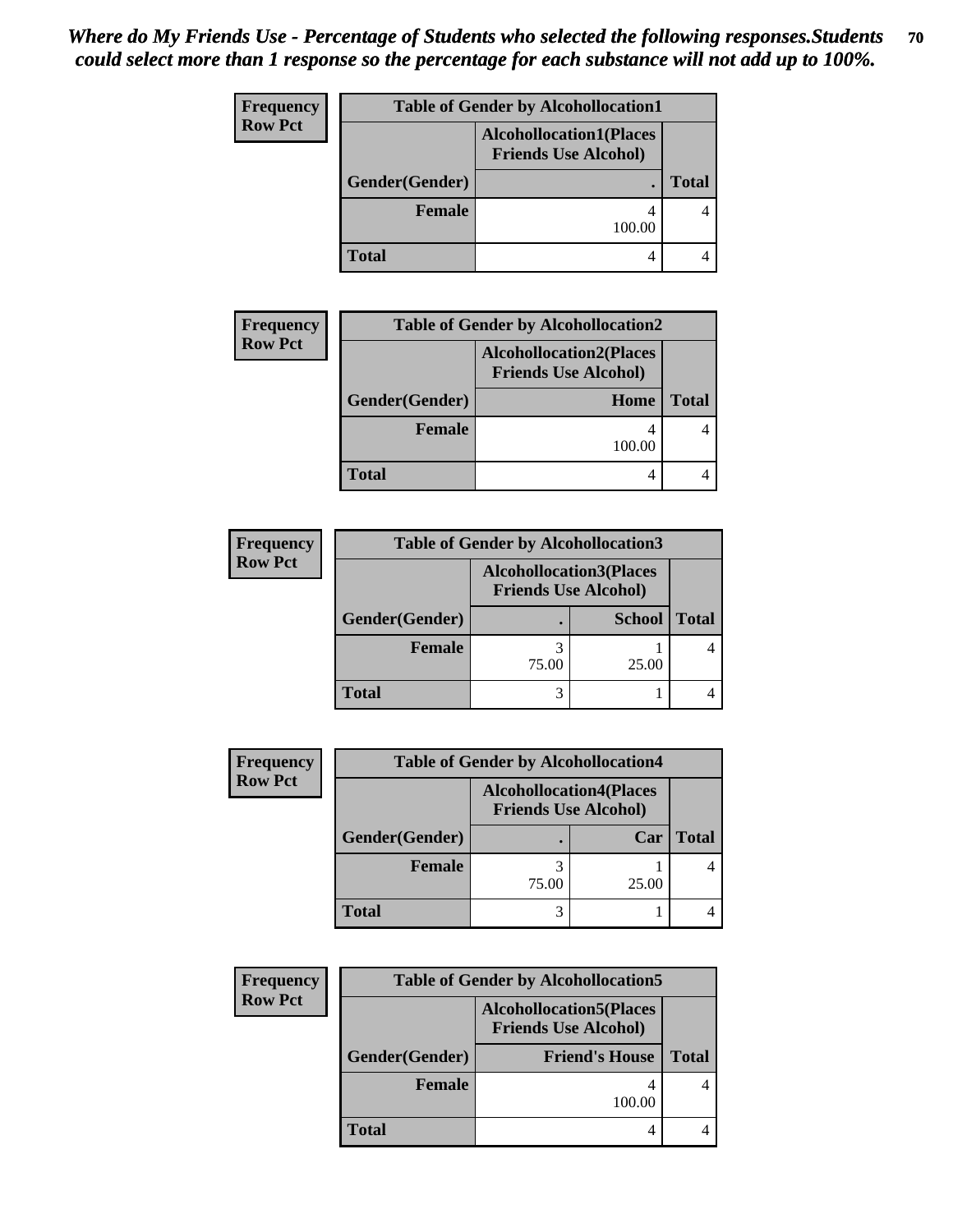*Where do My Friends Use - Percentage of Students who selected the following responses.Students could select more than 1 response so the percentage for each substance will not add up to 100%.*

**Table of Gender by Alcohollocation1**

| Frequency / Row Pct | Alcohollocation1(Places Friends Use Alcohol) | |
|---|---|---|
| Gender(Gender) | . | Total |
| Female | 4<br>100.00 | 4 |
| Total | 4 | 4 |

**Table of Gender by Alcohollocation2**

| Frequency / Row Pct | Alcohollocation2(Places Friends Use Alcohol) | |
|---|---|---|
| Gender(Gender) | Home | Total |
| Female | 4<br>100.00 | 4 |
| Total | 4 | 4 |

**Table of Gender by Alcohollocation3**

| Frequency / Row Pct | Alcohollocation3(Places Friends Use Alcohol) | | |
|---|---|---|---|
| Gender(Gender) | . | School | Total |
| Female | 3<br>75.00 | 1<br>25.00 | 4 |
| Total | 3 | 1 | 4 |

**Table of Gender by Alcohollocation4**

| Frequency / Row Pct | Alcohollocation4(Places Friends Use Alcohol) | | |
|---|---|---|---|
| Gender(Gender) | . | Car | Total |
| Female | 3<br>75.00 | 1<br>25.00 | 4 |
| Total | 3 | 1 | 4 |

**Table of Gender by Alcohollocation5**

| Frequency / Row Pct | Alcohollocation5(Places Friends Use Alcohol) | |
|---|---|---|
| Gender(Gender) | Friend's House | Total |
| Female | 4<br>100.00 | 4 |
| Total | 4 | 4 |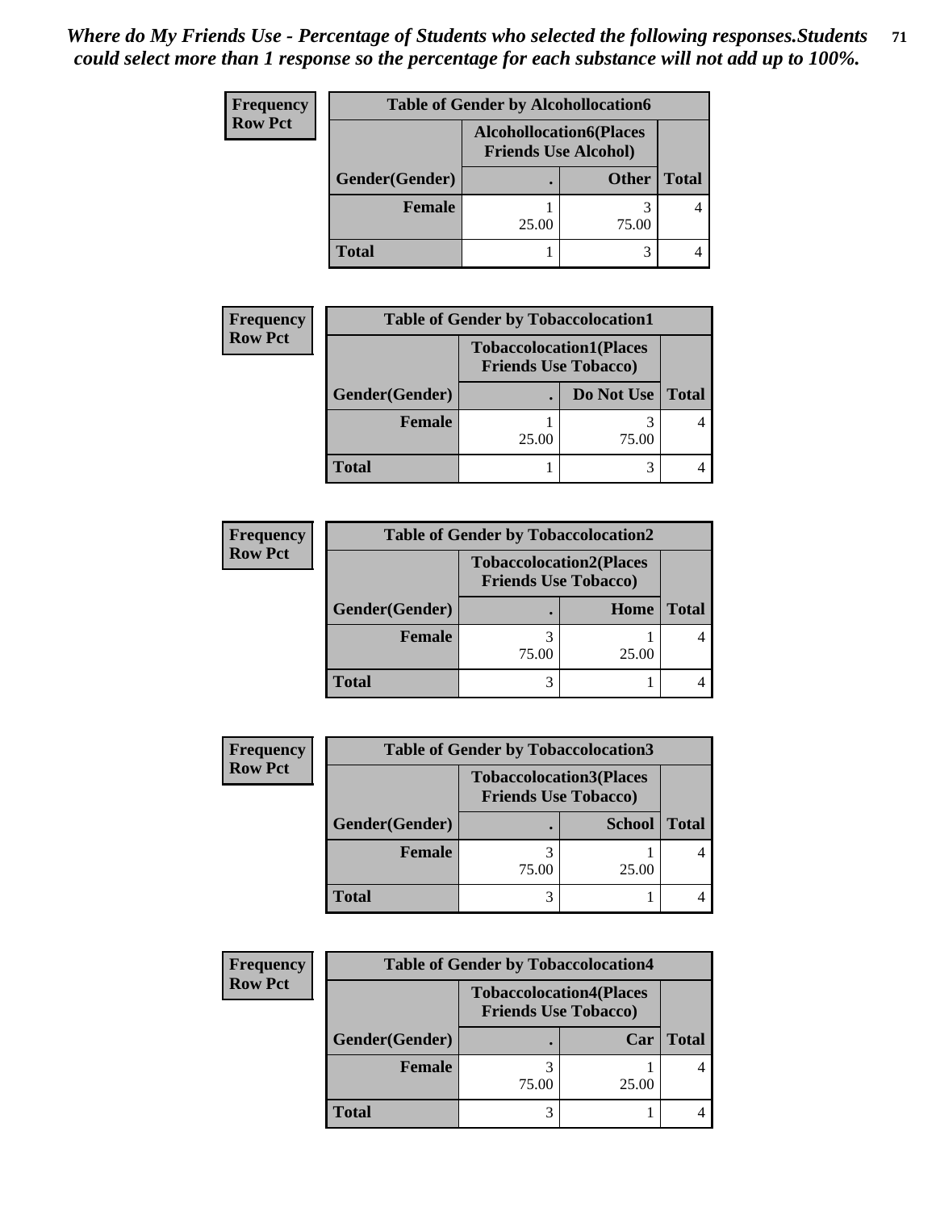*Where do My Friends Use - Percentage of Students who selected the following responses.Students could select more than 1 response so the percentage for each substance will not add up to 100%.*

**Frequency**
**Row Pct**

| Table of Gender by Alcohollocation6 | | | |
|---|---|---|---|
| | Alcohollocation6(Places Friends Use Alcohol) | | |
| Gender(Gender) | . | Other | Total |
| Female | 1<br>25.00 | 3<br>75.00 | 4 |
| Total | 1 | 3 | 4 |

**Frequency**
**Row Pct**

| Table of Gender by Tobaccolocation1 | | | |
|---|---|---|---|
| | Tobaccolocation1(Places Friends Use Tobacco) | | |
| Gender(Gender) | . | Do Not Use | Total |
| Female | 1<br>25.00 | 3<br>75.00 | 4 |
| Total | 1 | 3 | 4 |

**Frequency**
**Row Pct**

| Table of Gender by Tobaccolocation2 | | | |
|---|---|---|---|
| | Tobaccolocation2(Places Friends Use Tobacco) | | |
| Gender(Gender) | . | Home | Total |
| Female | 3<br>75.00 | 1<br>25.00 | 4 |
| Total | 3 | 1 | 4 |

**Frequency**
**Row Pct**

| Table of Gender by Tobaccolocation3 | | | |
|---|---|---|---|
| | Tobaccolocation3(Places Friends Use Tobacco) | | |
| Gender(Gender) | . | School | Total |
| Female | 3<br>75.00 | 1<br>25.00 | 4 |
| Total | 3 | 1 | 4 |

**Frequency**
**Row Pct**

| Table of Gender by Tobaccolocation4 | | | |
|---|---|---|---|
| | Tobaccolocation4(Places Friends Use Tobacco) | | |
| Gender(Gender) | . | Car | Total |
| Female | 3<br>75.00 | 1<br>25.00 | 4 |
| Total | 3 | 1 | 4 |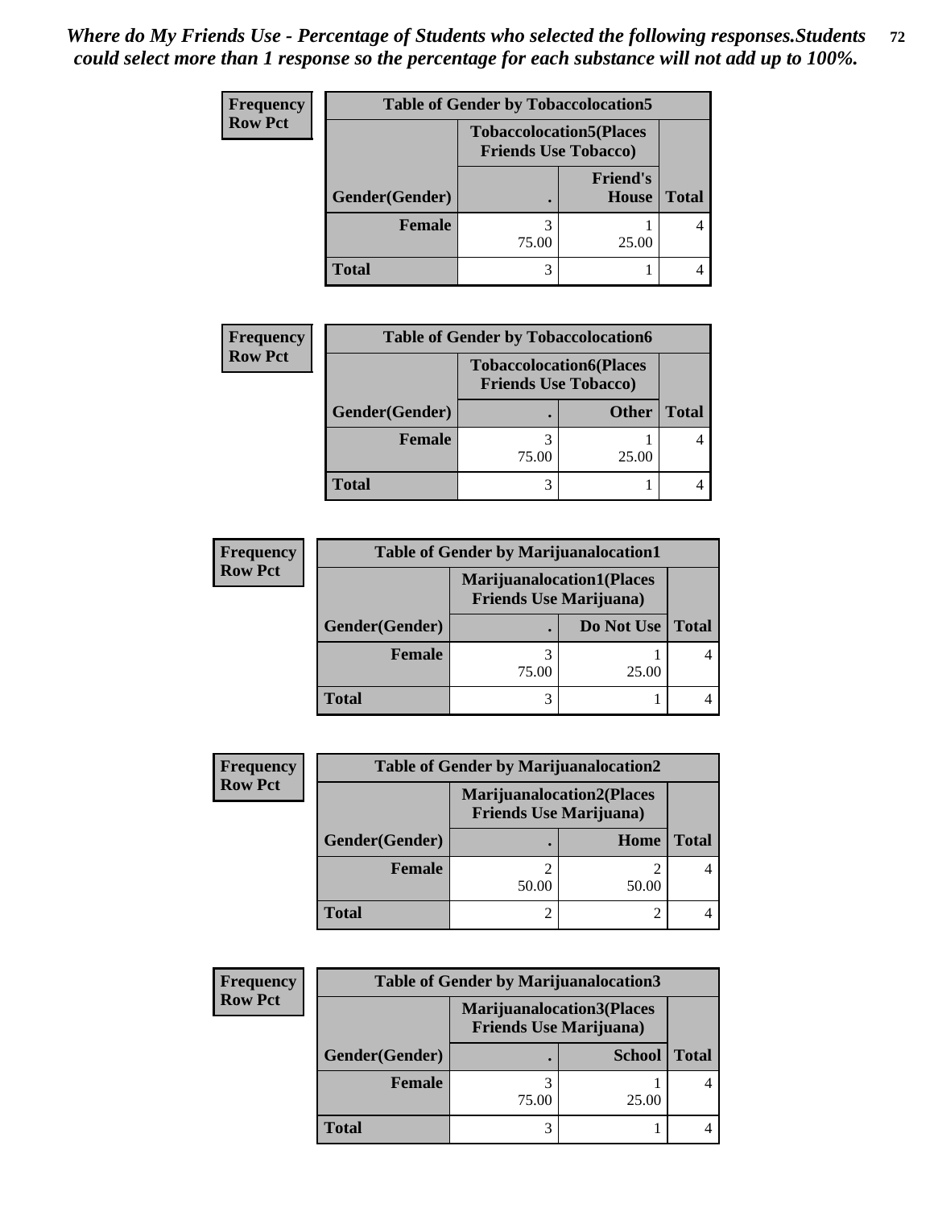*Where do My Friends Use - Percentage of Students who selected the following responses.Students could select more than 1 response so the percentage for each substance will not add up to 100%.*

**Frequency / Row Pct**

**Table of Gender by Tobaccolocation5**

| Gender(Gender) | Tobaccolocation5(Places Friends Use Tobacco) . | Friend's House | Total |
|---|---|---|---|
| **Female** | 3<br>75.00 | 1<br>25.00 | 4 |
| **Total** | 3 | 1 | 4 |

**Frequency / Row Pct**

**Table of Gender by Tobaccolocation6**

| Gender(Gender) | Tobaccolocation6(Places Friends Use Tobacco) . | Other | Total |
|---|---|---|---|
| **Female** | 3<br>75.00 | 1<br>25.00 | 4 |
| **Total** | 3 | 1 | 4 |

**Frequency / Row Pct**

**Table of Gender by Marijuanalocation1**

| Gender(Gender) | Marijuanalocation1(Places Friends Use Marijuana) . | Do Not Use | Total |
|---|---|---|---|
| **Female** | 3<br>75.00 | 1<br>25.00 | 4 |
| **Total** | 3 | 1 | 4 |

**Frequency / Row Pct**

**Table of Gender by Marijuanalocation2**

| Gender(Gender) | Marijuanalocation2(Places Friends Use Marijuana) . | Home | Total |
|---|---|---|---|
| **Female** | 2<br>50.00 | 2<br>50.00 | 4 |
| **Total** | 2 | 2 | 4 |

**Frequency / Row Pct**

**Table of Gender by Marijuanalocation3**

| Gender(Gender) | Marijuanalocation3(Places Friends Use Marijuana) . | School | Total |
|---|---|---|---|
| **Female** | 3<br>75.00 | 1<br>25.00 | 4 |
| **Total** | 3 | 1 | 4 |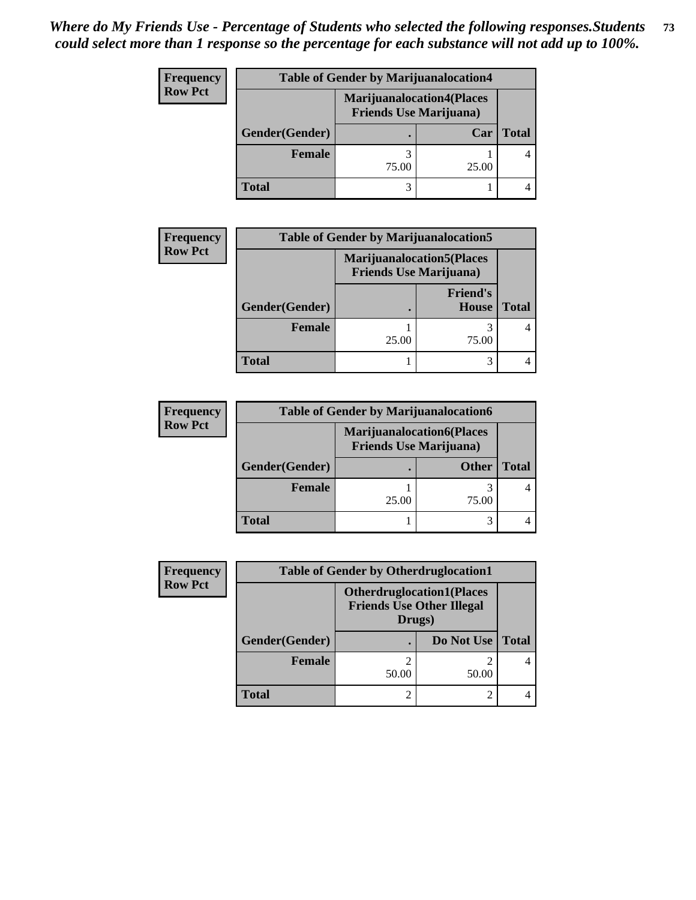*Where do My Friends Use - Percentage of Students who selected the following responses.Students could select more than 1 response so the percentage for each substance will not add up to 100%.*

**Frequency**
**Row Pct**

| Table of Gender by Marijuanalocation4 | | | |
|---|---|---|---|
| | Marijuanalocation4(Places Friends Use Marijuana) | | |
| Gender(Gender) | . | Car | Total |
| Female | 3<br>75.00 | 1<br>25.00 | 4 |
| Total | 3 | 1 | 4 |

**Frequency**
**Row Pct**

| Table of Gender by Marijuanalocation5 | | | |
|---|---|---|---|
| | Marijuanalocation5(Places Friends Use Marijuana) | | |
| Gender(Gender) | . | Friend's House | Total |
| Female | 1<br>25.00 | 3<br>75.00 | 4 |
| Total | 1 | 3 | 4 |

**Frequency**
**Row Pct**

| Table of Gender by Marijuanalocation6 | | | |
|---|---|---|---|
| | Marijuanalocation6(Places Friends Use Marijuana) | | |
| Gender(Gender) | . | Other | Total |
| Female | 1<br>25.00 | 3<br>75.00 | 4 |
| Total | 1 | 3 | 4 |

**Frequency**
**Row Pct**

| Table of Gender by Otherdruglocation1 | | | |
|---|---|---|---|
| | Otherdruglocation1(Places Friends Use Other Illegal Drugs) | | |
| Gender(Gender) | . | Do Not Use | Total |
| Female | 2<br>50.00 | 2<br>50.00 | 4 |
| Total | 2 | 2 | 4 |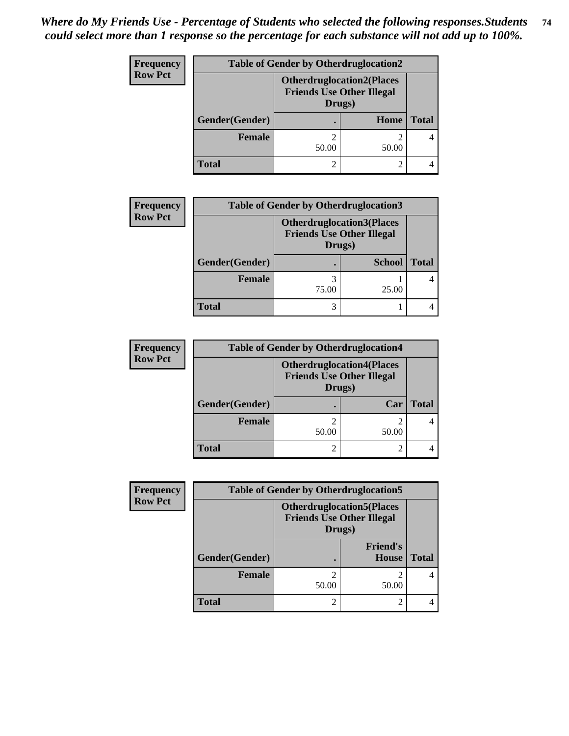*Where do My Friends Use - Percentage of Students who selected the following responses.Students could select more than 1 response so the percentage for each substance will not add up to 100%.*

**Frequency**
**Row Pct**

| Table of Gender by Otherdruglocation2 | | | |
|---|---|---|---|
| | Otherdruglocation2(Places Friends Use Other Illegal Drugs) | | |
| Gender(Gender) | . | Home | Total |
| Female | 2<br>50.00 | 2<br>50.00 | 4 |
| Total | 2 | 2 | 4 |

**Frequency**
**Row Pct**

| Table of Gender by Otherdruglocation3 | | | |
|---|---|---|---|
| | Otherdruglocation3(Places Friends Use Other Illegal Drugs) | | |
| Gender(Gender) | . | School | Total |
| Female | 3<br>75.00 | 1<br>25.00 | 4 |
| Total | 3 | 1 | 4 |

**Frequency**
**Row Pct**

| Table of Gender by Otherdruglocation4 | | | |
|---|---|---|---|
| | Otherdruglocation4(Places Friends Use Other Illegal Drugs) | | |
| Gender(Gender) | . | Car | Total |
| Female | 2<br>50.00 | 2<br>50.00 | 4 |
| Total | 2 | 2 | 4 |

**Frequency**
**Row Pct**

| Table of Gender by Otherdruglocation5 | | | |
|---|---|---|---|
| | Otherdruglocation5(Places Friends Use Other Illegal Drugs) | | |
| Gender(Gender) | . | Friend's House | Total |
| Female | 2<br>50.00 | 2<br>50.00 | 4 |
| Total | 2 | 2 | 4 |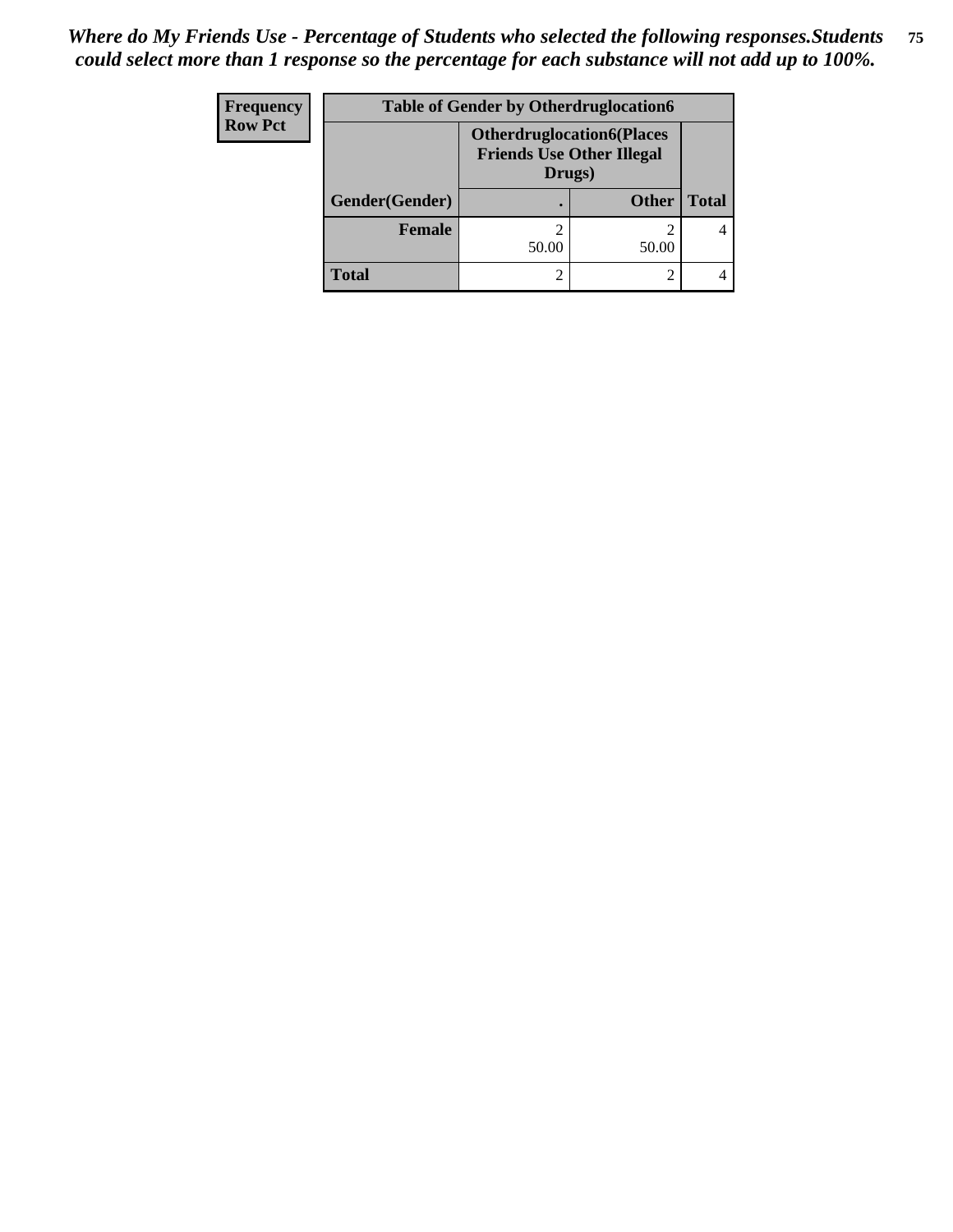*Where do My Friends Use - Percentage of Students who selected the following responses.Students could select more than 1 response so the percentage for each substance will not add up to 100%.*

| Frequency Row Pct | Table of Gender by Otherdruglocation6 | | |
|---|---|---|---|
| | Otherdruglocation6(Places Friends Use Other Illegal Drugs) | | |
| Gender(Gender) | . | Other | Total |
| Female | 2 50.00 | 2 50.00 | 4 |
| Total | 2 | 2 | 4 |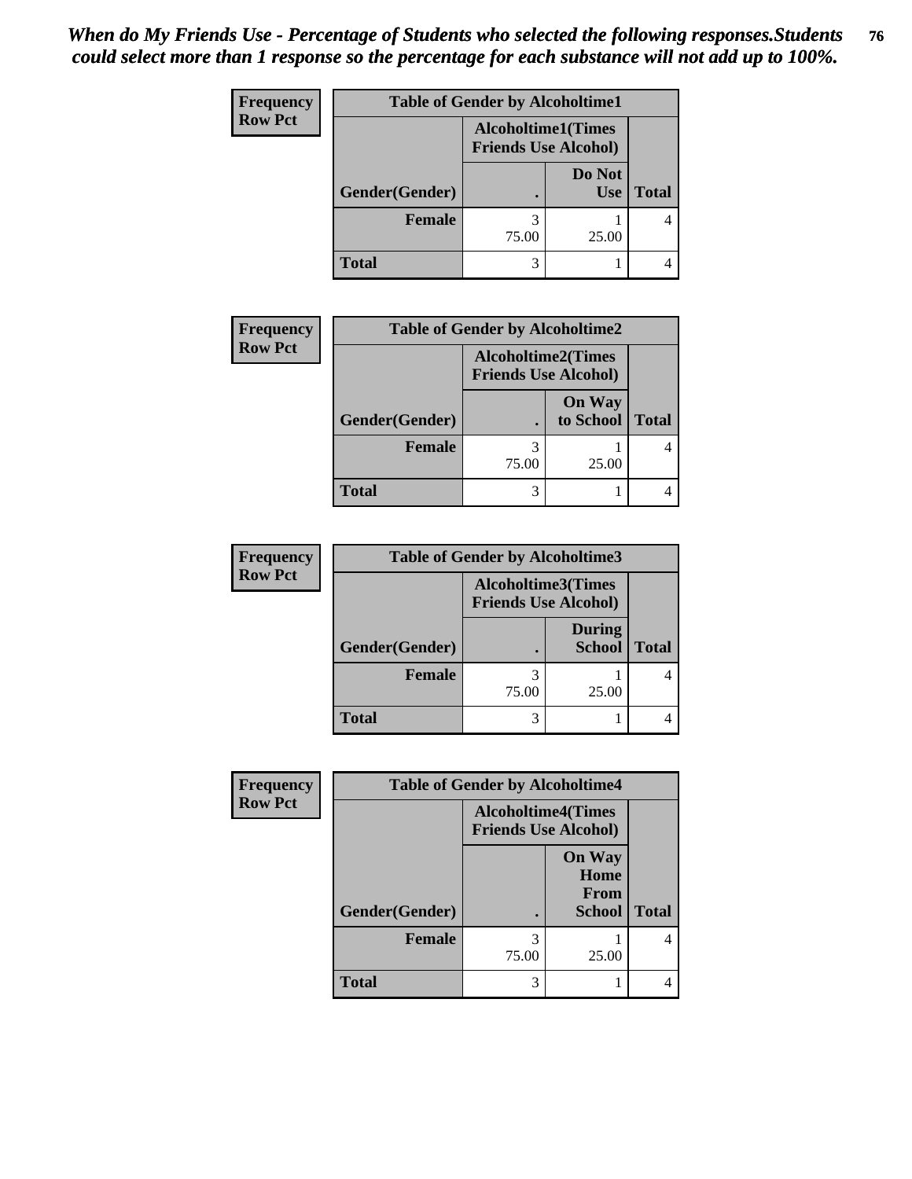*When do My Friends Use - Percentage of Students who selected the following responses.Students could select more than 1 response so the percentage for each substance will not add up to 100%.*

**Frequency**
**Row Pct**

| Table of Gender by Alcoholtime1 | | | |
|---|---|---|---|
| | Alcoholtime1(Times Friends Use Alcohol) | | |
| Gender(Gender) | . | Do Not Use | Total |
| Female | 3<br>75.00 | 1<br>25.00 | 4 |
| Total | 3 | 1 | 4 |

**Frequency**
**Row Pct**

| Table of Gender by Alcoholtime2 | | | |
|---|---|---|---|
| | Alcoholtime2(Times Friends Use Alcohol) | | |
| Gender(Gender) | . | On Way to School | Total |
| Female | 3<br>75.00 | 1<br>25.00 | 4 |
| Total | 3 | 1 | 4 |

**Frequency**
**Row Pct**

| Table of Gender by Alcoholtime3 | | | |
|---|---|---|---|
| | Alcoholtime3(Times Friends Use Alcohol) | | |
| Gender(Gender) | . | During School | Total |
| Female | 3<br>75.00 | 1<br>25.00 | 4 |
| Total | 3 | 1 | 4 |

**Frequency**
**Row Pct**

| Table of Gender by Alcoholtime4 | | | |
|---|---|---|---|
| | Alcoholtime4(Times Friends Use Alcohol) | | |
| Gender(Gender) | . | On Way Home From School | Total |
| Female | 3<br>75.00 | 1<br>25.00 | 4 |
| Total | 3 | 1 | 4 |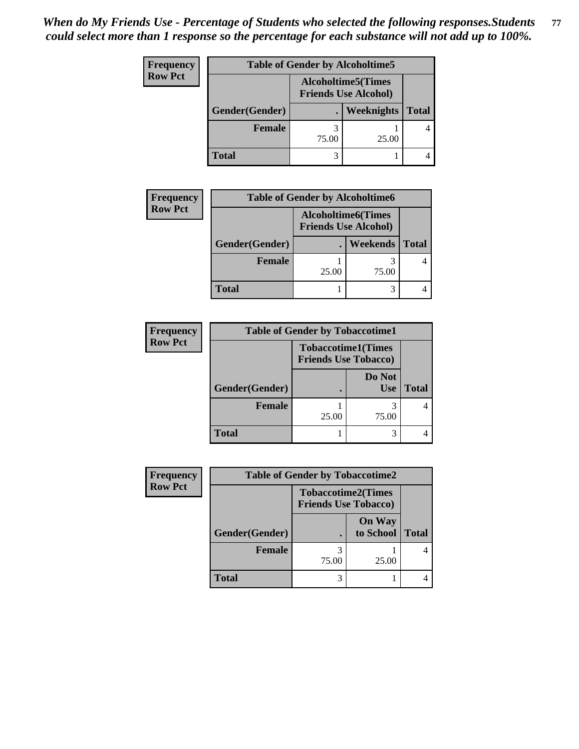*When do My Friends Use - Percentage of Students who selected the following responses.Students could select more than 1 response so the percentage for each substance will not add up to 100%.*

**Frequency**
**Row Pct**

| Table of Gender by Alcoholtime5 | | | |
|---|---|---|---|
| | Alcoholtime5(Times Friends Use Alcohol) | | |
| Gender(Gender) | . | Weeknights | Total |
| Female | 3<br>75.00 | 1<br>25.00 | 4 |
| Total | 3 | 1 | 4 |

**Frequency**
**Row Pct**

| Table of Gender by Alcoholtime6 | | | |
|---|---|---|---|
| | Alcoholtime6(Times Friends Use Alcohol) | | |
| Gender(Gender) | . | Weekends | Total |
| Female | 1<br>25.00 | 3<br>75.00 | 4 |
| Total | 1 | 3 | 4 |

**Frequency**
**Row Pct**

| Table of Gender by Tobaccotime1 | | | |
|---|---|---|---|
| | Tobaccotime1(Times Friends Use Tobacco) | | |
| Gender(Gender) | . | Do Not Use | Total |
| Female | 1<br>25.00 | 3<br>75.00 | 4 |
| Total | 1 | 3 | 4 |

**Frequency**
**Row Pct**

| Table of Gender by Tobaccotime2 | | | |
|---|---|---|---|
| | Tobaccotime2(Times Friends Use Tobacco) | | |
| Gender(Gender) | . | On Way to School | Total |
| Female | 3<br>75.00 | 1<br>25.00 | 4 |
| Total | 3 | 1 | 4 |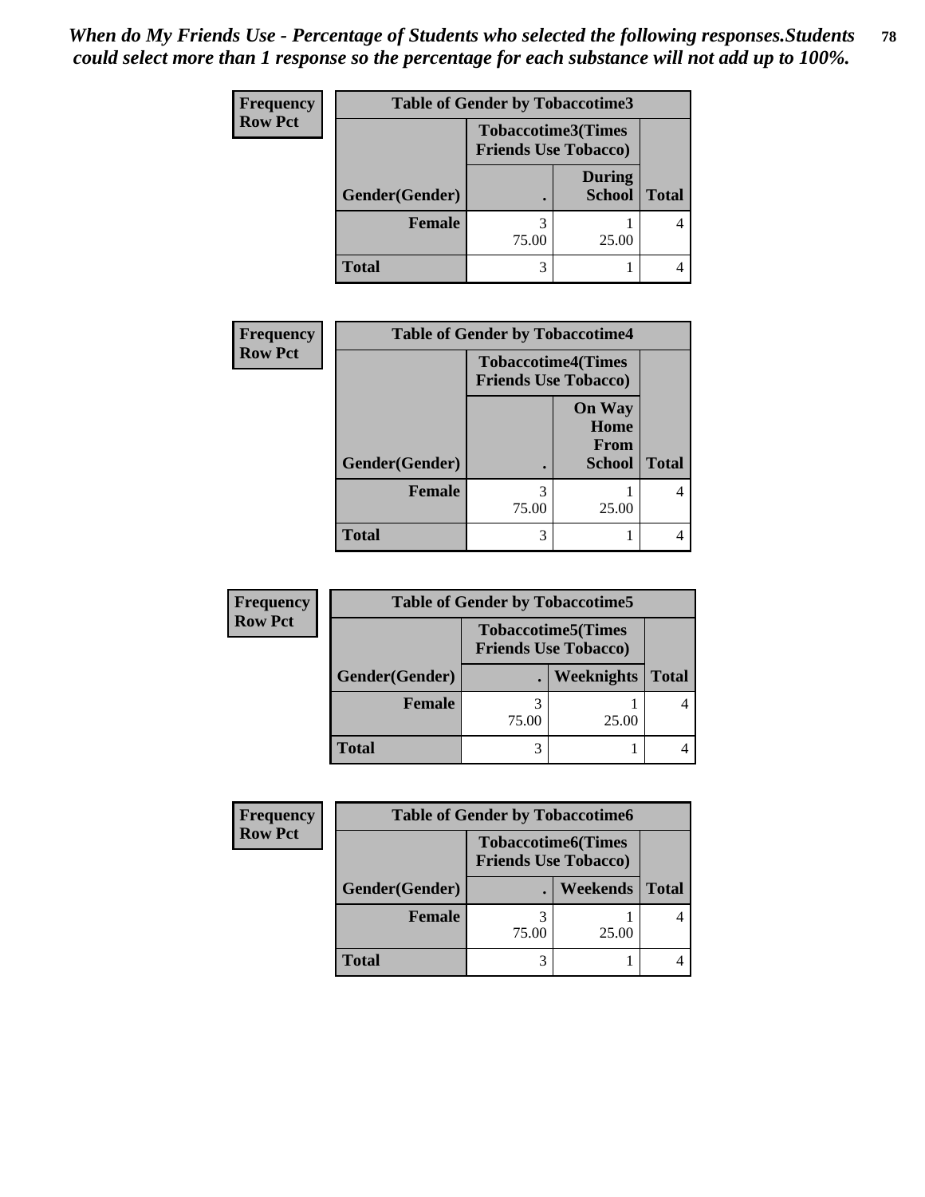*When do My Friends Use - Percentage of Students who selected the following responses.Students could select more than 1 response so the percentage for each substance will not add up to 100%.*

**Frequency**
**Row Pct**

| Table of Gender by Tobaccotime3 | | | |
|---|---|---|---|
| | Tobaccotime3(Times Friends Use Tobacco) | | |
| Gender(Gender) | . | During School | Total |
| Female | 3<br>75.00 | 1<br>25.00 | 4 |
| Total | 3 | 1 | 4 |

**Frequency**
**Row Pct**

| Table of Gender by Tobaccotime4 | | | |
|---|---|---|---|
| | Tobaccotime4(Times Friends Use Tobacco) | | |
| Gender(Gender) | . | On Way Home From School | Total |
| Female | 3<br>75.00 | 1<br>25.00 | 4 |
| Total | 3 | 1 | 4 |

**Frequency**
**Row Pct**

| Table of Gender by Tobaccotime5 | | | |
|---|---|---|---|
| | Tobaccotime5(Times Friends Use Tobacco) | | |
| Gender(Gender) | . | Weeknights | Total |
| Female | 3<br>75.00 | 1<br>25.00 | 4 |
| Total | 3 | 1 | 4 |

**Frequency**
**Row Pct**

| Table of Gender by Tobaccotime6 | | | |
|---|---|---|---|
| | Tobaccotime6(Times Friends Use Tobacco) | | |
| Gender(Gender) | . | Weekends | Total |
| Female | 3<br>75.00 | 1<br>25.00 | 4 |
| Total | 3 | 1 | 4 |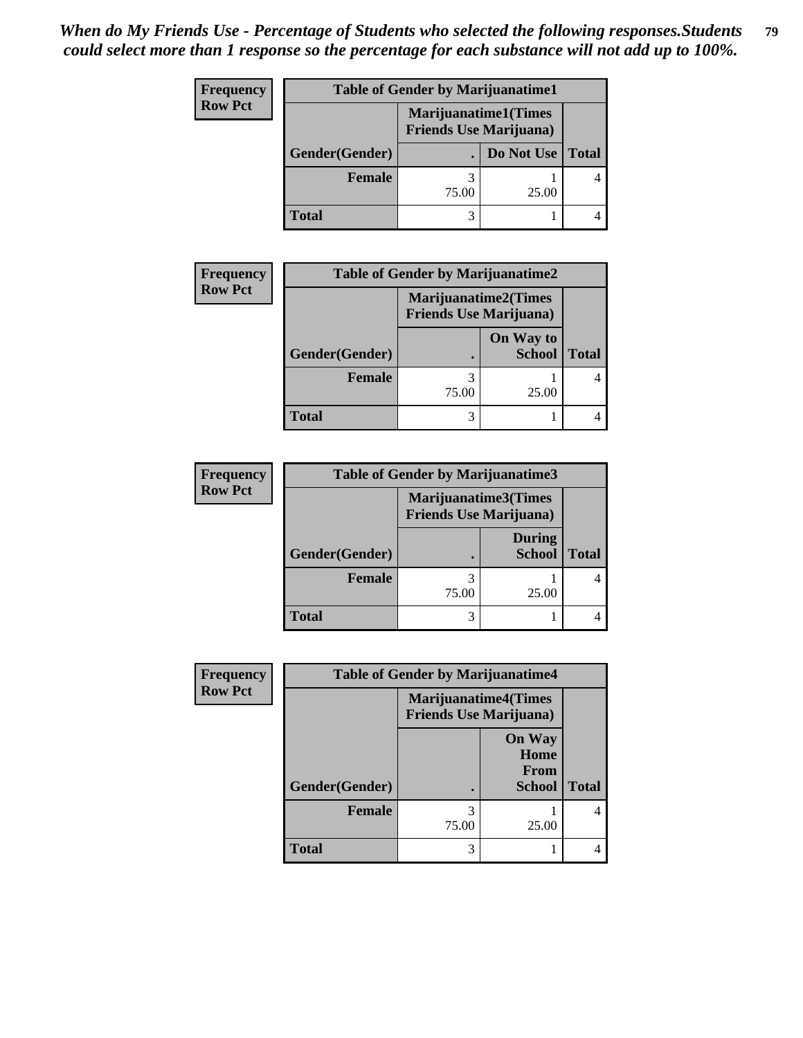*When do My Friends Use - Percentage of Students who selected the following responses.Students could select more than 1 response so the percentage for each substance will not add up to 100%.*

**Frequency**
**Row Pct**

| Table of Gender by Marijuanatime1 | | | |
|---|---|---|---|
| | Marijuanatime1(Times Friends Use Marijuana) | | |
| Gender(Gender) | . | Do Not Use | Total |
| Female | 3<br>75.00 | 1<br>25.00 | 4 |
| Total | 3 | 1 | 4 |

**Frequency**
**Row Pct**

| Table of Gender by Marijuanatime2 | | | |
|---|---|---|---|
| | Marijuanatime2(Times Friends Use Marijuana) | | |
| Gender(Gender) | . | On Way to School | Total |
| Female | 3<br>75.00 | 1<br>25.00 | 4 |
| Total | 3 | 1 | 4 |

**Frequency**
**Row Pct**

| Table of Gender by Marijuanatime3 | | | |
|---|---|---|---|
| | Marijuanatime3(Times Friends Use Marijuana) | | |
| Gender(Gender) | . | During School | Total |
| Female | 3<br>75.00 | 1<br>25.00 | 4 |
| Total | 3 | 1 | 4 |

**Frequency**
**Row Pct**

| Table of Gender by Marijuanatime4 | | | |
|---|---|---|---|
| | Marijuanatime4(Times Friends Use Marijuana) | | |
| Gender(Gender) | . | On Way Home From School | Total |
| Female | 3<br>75.00 | 1<br>25.00 | 4 |
| Total | 3 | 1 | 4 |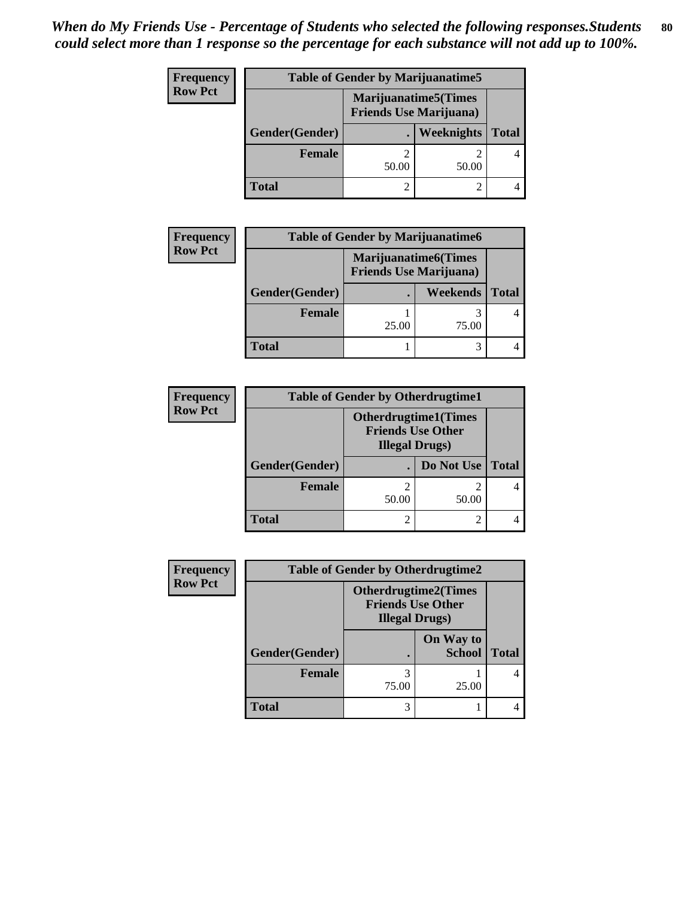*When do My Friends Use - Percentage of Students who selected the following responses.Students could select more than 1 response so the percentage for each substance will not add up to 100%.*

**Frequency**
**Row Pct**

| Table of Gender by Marijuanatime5 | | | |
|---|---|---|---|
| | Marijuanatime5(Times Friends Use Marijuana) | | |
| Gender(Gender) | . | Weeknights | Total |
| **Female** | 2<br>50.00 | 2<br>50.00 | 4 |
| **Total** | 2 | 2 | 4 |

**Frequency**
**Row Pct**

| Table of Gender by Marijuanatime6 | | | |
|---|---|---|---|
| | Marijuanatime6(Times Friends Use Marijuana) | | |
| Gender(Gender) | . | Weekends | Total |
| **Female** | 1<br>25.00 | 3<br>75.00 | 4 |
| **Total** | 1 | 3 | 4 |

**Frequency**
**Row Pct**

| Table of Gender by Otherdrugtime1 | | | |
|---|---|---|---|
| | Otherdrugtime1(Times Friends Use Other Illegal Drugs) | | |
| Gender(Gender) | . | Do Not Use | Total |
| **Female** | 2<br>50.00 | 2<br>50.00 | 4 |
| **Total** | 2 | 2 | 4 |

**Frequency**
**Row Pct**

| Table of Gender by Otherdrugtime2 | | | |
|---|---|---|---|
| | Otherdrugtime2(Times Friends Use Other Illegal Drugs) | | |
| Gender(Gender) | . | On Way to School | Total |
| **Female** | 3<br>75.00 | 1<br>25.00 | 4 |
| **Total** | 3 | 1 | 4 |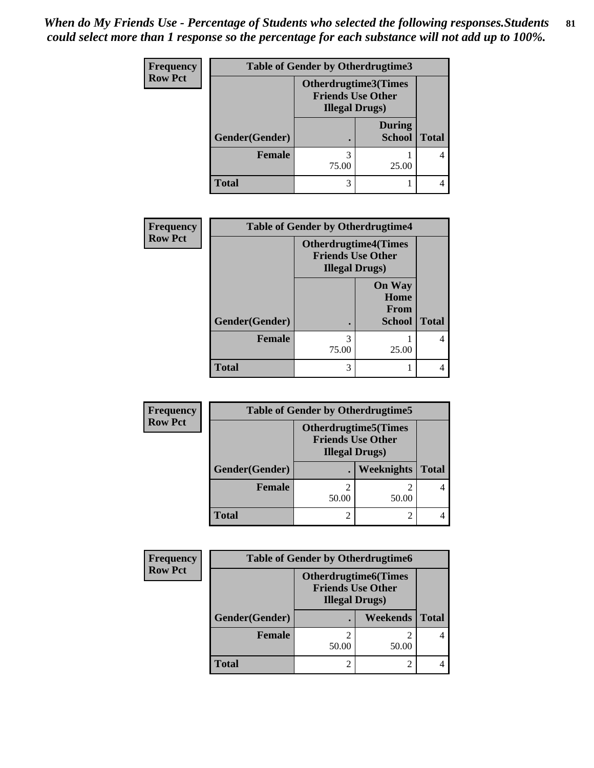*When do My Friends Use - Percentage of Students who selected the following responses.Students could select more than 1 response so the percentage for each substance will not add up to 100%.*

| Frequency Row Pct | Table of Gender by Otherdrugtime3 | | |
|---|---|---|---|
| | Otherdrugtime3(Times Friends Use Other Illegal Drugs) | | |
| Gender(Gender) | . | During School | Total |
| Female | 3 75.00 | 1 25.00 | 4 |
| Total | 3 | 1 | 4 |

| Frequency Row Pct | Table of Gender by Otherdrugtime4 | | |
|---|---|---|---|
| | Otherdrugtime4(Times Friends Use Other Illegal Drugs) | | |
| Gender(Gender) | . | On Way Home From School | Total |
| Female | 3 75.00 | 1 25.00 | 4 |
| Total | 3 | 1 | 4 |

| Frequency Row Pct | Table of Gender by Otherdrugtime5 | | |
|---|---|---|---|
| | Otherdrugtime5(Times Friends Use Other Illegal Drugs) | | |
| Gender(Gender) | . | Weeknights | Total |
| Female | 2 50.00 | 2 50.00 | 4 |
| Total | 2 | 2 | 4 |

| Frequency Row Pct | Table of Gender by Otherdrugtime6 | | |
|---|---|---|---|
| | Otherdrugtime6(Times Friends Use Other Illegal Drugs) | | |
| Gender(Gender) | . | Weekends | Total |
| Female | 2 50.00 | 2 50.00 | 4 |
| Total | 2 | 2 | 4 |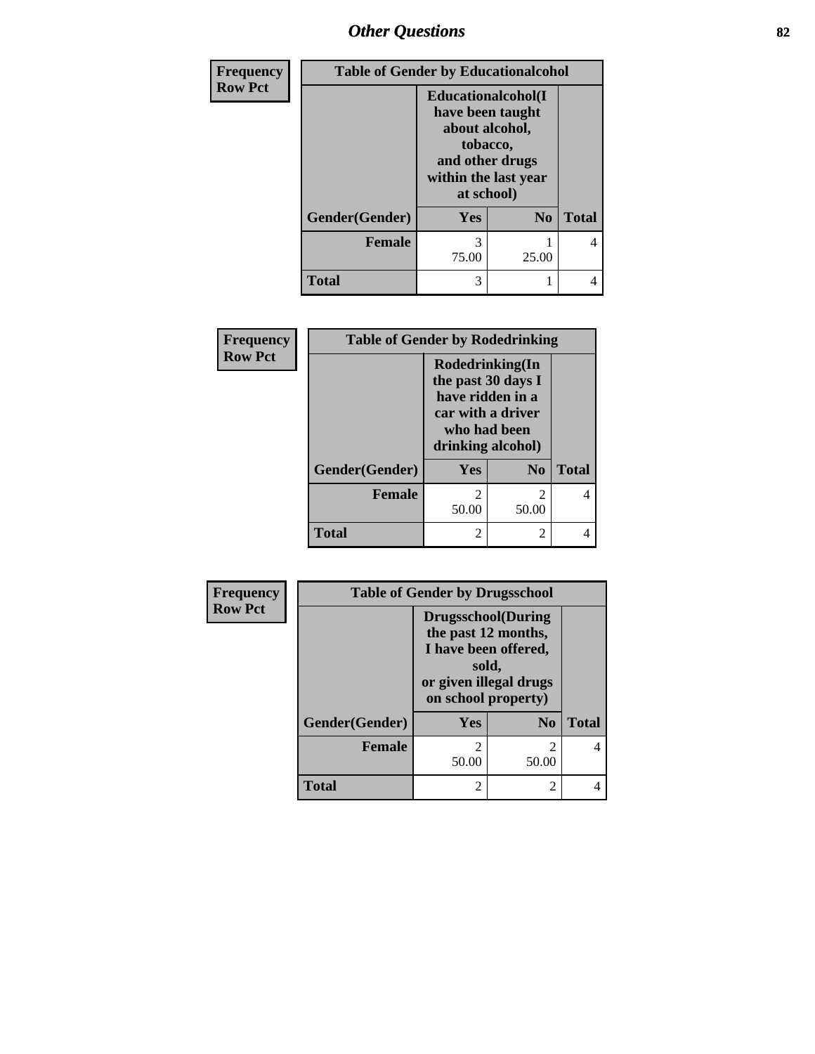| Frequency Row Pct | Table of Gender by Educationalcohol | | |
|---|---|---|---|
| | Educationalcohol(I have been taught about alcohol, tobacco, and other drugs within the last year at school) | | |
| Gender(Gender) | Yes | No | Total |
| Female | 3<br>75.00 | 1<br>25.00 | 4 |
| Total | 3 | 1 | 4 |

| Frequency Row Pct | Table of Gender by Rodedrinking | | |
|---|---|---|---|
| | Rodedrinking(In the past 30 days I have ridden in a car with a driver who had been drinking alcohol) | | |
| Gender(Gender) | Yes | No | Total |
| Female | 2<br>50.00 | 2<br>50.00 | 4 |
| Total | 2 | 2 | 4 |

| Frequency Row Pct | Table of Gender by Drugsschool | | |
|---|---|---|---|
| | Drugsschool(During the past 12 months, I have been offered, sold, or given illegal drugs on school property) | | |
| Gender(Gender) | Yes | No | Total |
| Female | 2<br>50.00 | 2<br>50.00 | 4 |
| Total | 2 | 2 | 4 |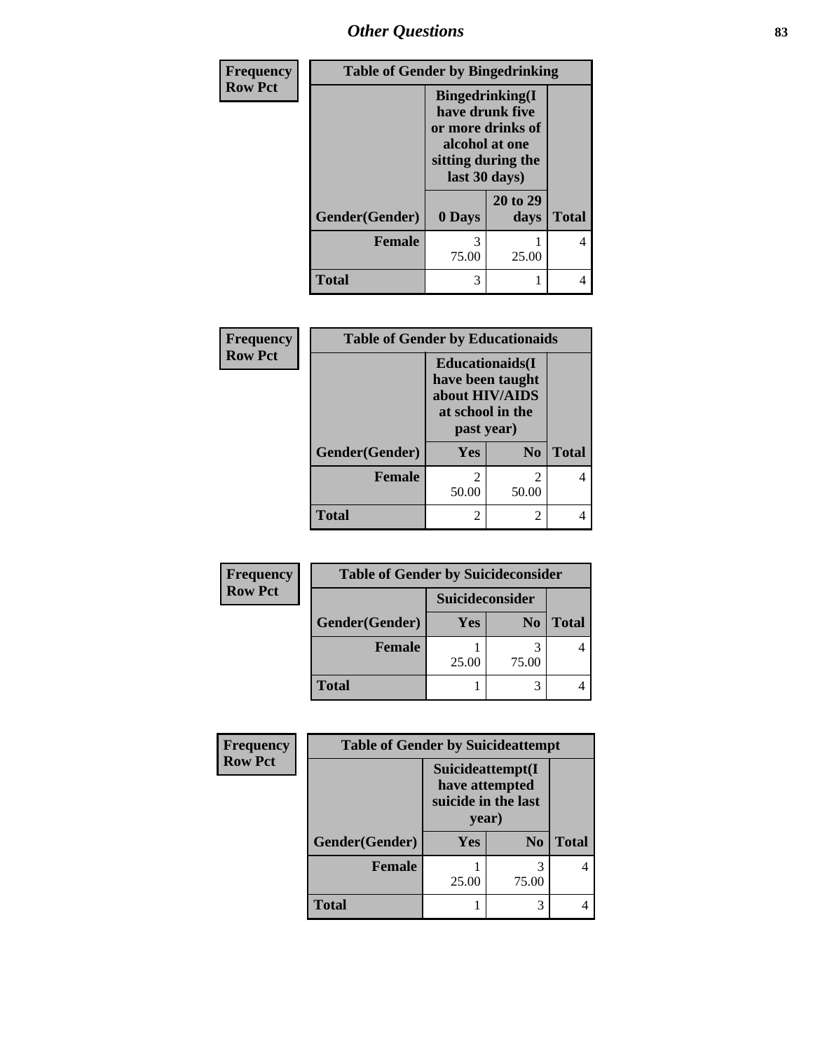| Frequency<br>Row Pct | Table of Gender by Bingedrinking | | |
|---|---|---|---|
| | Bingedrinking(I have drunk five or more drinks of alcohol at one sitting during the last 30 days) | | |
| Gender(Gender) | 0 Days | 20 to 29 days | Total |
| Female | 3<br>75.00 | 1<br>25.00 | 4 |
| Total | 3 | 1 | 4 |

| Frequency<br>Row Pct | Table of Gender by Educationaids | | |
|---|---|---|---|
| | Educationaids(I have been taught about HIV/AIDS at school in the past year) | | |
| Gender(Gender) | Yes | No | Total |
| Female | 2<br>50.00 | 2<br>50.00 | 4 |
| Total | 2 | 2 | 4 |

| Frequency<br>Row Pct | Table of Gender by Suicideconsider | | |
|---|---|---|---|
| | Suicideconsider | | |
| Gender(Gender) | Yes | No | Total |
| Female | 1<br>25.00 | 3<br>75.00 | 4 |
| Total | 1 | 3 | 4 |

| Frequency<br>Row Pct | Table of Gender by Suicideattempt | | |
|---|---|---|---|
| | Suicideattempt(I have attempted suicide in the last year) | | |
| Gender(Gender) | Yes | No | Total |
| Female | 1<br>25.00 | 3<br>75.00 | 4 |
| Total | 1 | 3 | 4 |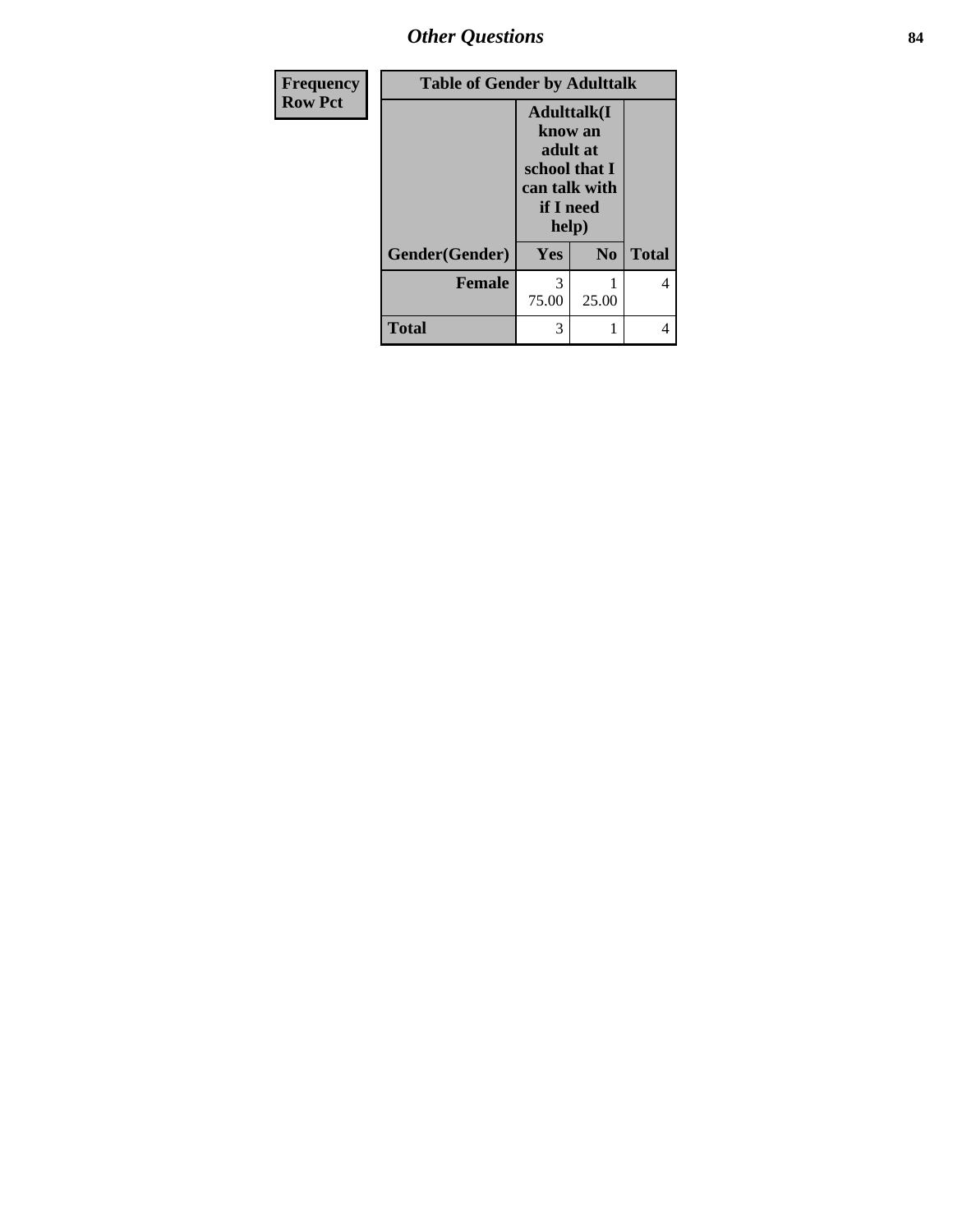# Other Questions

| Frequency Row Pct | Table of Gender by Adulttalk | | |
|---|---|---|---|
| | Adulttalk(I know an adult at school that I can talk with if I need help) | | |
| Gender(Gender) | Yes | No | Total |
| Female | 3<br>75.00 | 1<br>25.00 | 4 |
| Total | 3 | 1 | 4 |